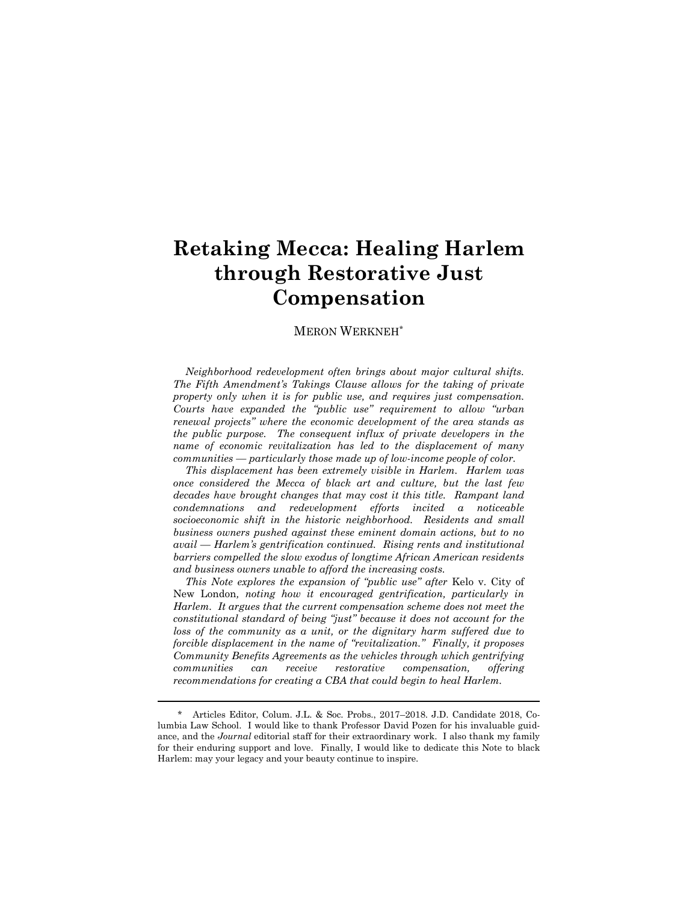# Retaking Mecca: Healing Harlem through Restorative Just Compensation

MERON WERKNEH*

*Neighborhood redevelopment often brings about major cultural shifts. The Fifth Amendment's Takings Clause allows for the taking of private property only when it is for public use, and requires just compensation. Courts have expanded the "public use" requirement to allow "urban renewal projects" where the economic development of the area stands as the public purpose. The consequent influx of private developers in the name of economic revitalization has led to the displacement of many communities — particularly those made up of low-income people of color.*

*This displacement has been extremely visible in Harlem. Harlem was once considered the Mecca of black art and culture, but the last few decades have brought changes that may cost it this title. Rampant land condemnations and redevelopment efforts incited a noticeable socioeconomic shift in the historic neighborhood. Residents and small business owners pushed against these eminent domain actions, but to no avail — Harlem's gentrification continued. Rising rents and institutional barriers compelled the slow exodus of longtime African American residents and business owners unable to afford the increasing costs.*

*This Note explores the expansion of "public use" after* Kelo v. City of New London*, noting how it encouraged gentrification, particularly in Harlem. It argues that the current compensation scheme does not meet the constitutional standard of being "just" because it does not account for the loss of the community as a unit, or the dignitary harm suffered due to forcible displacement in the name of "revitalization." Finally, it proposes Community Benefits Agreements as the vehicles through which gentrifying communities can receive restorative compensation, offering recommendations for creating a CBA that could begin to heal Harlem.*

---

\* Articles Editor, Colum. J.L. & Soc. Probs., 2017–2018. J.D. Candidate 2018, Columbia Law School. I would like to thank Professor David Pozen for his invaluable guidance, and the *Journal* editorial staff for their extraordinary work. I also thank my family for their enduring support and love. Finally, I would like to dedicate this Note to black Harlem: may your legacy and your beauty continue to inspire.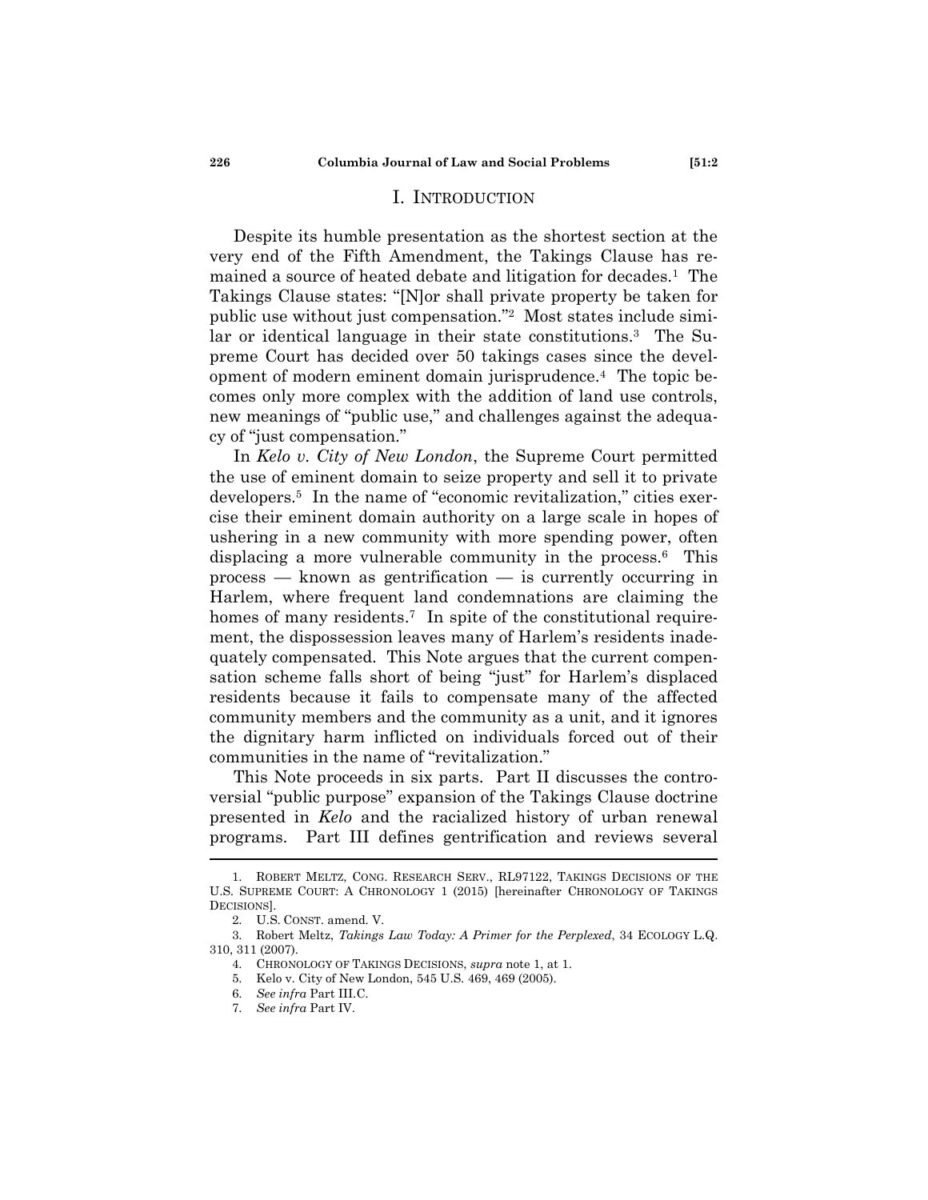# I. Introduction

Despite its humble presentation as the shortest section at the very end of the Fifth Amendment, the Takings Clause has remained a source of heated debate and litigation for decades.[1] The Takings Clause states: "[N]or shall private property be taken for public use without just compensation."[2] Most states include similar or identical language in their state constitutions.[3] The Supreme Court has decided over 50 takings cases since the development of modern eminent domain jurisprudence.[4] The topic becomes only more complex with the addition of land use controls, new meanings of "public use," and challenges against the adequacy of "just compensation."

In *Kelo v. City of New London*, the Supreme Court permitted the use of eminent domain to seize property and sell it to private developers.[5] In the name of "economic revitalization," cities exercise their eminent domain authority on a large scale in hopes of ushering in a new community with more spending power, often displacing a more vulnerable community in the process.[6] This process — known as gentrification — is currently occurring in Harlem, where frequent land condemnations are claiming the homes of many residents.[7] In spite of the constitutional requirement, the dispossession leaves many of Harlem's residents inadequately compensated. This Note argues that the current compensation scheme falls short of being "just" for Harlem's displaced residents because it fails to compensate many of the affected community members and the community as a unit, and it ignores the dignitary harm inflicted on individuals forced out of their communities in the name of "revitalization."

This Note proceeds in six parts. Part II discusses the controversial "public purpose" expansion of the Takings Clause doctrine presented in *Kelo* and the racialized history of urban renewal programs. Part III defines gentrification and reviews several

1. ROBERT MELTZ, CONG. RESEARCH SERV., RL97122, TAKINGS DECISIONS OF THE U.S. SUPREME COURT: A CHRONOLOGY 1 (2015) [hereinafter CHRONOLOGY OF TAKINGS DECISIONS].

2. U.S. CONST. amend. V.

3. Robert Meltz, *Takings Law Today: A Primer for the Perplexed*, 34 ECOLOGY L.Q. 310, 311 (2007).

4. CHRONOLOGY OF TAKINGS DECISIONS, *supra* note 1, at 1.

5. Kelo v. City of New London, 545 U.S. 469, 469 (2005).

6. *See infra* Part III.C.

7. *See infra* Part IV.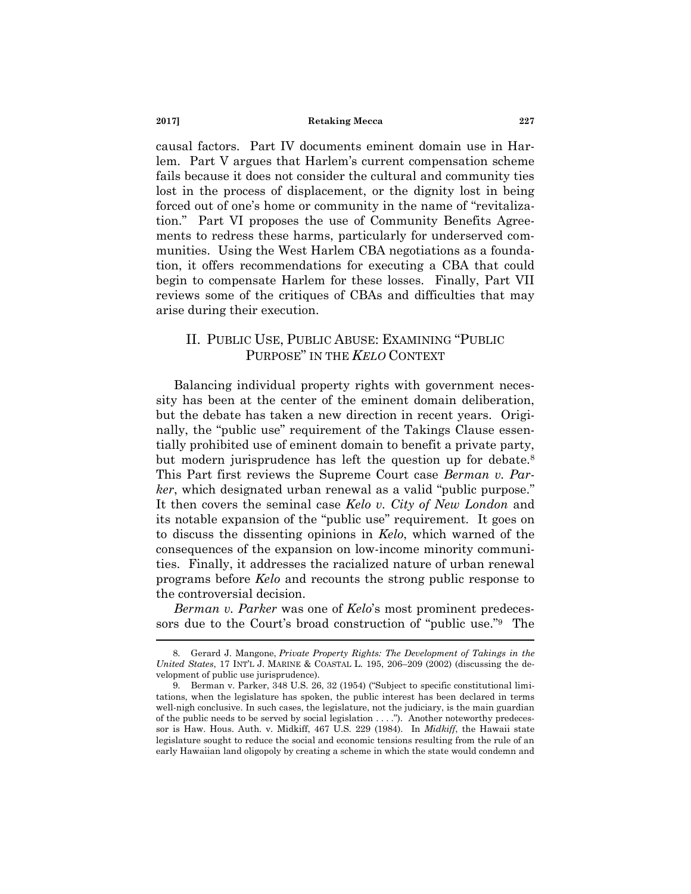causal factors. Part IV documents eminent domain use in Harlem. Part V argues that Harlem's current compensation scheme fails because it does not consider the cultural and community ties lost in the process of displacement, or the dignity lost in being forced out of one's home or community in the name of "revitalization." Part VI proposes the use of Community Benefits Agreements to redress these harms, particularly for underserved communities. Using the West Harlem CBA negotiations as a foundation, it offers recommendations for executing a CBA that could begin to compensate Harlem for these losses. Finally, Part VII reviews some of the critiques of CBAs and difficulties that may arise during their execution.

## II. PUBLIC USE, PUBLIC ABUSE: EXAMINING "PUBLIC PURPOSE" IN THE *KELO* CONTEXT

Balancing individual property rights with government necessity has been at the center of the eminent domain deliberation, but the debate has taken a new direction in recent years. Originally, the "public use" requirement of the Takings Clause essentially prohibited use of eminent domain to benefit a private party, but modern jurisprudence has left the question up for debate.[8] This Part first reviews the Supreme Court case *Berman v. Parker*, which designated urban renewal as a valid "public purpose." It then covers the seminal case *Kelo v. City of New London* and its notable expansion of the "public use" requirement. It goes on to discuss the dissenting opinions in *Kelo*, which warned of the consequences of the expansion on low-income minority communities. Finally, it addresses the racialized nature of urban renewal programs before *Kelo* and recounts the strong public response to the controversial decision.

*Berman v. Parker* was one of *Kelo*'s most prominent predecessors due to the Court's broad construction of "public use."[9] The

---

8. Gerard J. Mangone, *Private Property Rights: The Development of Takings in the United States*, 17 INT'L J. MARINE & COASTAL L. 195, 206–209 (2002) (discussing the development of public use jurisprudence).

9. Berman v. Parker, 348 U.S. 26, 32 (1954) ("Subject to specific constitutional limitations, when the legislature has spoken, the public interest has been declared in terms well-nigh conclusive. In such cases, the legislature, not the judiciary, is the main guardian of the public needs to be served by social legislation . . . ."). Another noteworthy predecessor is Haw. Hous. Auth. v. Midkiff, 467 U.S. 229 (1984). In *Midkiff*, the Hawaii state legislature sought to reduce the social and economic tensions resulting from the rule of an early Hawaiian land oligopoly by creating a scheme in which the state would condemn and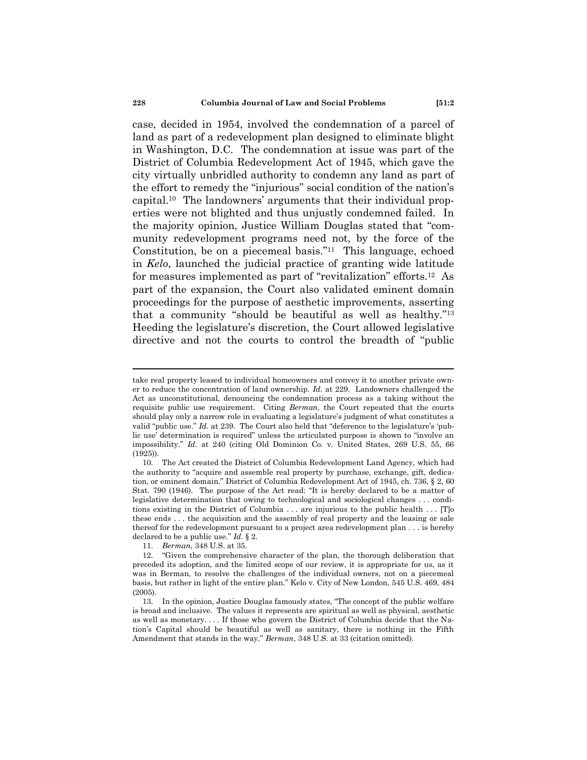case, decided in 1954, involved the condemnation of a parcel of land as part of a redevelopment plan designed to eliminate blight in Washington, D.C. The condemnation at issue was part of the District of Columbia Redevelopment Act of 1945, which gave the city virtually unbridled authority to condemn any land as part of the effort to remedy the "injurious" social condition of the nation's capital.[10] The landowners' arguments that their individual properties were not blighted and thus unjustly condemned failed. In the majority opinion, Justice William Douglas stated that "community redevelopment programs need not, by the force of the Constitution, be on a piecemeal basis."[11] This language, echoed in *Kelo*, launched the judicial practice of granting wide latitude for measures implemented as part of "revitalization" efforts.[12] As part of the expansion, the Court also validated eminent domain proceedings for the purpose of aesthetic improvements, asserting that a community "should be beautiful as well as healthy."[13] Heeding the legislature's discretion, the Court allowed legislative directive and not the courts to control the breadth of "public

---

take real property leased to individual homeowners and convey it to another private owner to reduce the concentration of land ownership. *Id.* at 229. Landowners challenged the Act as unconstitutional, denouncing the condemnation process as a taking without the requisite public use requirement. Citing *Berman*, the Court repeated that the courts should play only a narrow role in evaluating a legislature's judgment of what constitutes a valid "public use." *Id.* at 239. The Court also held that "deference to the legislature's 'public use' determination is required" unless the articulated purpose is shown to "involve an impossibility." *Id.* at 240 (citing Old Dominion Co. v. United States, 269 U.S. 55, 66 (1925)).

10. The Act created the District of Columbia Redevelopment Land Agency, which had the authority to "acquire and assemble real property by purchase, exchange, gift, dedication, or eminent domain." District of Columbia Redevelopment Act of 1945, ch. 736, § 2, 60 Stat. 790 (1946). The purpose of the Act read: "It is hereby declared to be a matter of legislative determination that owing to technological and sociological changes . . . conditions existing in the District of Columbia . . . are injurious to the public health . . . [T]o these ends . . . the acquisition and the assembly of real property and the leasing or sale thereof for the redevelopment pursuant to a project area redevelopment plan . . . is hereby declared to be a public use." *Id.* § 2.

11. *Berman*, 348 U.S. at 35.

12. "Given the comprehensive character of the plan, the thorough deliberation that preceded its adoption, and the limited scope of our review, it is appropriate for us, as it was in Berman, to resolve the challenges of the individual owners, not on a piecemeal basis, but rather in light of the entire plan." Kelo v. City of New London, 545 U.S. 469, 484 (2005).

13. In the opinion, Justice Douglas famously states, "The concept of the public welfare is broad and inclusive. The values it represents are spiritual as well as physical, aesthetic as well as monetary. . . . If those who govern the District of Columbia decide that the Nation's Capital should be beautiful as well as sanitary, there is nothing in the Fifth Amendment that stands in the way." *Berman*, 348 U.S. at 33 (citation omitted).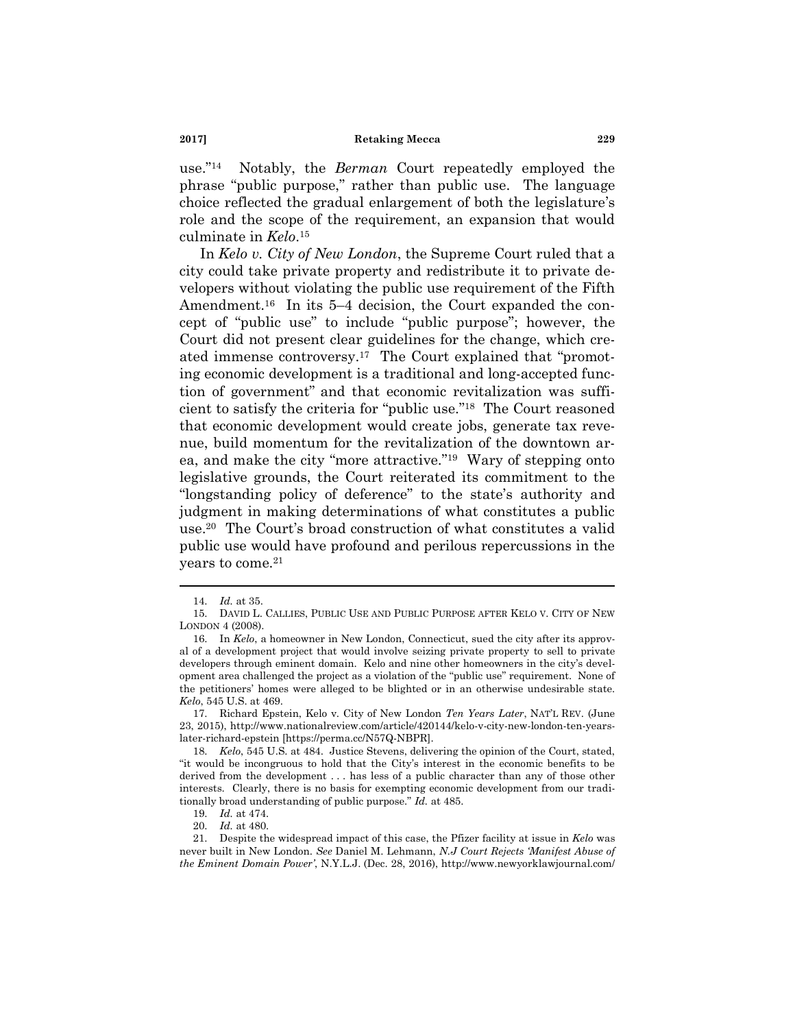use."[14] Notably, the *Berman* Court repeatedly employed the phrase "public purpose," rather than public use. The language choice reflected the gradual enlargement of both the legislature's role and the scope of the requirement, an expansion that would culminate in *Kelo*.[15]

In *Kelo v. City of New London*, the Supreme Court ruled that a city could take private property and redistribute it to private developers without violating the public use requirement of the Fifth Amendment.[16] In its 5–4 decision, the Court expanded the concept of "public use" to include "public purpose"; however, the Court did not present clear guidelines for the change, which created immense controversy.[17] The Court explained that "promoting economic development is a traditional and long-accepted function of government" and that economic revitalization was sufficient to satisfy the criteria for "public use."[18] The Court reasoned that economic development would create jobs, generate tax revenue, build momentum for the revitalization of the downtown area, and make the city "more attractive."[19] Wary of stepping onto legislative grounds, the Court reiterated its commitment to the "longstanding policy of deference" to the state's authority and judgment in making determinations of what constitutes a public use.[20] The Court's broad construction of what constitutes a valid public use would have profound and perilous repercussions in the years to come.[21]

---

14. *Id.* at 35.

15. DAVID L. CALLIES, PUBLIC USE AND PUBLIC PURPOSE AFTER KELO V. CITY OF NEW LONDON 4 (2008).

16. In *Kelo*, a homeowner in New London, Connecticut, sued the city after its approval of a development project that would involve seizing private property to sell to private developers through eminent domain. Kelo and nine other homeowners in the city's development area challenged the project as a violation of the "public use" requirement. None of the petitioners' homes were alleged to be blighted or in an otherwise undesirable state. *Kelo*, 545 U.S. at 469.

17. Richard Epstein, Kelo v. City of New London *Ten Years Later*, NAT'L REV. (June 23, 2015), http://www.nationalreview.com/article/420144/kelo-v-city-new-london-ten-years-later-richard-epstein [https://perma.cc/N57Q-NBPR].

18. *Kelo*, 545 U.S. at 484. Justice Stevens, delivering the opinion of the Court, stated, "it would be incongruous to hold that the City's interest in the economic benefits to be derived from the development . . . has less of a public character than any of those other interests. Clearly, there is no basis for exempting economic development from our traditionally broad understanding of public purpose." *Id.* at 485.

19. *Id.* at 474.

20. *Id.* at 480.

21. Despite the widespread impact of this case, the Pfizer facility at issue in *Kelo* was never built in New London. *See* Daniel M. Lehmann, *N.J Court Rejects 'Manifest Abuse of the Eminent Domain Power'*, N.Y.L.J. (Dec. 28, 2016), http://www.newyorklawjournal.com/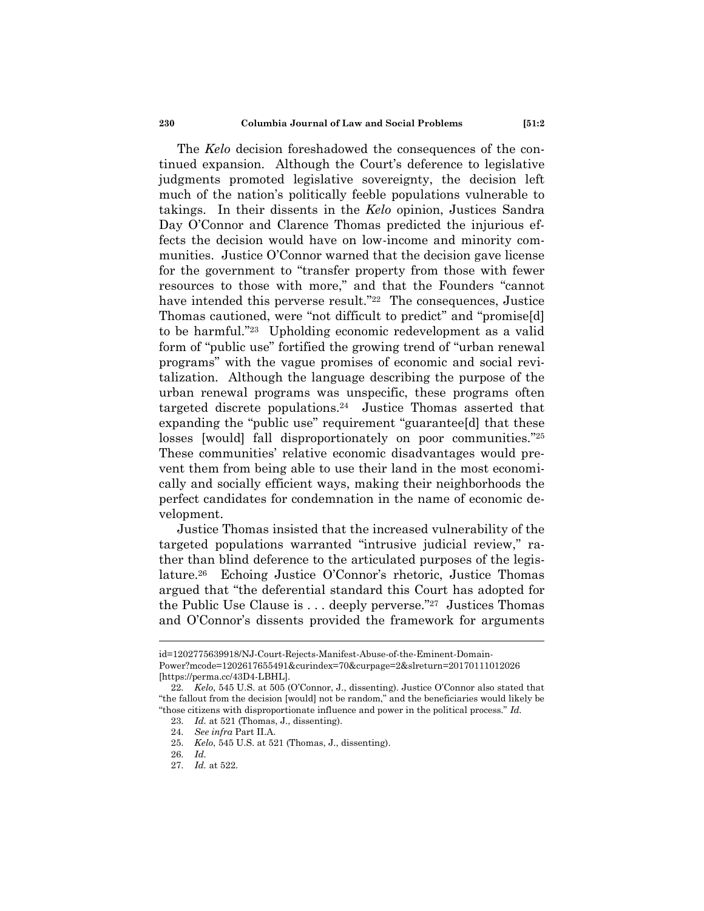The *Kelo* decision foreshadowed the consequences of the continued expansion. Although the Court's deference to legislative judgments promoted legislative sovereignty, the decision left much of the nation's politically feeble populations vulnerable to takings. In their dissents in the *Kelo* opinion, Justices Sandra Day O'Connor and Clarence Thomas predicted the injurious effects the decision would have on low-income and minority communities. Justice O'Connor warned that the decision gave license for the government to "transfer property from those with fewer resources to those with more," and that the Founders "cannot have intended this perverse result."[22] The consequences, Justice Thomas cautioned, were "not difficult to predict" and "promise[d] to be harmful."[23] Upholding economic redevelopment as a valid form of "public use" fortified the growing trend of "urban renewal programs" with the vague promises of economic and social revitalization. Although the language describing the purpose of the urban renewal programs was unspecific, these programs often targeted discrete populations.[24] Justice Thomas asserted that expanding the "public use" requirement "guarantee[d] that these losses [would] fall disproportionately on poor communities."[25] These communities' relative economic disadvantages would prevent them from being able to use their land in the most economically and socially efficient ways, making their neighborhoods the perfect candidates for condemnation in the name of economic development.

Justice Thomas insisted that the increased vulnerability of the targeted populations warranted "intrusive judicial review," rather than blind deference to the articulated purposes of the legislature.[26] Echoing Justice O'Connor's rhetoric, Justice Thomas argued that "the deferential standard this Court has adopted for the Public Use Clause is . . . deeply perverse."[27] Justices Thomas and O'Connor's dissents provided the framework for arguments

---

id=1202775639918/NJ-Court-Rejects-Manifest-Abuse-of-the-Eminent-Domain-Power?mcode=1202617655491&curindex=70&curpage=2&slreturn=20170111012026 [https://perma.cc/43D4-LBHL].

22. *Kelo*, 545 U.S. at 505 (O'Connor, J., dissenting). Justice O'Connor also stated that "the fallout from the decision [would] not be random," and the beneficiaries would likely be "those citizens with disproportionate influence and power in the political process." *Id.*

23. *Id.* at 521 (Thomas, J., dissenting).

24. *See infra* Part II.A.

25. *Kelo*, 545 U.S. at 521 (Thomas, J., dissenting).

26. *Id.*

27. *Id.* at 522.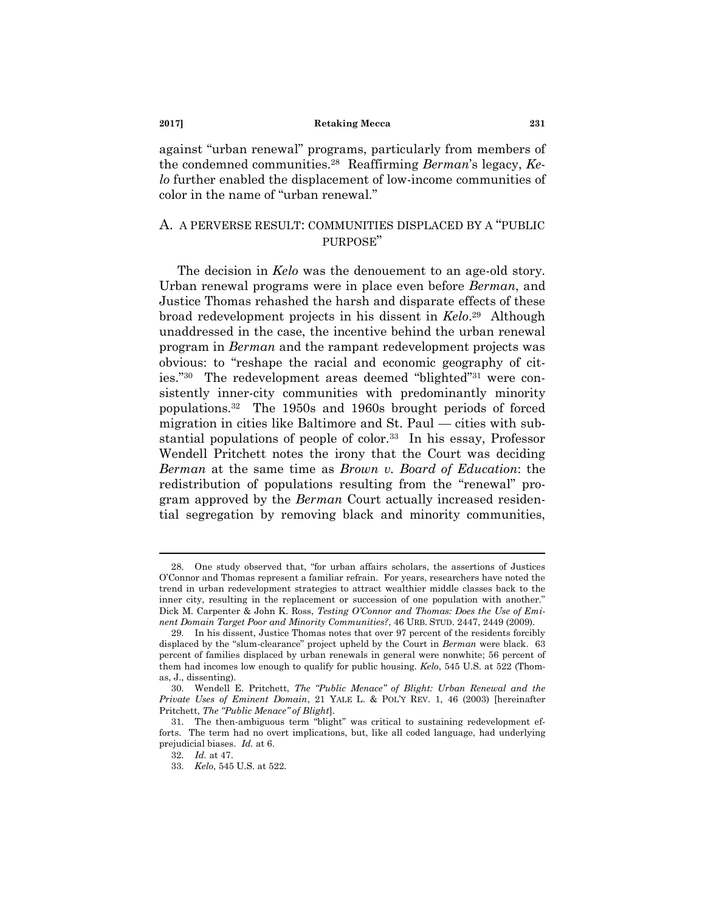against "urban renewal" programs, particularly from members of the condemned communities.[28] Reaffirming *Berman*'s legacy, *Kelo* further enabled the displacement of low-income communities of color in the name of "urban renewal."

## A. A PERVERSE RESULT: COMMUNITIES DISPLACED BY A "PUBLIC PURPOSE"

The decision in *Kelo* was the denouement to an age-old story. Urban renewal programs were in place even before *Berman*, and Justice Thomas rehashed the harsh and disparate effects of these broad redevelopment projects in his dissent in *Kelo*.[29] Although unaddressed in the case, the incentive behind the urban renewal program in *Berman* and the rampant redevelopment projects was obvious: to "reshape the racial and economic geography of cities."[30] The redevelopment areas deemed "blighted"[31] were consistently inner-city communities with predominantly minority populations.[32] The 1950s and 1960s brought periods of forced migration in cities like Baltimore and St. Paul — cities with substantial populations of people of color.[33] In his essay, Professor Wendell Pritchett notes the irony that the Court was deciding *Berman* at the same time as *Brown v. Board of Education*: the redistribution of populations resulting from the "renewal" program approved by the *Berman* Court actually increased residential segregation by removing black and minority communities,

---

28. One study observed that, "for urban affairs scholars, the assertions of Justices O'Connor and Thomas represent a familiar refrain. For years, researchers have noted the trend in urban redevelopment strategies to attract wealthier middle classes back to the inner city, resulting in the replacement or succession of one population with another." Dick M. Carpenter & John K. Ross, *Testing O'Connor and Thomas: Does the Use of Eminent Domain Target Poor and Minority Communities?*, 46 URB. STUD. 2447, 2449 (2009).

29. In his dissent, Justice Thomas notes that over 97 percent of the residents forcibly displaced by the "slum-clearance" project upheld by the Court in *Berman* were black. 63 percent of families displaced by urban renewals in general were nonwhite; 56 percent of them had incomes low enough to qualify for public housing. *Kelo*, 545 U.S. at 522 (Thomas, J., dissenting).

30. Wendell E. Pritchett, *The "Public Menace" of Blight: Urban Renewal and the Private Uses of Eminent Domain*, 21 YALE L. & POL'Y REV. 1, 46 (2003) [hereinafter Pritchett, *The "Public Menace" of Blight*].

31. The then-ambiguous term "blight" was critical to sustaining redevelopment efforts. The term had no overt implications, but, like all coded language, had underlying prejudicial biases. *Id.* at 6.

32. *Id.* at 47.

33. *Kelo*, 545 U.S. at 522.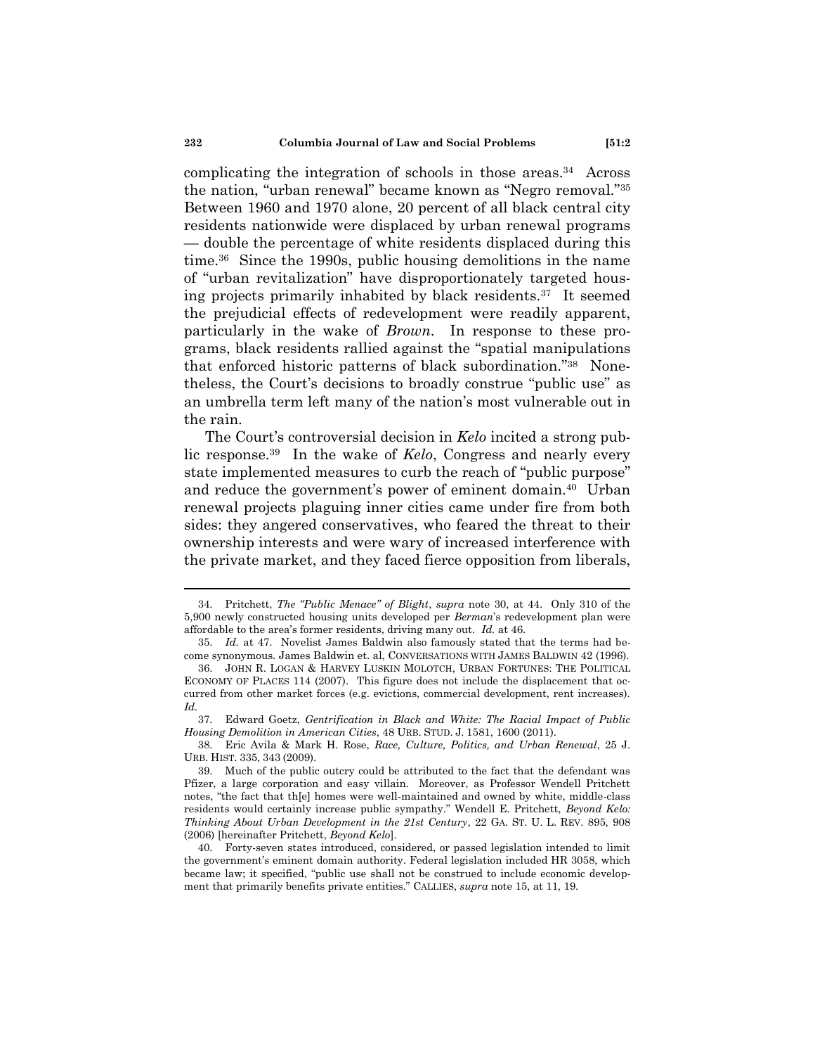complicating the integration of schools in those areas.[34] Across the nation, "urban renewal" became known as "Negro removal."[35] Between 1960 and 1970 alone, 20 percent of all black central city residents nationwide were displaced by urban renewal programs — double the percentage of white residents displaced during this time.[36] Since the 1990s, public housing demolitions in the name of "urban revitalization" have disproportionately targeted housing projects primarily inhabited by black residents.[37] It seemed the prejudicial effects of redevelopment were readily apparent, particularly in the wake of *Brown*. In response to these programs, black residents rallied against the "spatial manipulations that enforced historic patterns of black subordination."[38] Nonetheless, the Court's decisions to broadly construe "public use" as an umbrella term left many of the nation's most vulnerable out in the rain.

The Court's controversial decision in *Kelo* incited a strong public response.[39] In the wake of *Kelo*, Congress and nearly every state implemented measures to curb the reach of "public purpose" and reduce the government's power of eminent domain.[40] Urban renewal projects plaguing inner cities came under fire from both sides: they angered conservatives, who feared the threat to their ownership interests and were wary of increased interference with the private market, and they faced fierce opposition from liberals,

---

34. Pritchett, *The "Public Menace" of Blight*, *supra* note 30, at 44. Only 310 of the 5,900 newly constructed housing units developed per *Berman*'s redevelopment plan were affordable to the area's former residents, driving many out. *Id.* at 46.

35. *Id.* at 47. Novelist James Baldwin also famously stated that the terms had become synonymous. James Baldwin et. al, CONVERSATIONS WITH JAMES BALDWIN 42 (1996).

36. JOHN R. LOGAN & HARVEY LUSKIN MOLOTCH, URBAN FORTUNES: THE POLITICAL ECONOMY OF PLACES 114 (2007). This figure does not include the displacement that occurred from other market forces (e.g. evictions, commercial development, rent increases). *Id.*

37. Edward Goetz, *Gentrification in Black and White: The Racial Impact of Public Housing Demolition in American Cities*, 48 URB. STUD. J. 1581, 1600 (2011).

38. Eric Avila & Mark H. Rose, *Race, Culture, Politics, and Urban Renewal*, 25 J. URB. HIST. 335, 343 (2009).

39. Much of the public outcry could be attributed to the fact that the defendant was Pfizer, a large corporation and easy villain. Moreover, as Professor Wendell Pritchett notes, "the fact that th[e] homes were well-maintained and owned by white, middle-class residents would certainly increase public sympathy." Wendell E. Pritchett, *Beyond Kelo: Thinking About Urban Development in the 21st Century*, 22 GA. ST. U. L. REV. 895, 908 (2006) [hereinafter Pritchett, *Beyond Kelo*].

40. Forty-seven states introduced, considered, or passed legislation intended to limit the government's eminent domain authority. Federal legislation included HR 3058, which became law; it specified, "public use shall not be construed to include economic development that primarily benefits private entities." CALLIES, *supra* note 15, at 11, 19.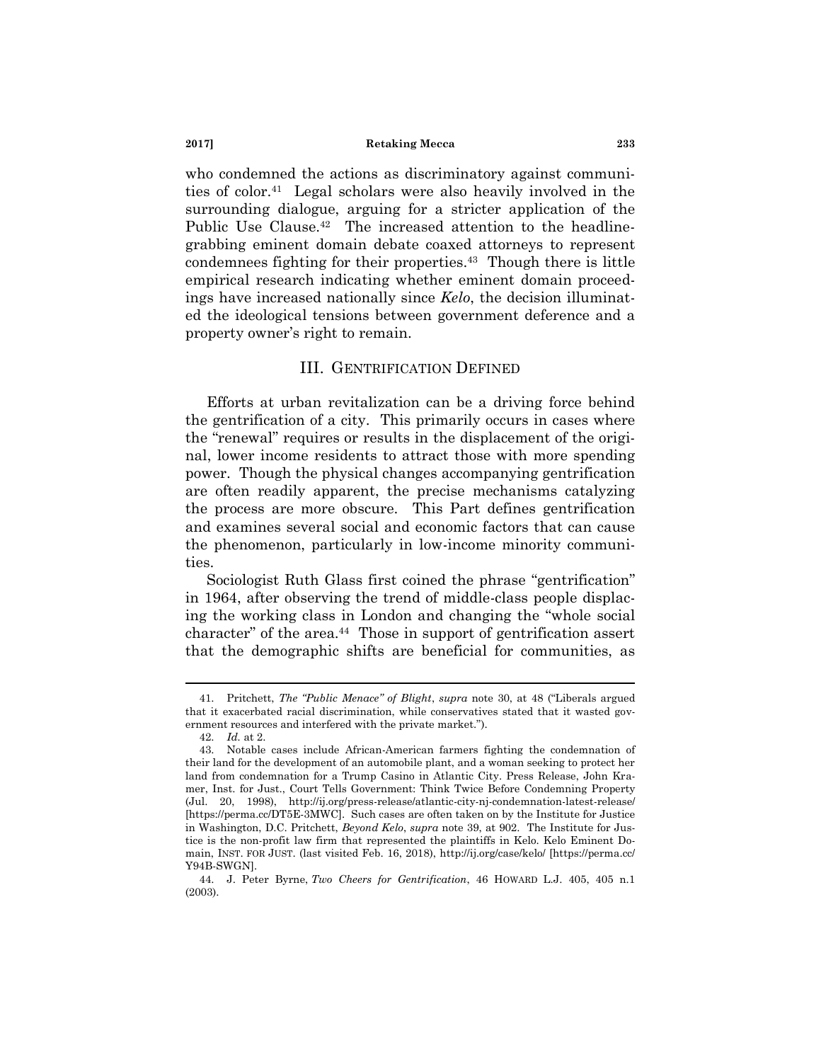who condemned the actions as discriminatory against communities of color.[41] Legal scholars were also heavily involved in the surrounding dialogue, arguing for a stricter application of the Public Use Clause.[42] The increased attention to the headline-grabbing eminent domain debate coaxed attorneys to represent condemnees fighting for their properties.[43] Though there is little empirical research indicating whether eminent domain proceedings have increased nationally since *Kelo*, the decision illuminated the ideological tensions between government deference and a property owner's right to remain.

## III. GENTRIFICATION DEFINED

Efforts at urban revitalization can be a driving force behind the gentrification of a city. This primarily occurs in cases where the "renewal" requires or results in the displacement of the original, lower income residents to attract those with more spending power. Though the physical changes accompanying gentrification are often readily apparent, the precise mechanisms catalyzing the process are more obscure. This Part defines gentrification and examines several social and economic factors that can cause the phenomenon, particularly in low-income minority communities.

Sociologist Ruth Glass first coined the phrase "gentrification" in 1964, after observing the trend of middle-class people displacing the working class in London and changing the "whole social character" of the area.[44] Those in support of gentrification assert that the demographic shifts are beneficial for communities, as

---

41. Pritchett, *The "Public Menace" of Blight*, *supra* note 30, at 48 ("Liberals argued that it exacerbated racial discrimination, while conservatives stated that it wasted government resources and interfered with the private market.").

42. *Id.* at 2.

43. Notable cases include African-American farmers fighting the condemnation of their land for the development of an automobile plant, and a woman seeking to protect her land from condemnation for a Trump Casino in Atlantic City. Press Release, John Kramer, Inst. for Just., Court Tells Government: Think Twice Before Condemning Property (Jul. 20, 1998), http://ij.org/press-release/atlantic-city-nj-condemnation-latest-release/ [https://perma.cc/DT5E-3MWC]. Such cases are often taken on by the Institute for Justice in Washington, D.C. Pritchett, *Beyond Kelo*, *supra* note 39, at 902. The Institute for Justice is the non-profit law firm that represented the plaintiffs in Kelo. Kelo Eminent Domain, INST. FOR JUST. (last visited Feb. 16, 2018), http://ij.org/case/kelo/ [https://perma.cc/Y94B-SWGN].

44. J. Peter Byrne, *Two Cheers for Gentrification*, 46 HOWARD L.J. 405, 405 n.1 (2003).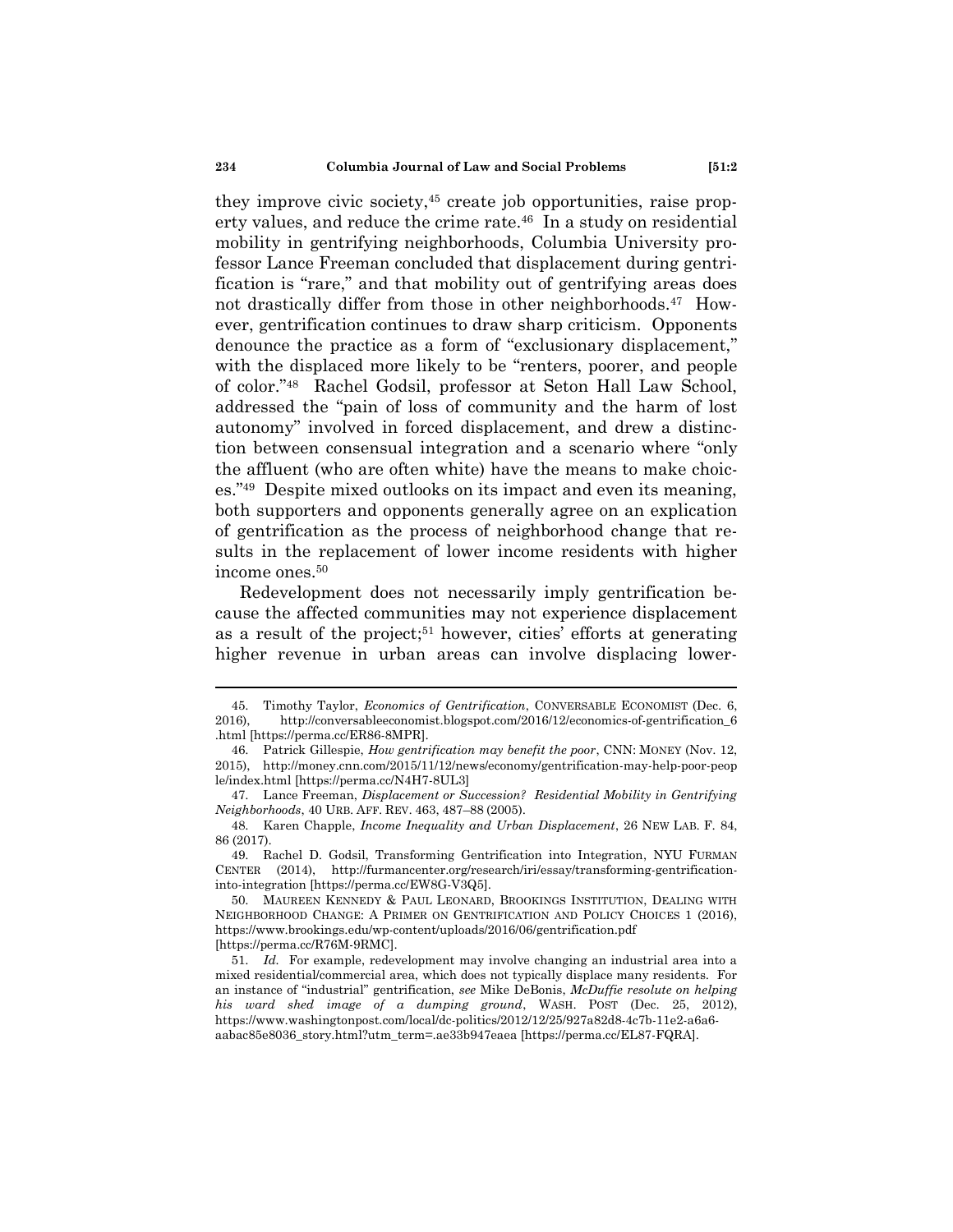they improve civic society,[45] create job opportunities, raise property values, and reduce the crime rate.[46] In a study on residential mobility in gentrifying neighborhoods, Columbia University professor Lance Freeman concluded that displacement during gentrification is "rare," and that mobility out of gentrifying areas does not drastically differ from those in other neighborhoods.[47] However, gentrification continues to draw sharp criticism. Opponents denounce the practice as a form of "exclusionary displacement," with the displaced more likely to be "renters, poorer, and people of color."[48] Rachel Godsil, professor at Seton Hall Law School, addressed the "pain of loss of community and the harm of lost autonomy" involved in forced displacement, and drew a distinction between consensual integration and a scenario where "only the affluent (who are often white) have the means to make choices."[49] Despite mixed outlooks on its impact and even its meaning, both supporters and opponents generally agree on an explication of gentrification as the process of neighborhood change that results in the replacement of lower income residents with higher income ones.[50]

Redevelopment does not necessarily imply gentrification because the affected communities may not experience displacement as a result of the project;[51] however, cities' efforts at generating higher revenue in urban areas can involve displacing lower-

---

45. Timothy Taylor, *Economics of Gentrification*, CONVERSABLE ECONOMIST (Dec. 6, 2016), http://conversableeconomist.blogspot.com/2016/12/economics-of-gentrification_6.html [https://perma.cc/ER86-8MPR].

46. Patrick Gillespie, *How gentrification may benefit the poor*, CNN: MONEY (Nov. 12, 2015), http://money.cnn.com/2015/11/12/news/economy/gentrification-may-help-poor-people/index.html [https://perma.cc/N4H7-8UL3]

47. Lance Freeman, *Displacement or Succession? Residential Mobility in Gentrifying Neighborhoods*, 40 URB. AFF. REV. 463, 487–88 (2005).

48. Karen Chapple, *Income Inequality and Urban Displacement*, 26 NEW LAB. F. 84, 86 (2017).

49. Rachel D. Godsil, Transforming Gentrification into Integration, NYU FURMAN CENTER (2014), http://furmancenter.org/research/iri/essay/transforming-gentrification-into-integration [https://perma.cc/EW8G-V3Q5].

50. MAUREEN KENNEDY & PAUL LEONARD, BROOKINGS INSTITUTION, DEALING WITH NEIGHBORHOOD CHANGE: A PRIMER ON GENTRIFICATION AND POLICY CHOICES 1 (2016), https://www.brookings.edu/wp-content/uploads/2016/06/gentrification.pdf [https://perma.cc/R76M-9RMC].

51. *Id.* For example, redevelopment may involve changing an industrial area into a mixed residential/commercial area, which does not typically displace many residents. For an instance of "industrial" gentrification, *see* Mike DeBonis, *McDuffie resolute on helping his ward shed image of a dumping ground*, WASH. POST (Dec. 25, 2012), https://www.washingtonpost.com/local/dc-politics/2012/12/25/927a82d8-4c7b-11e2-a6a6-aabac85e8036_story.html?utm_term=.ae33b947eaea [https://perma.cc/EL87-FQRA].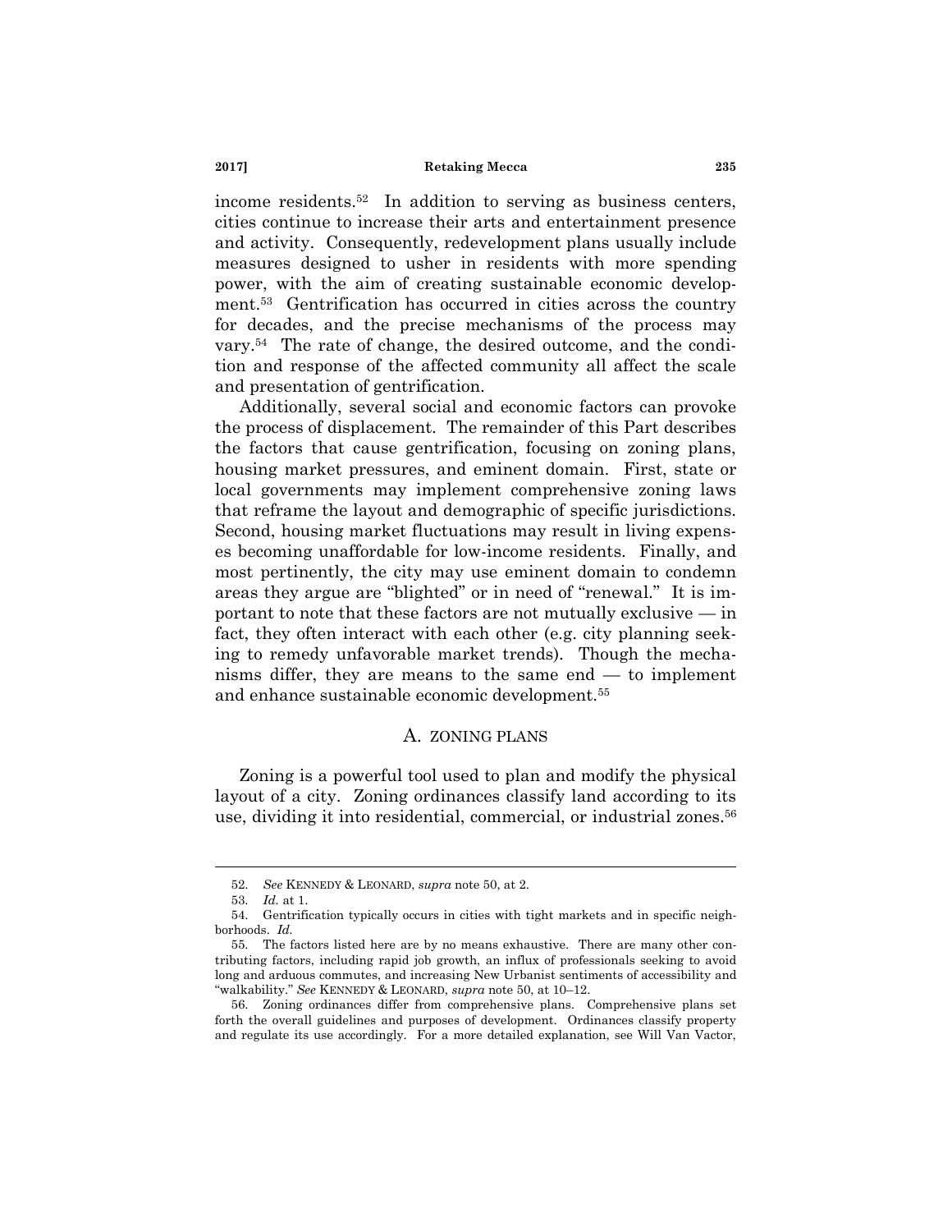income residents.[52] In addition to serving as business centers, cities continue to increase their arts and entertainment presence and activity. Consequently, redevelopment plans usually include measures designed to usher in residents with more spending power, with the aim of creating sustainable economic development.[53] Gentrification has occurred in cities across the country for decades, and the precise mechanisms of the process may vary.[54] The rate of change, the desired outcome, and the condition and response of the affected community all affect the scale and presentation of gentrification.

Additionally, several social and economic factors can provoke the process of displacement. The remainder of this Part describes the factors that cause gentrification, focusing on zoning plans, housing market pressures, and eminent domain. First, state or local governments may implement comprehensive zoning laws that reframe the layout and demographic of specific jurisdictions. Second, housing market fluctuations may result in living expenses becoming unaffordable for low-income residents. Finally, and most pertinently, the city may use eminent domain to condemn areas they argue are "blighted" or in need of "renewal." It is important to note that these factors are not mutually exclusive — in fact, they often interact with each other (e.g. city planning seeking to remedy unfavorable market trends). Though the mechanisms differ, they are means to the same end — to implement and enhance sustainable economic development.[55]

## A. ZONING PLANS

Zoning is a powerful tool used to plan and modify the physical layout of a city. Zoning ordinances classify land according to its use, dividing it into residential, commercial, or industrial zones.[56]

---

52. *See* KENNEDY & LEONARD, *supra* note 50, at 2.

53. *Id.* at 1.

54. Gentrification typically occurs in cities with tight markets and in specific neighborhoods. *Id.*

55. The factors listed here are by no means exhaustive. There are many other contributing factors, including rapid job growth, an influx of professionals seeking to avoid long and arduous commutes, and increasing New Urbanist sentiments of accessibility and "walkability." *See* KENNEDY & LEONARD, *supra* note 50, at 10–12.

56. Zoning ordinances differ from comprehensive plans. Comprehensive plans set forth the overall guidelines and purposes of development. Ordinances classify property and regulate its use accordingly. For a more detailed explanation, see Will Van Vactor,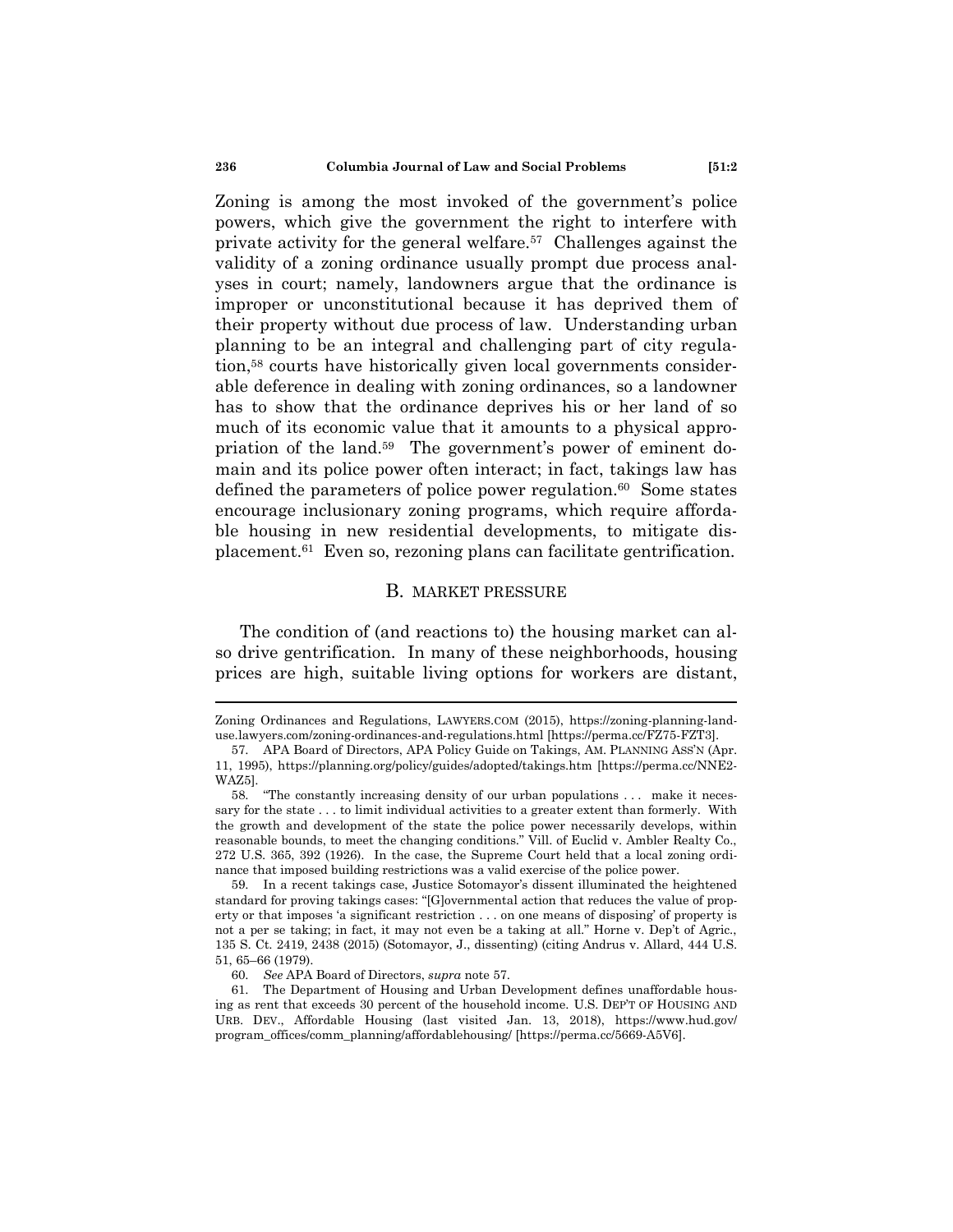Zoning is among the most invoked of the government's police powers, which give the government the right to interfere with private activity for the general welfare.[57] Challenges against the validity of a zoning ordinance usually prompt due process analyses in court; namely, landowners argue that the ordinance is improper or unconstitutional because it has deprived them of their property without due process of law. Understanding urban planning to be an integral and challenging part of city regulation,[58] courts have historically given local governments considerable deference in dealing with zoning ordinances, so a landowner has to show that the ordinance deprives his or her land of so much of its economic value that it amounts to a physical appropriation of the land.[59] The government's power of eminent domain and its police power often interact; in fact, takings law has defined the parameters of police power regulation.[60] Some states encourage inclusionary zoning programs, which require affordable housing in new residential developments, to mitigate displacement.[61] Even so, rezoning plans can facilitate gentrification.

### B. MARKET PRESSURE

The condition of (and reactions to) the housing market can also drive gentrification. In many of these neighborhoods, housing prices are high, suitable living options for workers are distant,

---

Zoning Ordinances and Regulations, LAWYERS.COM (2015), https://zoning-planning-land-use.lawyers.com/zoning-ordinances-and-regulations.html [https://perma.cc/FZ75-FZT3].

57. APA Board of Directors, APA Policy Guide on Takings, AM. PLANNING ASS'N (Apr. 11, 1995), https://planning.org/policy/guides/adopted/takings.htm [https://perma.cc/NNE2-WAZ5].

58. "The constantly increasing density of our urban populations . . . make it necessary for the state . . . to limit individual activities to a greater extent than formerly. With the growth and development of the state the police power necessarily develops, within reasonable bounds, to meet the changing conditions." Vill. of Euclid v. Ambler Realty Co., 272 U.S. 365, 392 (1926). In the case, the Supreme Court held that a local zoning ordinance that imposed building restrictions was a valid exercise of the police power.

59. In a recent takings case, Justice Sotomayor's dissent illuminated the heightened standard for proving takings cases: "[G]overnmental action that reduces the value of property or that imposes 'a significant restriction . . . on one means of disposing' of property is not a per se taking; in fact, it may not even be a taking at all." Horne v. Dep't of Agric., 135 S. Ct. 2419, 2438 (2015) (Sotomayor, J., dissenting) (citing Andrus v. Allard, 444 U.S. 51, 65–66 (1979).

60. *See* APA Board of Directors, *supra* note 57.

61. The Department of Housing and Urban Development defines unaffordable housing as rent that exceeds 30 percent of the household income. U.S. DEP'T OF HOUSING AND URB. DEV., Affordable Housing (last visited Jan. 13, 2018), https://www.hud.gov/program_offices/comm_planning/affordablehousing/ [https://perma.cc/5669-A5V6].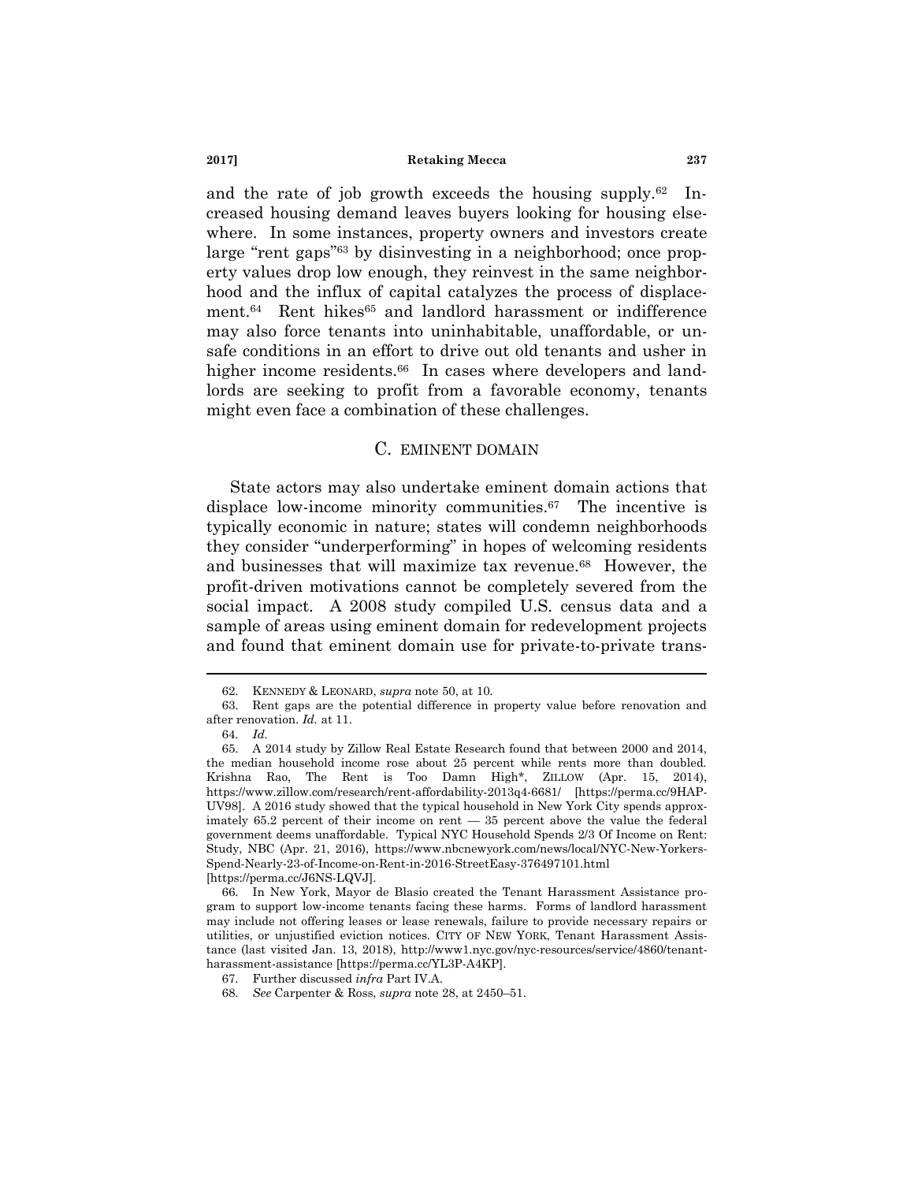and the rate of job growth exceeds the housing supply.[62] Increased housing demand leaves buyers looking for housing elsewhere. In some instances, property owners and investors create large "rent gaps"[63] by disinvesting in a neighborhood; once property values drop low enough, they reinvest in the same neighborhood and the influx of capital catalyzes the process of displacement.[64] Rent hikes[65] and landlord harassment or indifference may also force tenants into uninhabitable, unaffordable, or unsafe conditions in an effort to drive out old tenants and usher in higher income residents.[66] In cases where developers and landlords are seeking to profit from a favorable economy, tenants might even face a combination of these challenges.

## C. EMINENT DOMAIN

State actors may also undertake eminent domain actions that displace low-income minority communities.[67] The incentive is typically economic in nature; states will condemn neighborhoods they consider "underperforming" in hopes of welcoming residents and businesses that will maximize tax revenue.[68] However, the profit-driven motivations cannot be completely severed from the social impact. A 2008 study compiled U.S. census data and a sample of areas using eminent domain for redevelopment projects and found that eminent domain use for private-to-private trans-

---

62. KENNEDY & LEONARD, *supra* note 50, at 10.

63. Rent gaps are the potential difference in property value before renovation and after renovation. *Id.* at 11.

64. *Id.*

65. A 2014 study by Zillow Real Estate Research found that between 2000 and 2014, the median household income rose about 25 percent while rents more than doubled. Krishna Rao, The Rent is Too Damn High*, ZILLOW (Apr. 15, 2014), https://www.zillow.com/research/rent-affordability-2013q4-6681/ [https://perma.cc/9HAP-UV98]. A 2016 study showed that the typical household in New York City spends approximately 65.2 percent of their income on rent — 35 percent above the value the federal government deems unaffordable. Typical NYC Household Spends 2/3 Of Income on Rent: Study, NBC (Apr. 21, 2016), https://www.nbcnewyork.com/news/local/NYC-New-Yorkers-Spend-Nearly-23-of-Income-on-Rent-in-2016-StreetEasy-376497101.html [https://perma.cc/J6NS-LQVJ].

66. In New York, Mayor de Blasio created the Tenant Harassment Assistance program to support low-income tenants facing these harms. Forms of landlord harassment may include not offering leases or lease renewals, failure to provide necessary repairs or utilities, or unjustified eviction notices. CITY OF NEW YORK, Tenant Harassment Assistance (last visited Jan. 13, 2018), http://www1.nyc.gov/nyc-resources/service/4860/tenant-harassment-assistance [https://perma.cc/YL3P-A4KP].

67. Further discussed *infra* Part IV.A.

68. *See* Carpenter & Ross, *supra* note 28, at 2450–51.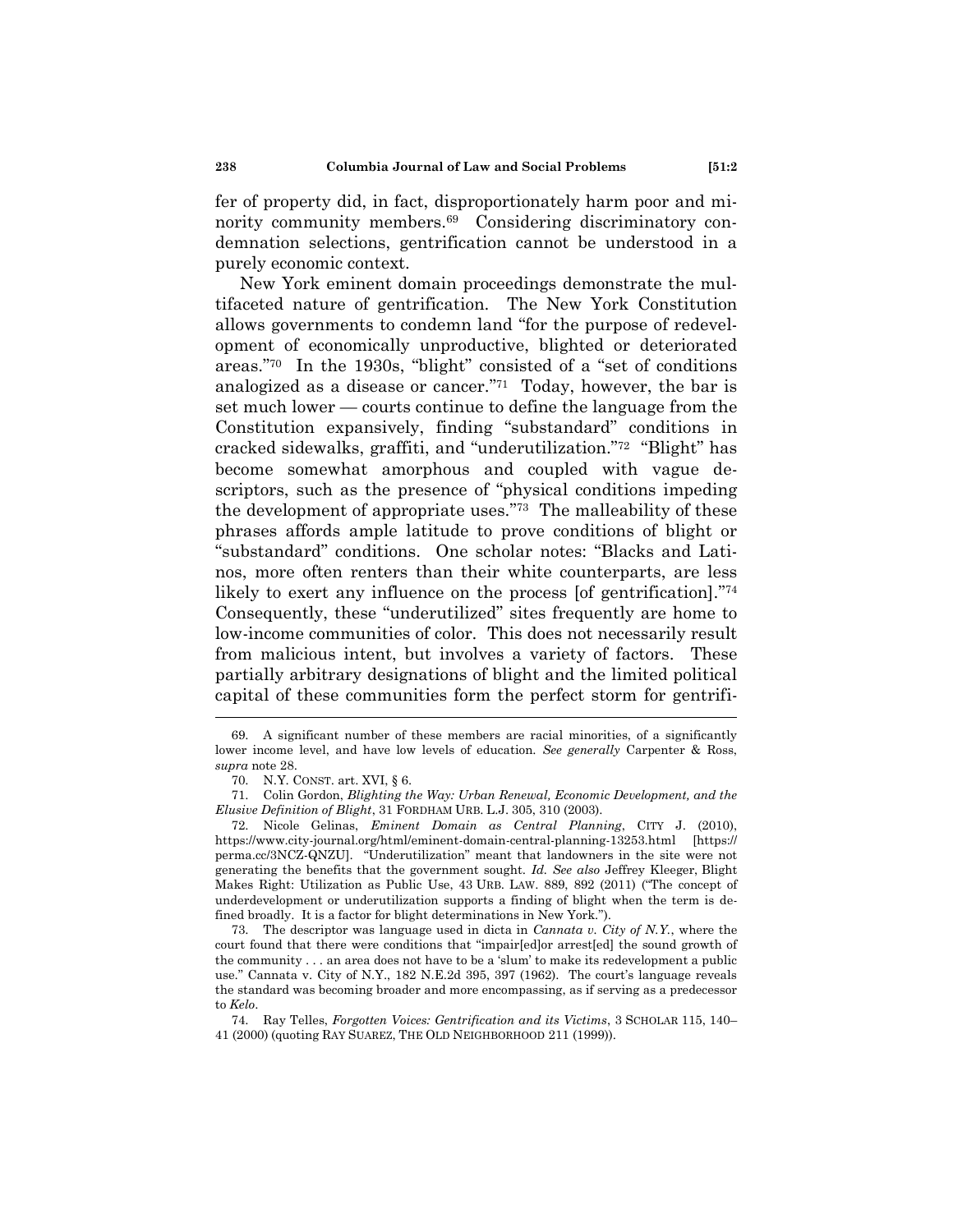fer of property did, in fact, disproportionately harm poor and minority community members.[69] Considering discriminatory condemnation selections, gentrification cannot be understood in a purely economic context.

New York eminent domain proceedings demonstrate the multifaceted nature of gentrification. The New York Constitution allows governments to condemn land "for the purpose of redevelopment of economically unproductive, blighted or deteriorated areas."[70] In the 1930s, "blight" consisted of a "set of conditions analogized as a disease or cancer."[71] Today, however, the bar is set much lower — courts continue to define the language from the Constitution expansively, finding "substandard" conditions in cracked sidewalks, graffiti, and "underutilization."[72] "Blight" has become somewhat amorphous and coupled with vague descriptors, such as the presence of "physical conditions impeding the development of appropriate uses."[73] The malleability of these phrases affords ample latitude to prove conditions of blight or "substandard" conditions. One scholar notes: "Blacks and Latinos, more often renters than their white counterparts, are less likely to exert any influence on the process [of gentrification]."[74] Consequently, these "underutilized" sites frequently are home to low-income communities of color. This does not necessarily result from malicious intent, but involves a variety of factors. These partially arbitrary designations of blight and the limited political capital of these communities form the perfect storm for gentrifi-

---

69. A significant number of these members are racial minorities, of a significantly lower income level, and have low levels of education. *See generally* Carpenter & Ross, *supra* note 28.

70. N.Y. CONST. art. XVI, § 6.

71. Colin Gordon, *Blighting the Way: Urban Renewal, Economic Development, and the Elusive Definition of Blight*, 31 FORDHAM URB. L.J. 305, 310 (2003).

72. Nicole Gelinas, *Eminent Domain as Central Planning*, CITY J. (2010), https://www.city-journal.org/html/eminent-domain-central-planning-13253.html [https://perma.cc/3NCZ-QNZU]. "Underutilization" meant that landowners in the site were not generating the benefits that the government sought. *Id. See also* Jeffrey Kleeger, Blight Makes Right: Utilization as Public Use, 43 URB. LAW. 889, 892 (2011) ("The concept of underdevelopment or underutilization supports a finding of blight when the term is defined broadly. It is a factor for blight determinations in New York.").

73. The descriptor was language used in dicta in *Cannata v. City of N.Y.*, where the court found that there were conditions that "impair[ed]or arrest[ed] the sound growth of the community . . . an area does not have to be a 'slum' to make its redevelopment a public use." Cannata v. City of N.Y., 182 N.E.2d 395, 397 (1962). The court's language reveals the standard was becoming broader and more encompassing, as if serving as a predecessor to *Kelo*.

74. Ray Telles, *Forgotten Voices: Gentrification and its Victims*, 3 SCHOLAR 115, 140–41 (2000) (quoting RAY SUAREZ, THE OLD NEIGHBORHOOD 211 (1999)).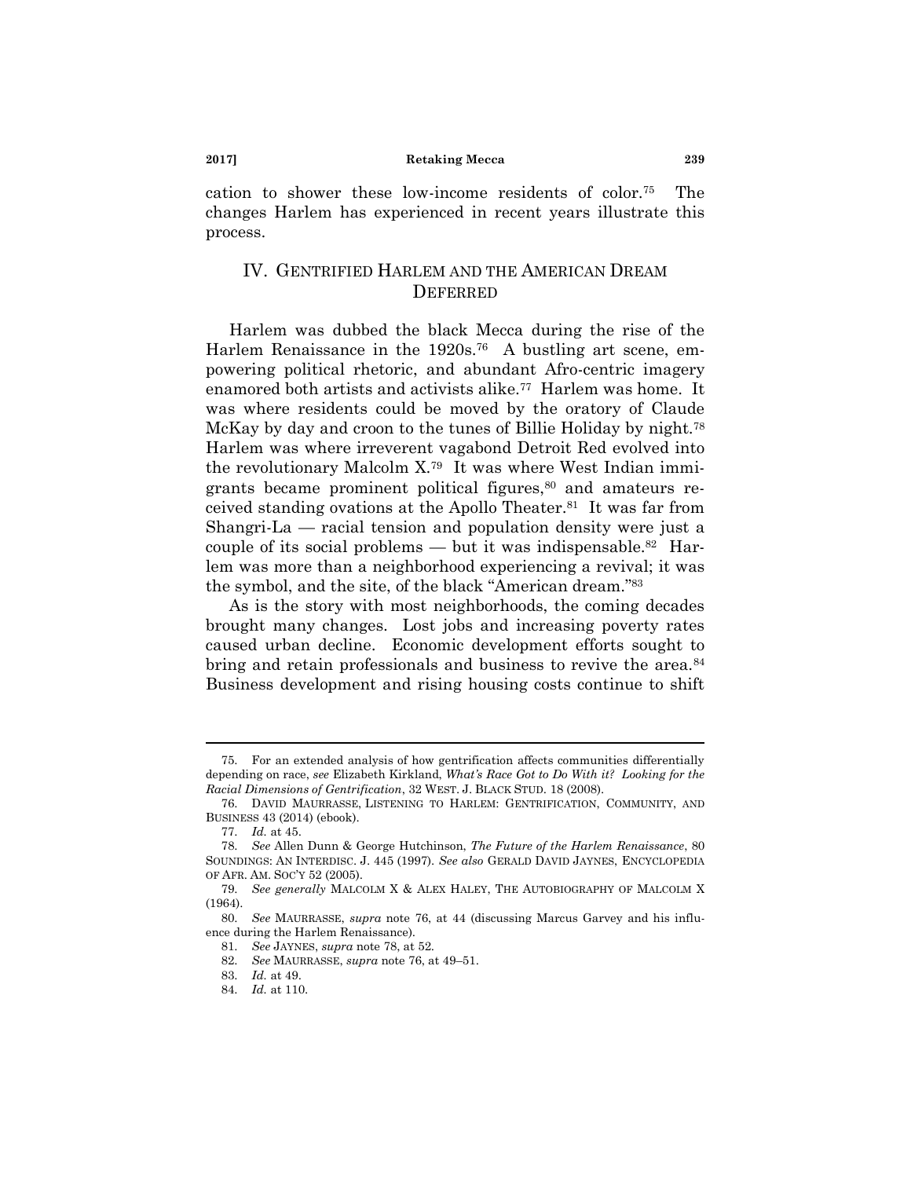cation to shower these low-income residents of color.[75] The changes Harlem has experienced in recent years illustrate this process.

## IV. GENTRIFIED HARLEM AND THE AMERICAN DREAM DEFERRED

Harlem was dubbed the black Mecca during the rise of the Harlem Renaissance in the 1920s.[76] A bustling art scene, empowering political rhetoric, and abundant Afro-centric imagery enamored both artists and activists alike.[77] Harlem was home. It was where residents could be moved by the oratory of Claude McKay by day and croon to the tunes of Billie Holiday by night.[78] Harlem was where irreverent vagabond Detroit Red evolved into the revolutionary Malcolm X.[79] It was where West Indian immigrants became prominent political figures,[80] and amateurs received standing ovations at the Apollo Theater.[81] It was far from Shangri-La — racial tension and population density were just a couple of its social problems — but it was indispensable.[82] Harlem was more than a neighborhood experiencing a revival; it was the symbol, and the site, of the black "American dream."[83]

As is the story with most neighborhoods, the coming decades brought many changes. Lost jobs and increasing poverty rates caused urban decline. Economic development efforts sought to bring and retain professionals and business to revive the area.[84] Business development and rising housing costs continue to shift

---

75. For an extended analysis of how gentrification affects communities differentially depending on race, *see* Elizabeth Kirkland, *What's Race Got to Do With it? Looking for the Racial Dimensions of Gentrification*, 32 WEST. J. BLACK STUD. 18 (2008).

76. DAVID MAURRASSE, LISTENING TO HARLEM: GENTRIFICATION, COMMUNITY, AND BUSINESS 43 (2014) (ebook).

77. *Id.* at 45.

78. *See* Allen Dunn & George Hutchinson, *The Future of the Harlem Renaissance*, 80 SOUNDINGS: AN INTERDISC. J. 445 (1997). *See also* GERALD DAVID JAYNES, ENCYCLOPEDIA OF AFR. AM. SOC'Y 52 (2005).

79. *See generally* MALCOLM X & ALEX HALEY, THE AUTOBIOGRAPHY OF MALCOLM X (1964).

80. *See* MAURRASSE, *supra* note 76, at 44 (discussing Marcus Garvey and his influence during the Harlem Renaissance).

81. *See* JAYNES, *supra* note 78, at 52.

82. *See* MAURRASSE, *supra* note 76, at 49–51.

83. *Id.* at 49.

84. *Id.* at 110.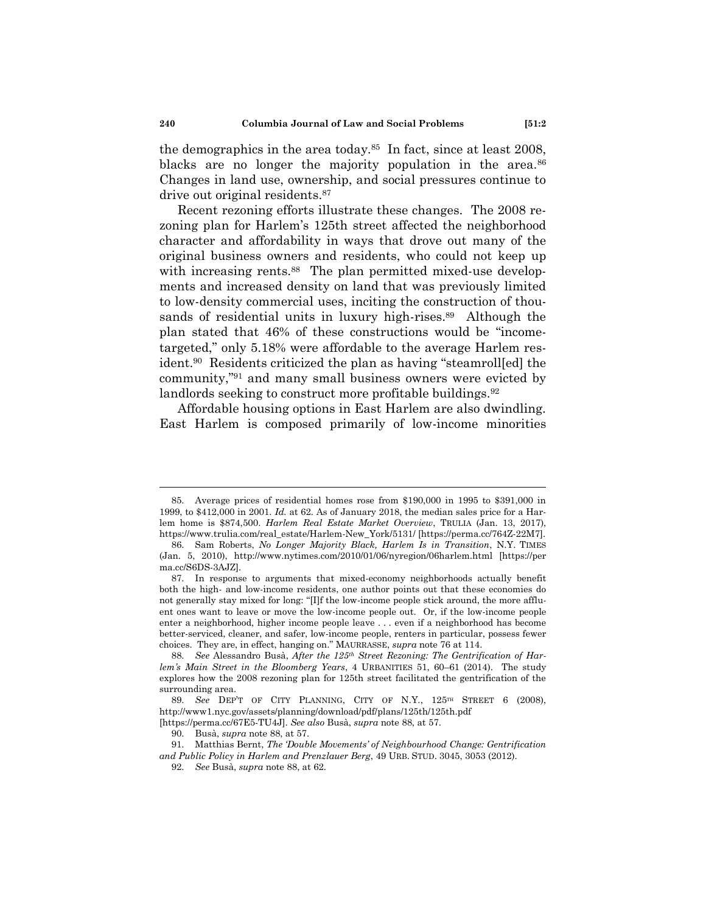the demographics in the area today.[85] In fact, since at least 2008, blacks are no longer the majority population in the area.[86] Changes in land use, ownership, and social pressures continue to drive out original residents.[87]

Recent rezoning efforts illustrate these changes. The 2008 rezoning plan for Harlem's 125th street affected the neighborhood character and affordability in ways that drove out many of the original business owners and residents, who could not keep up with increasing rents.[88] The plan permitted mixed-use developments and increased density on land that was previously limited to low-density commercial uses, inciting the construction of thousands of residential units in luxury high-rises.[89] Although the plan stated that 46% of these constructions would be "income-targeted," only 5.18% were affordable to the average Harlem resident.[90] Residents criticized the plan as having "steamroll[ed] the community,"[91] and many small business owners were evicted by landlords seeking to construct more profitable buildings.[92]

Affordable housing options in East Harlem are also dwindling. East Harlem is composed primarily of low-income minorities

---

85. Average prices of residential homes rose from $190,000 in 1995 to $391,000 in 1999, to $412,000 in 2001. *Id.* at 62. As of January 2018, the median sales price for a Harlem home is $874,500. *Harlem Real Estate Market Overview*, TRULIA (Jan. 13, 2017), https://www.trulia.com/real_estate/Harlem-New_York/5131/ [https://perma.cc/764Z-22M7].

86. Sam Roberts, *No Longer Majority Black, Harlem Is in Transition*, N.Y. TIMES (Jan. 5, 2010), http://www.nytimes.com/2010/01/06/nyregion/06harlem.html [https://perma.cc/S6DS-3AJZ].

87. In response to arguments that mixed-economy neighborhoods actually benefit both the high- and low-income residents, one author points out that these economies do not generally stay mixed for long: "[I]f the low-income people stick around, the more affluent ones want to leave or move the low-income people out. Or, if the low-income people enter a neighborhood, higher income people leave . . . even if a neighborhood has become better-serviced, cleaner, and safer, low-income people, renters in particular, possess fewer choices. They are, in effect, hanging on." MAURRASSE, *supra* note 76 at 114.

88. *See* Alessandro Busà, *After the 125th Street Rezoning: The Gentrification of Harlem's Main Street in the Bloomberg Years*, 4 URBANITIES 51, 60–61 (2014). The study explores how the 2008 rezoning plan for 125th street facilitated the gentrification of the surrounding area.

89. *See* DEP'T OF CITY PLANNING, CITY OF N.Y., 125TH STREET 6 (2008), http://www1.nyc.gov/assets/planning/download/pdf/plans/125th/125th.pdf [https://perma.cc/67E5-TU4J]. *See also* Busà, *supra* note 88, at 57.

90. Busà, *supra* note 88, at 57.

91. Matthias Bernt, *The 'Double Movements' of Neighbourhood Change: Gentrification and Public Policy in Harlem and Prenzlauer Berg*, 49 URB. STUD. 3045, 3053 (2012).

92. *See* Busà, *supra* note 88, at 62.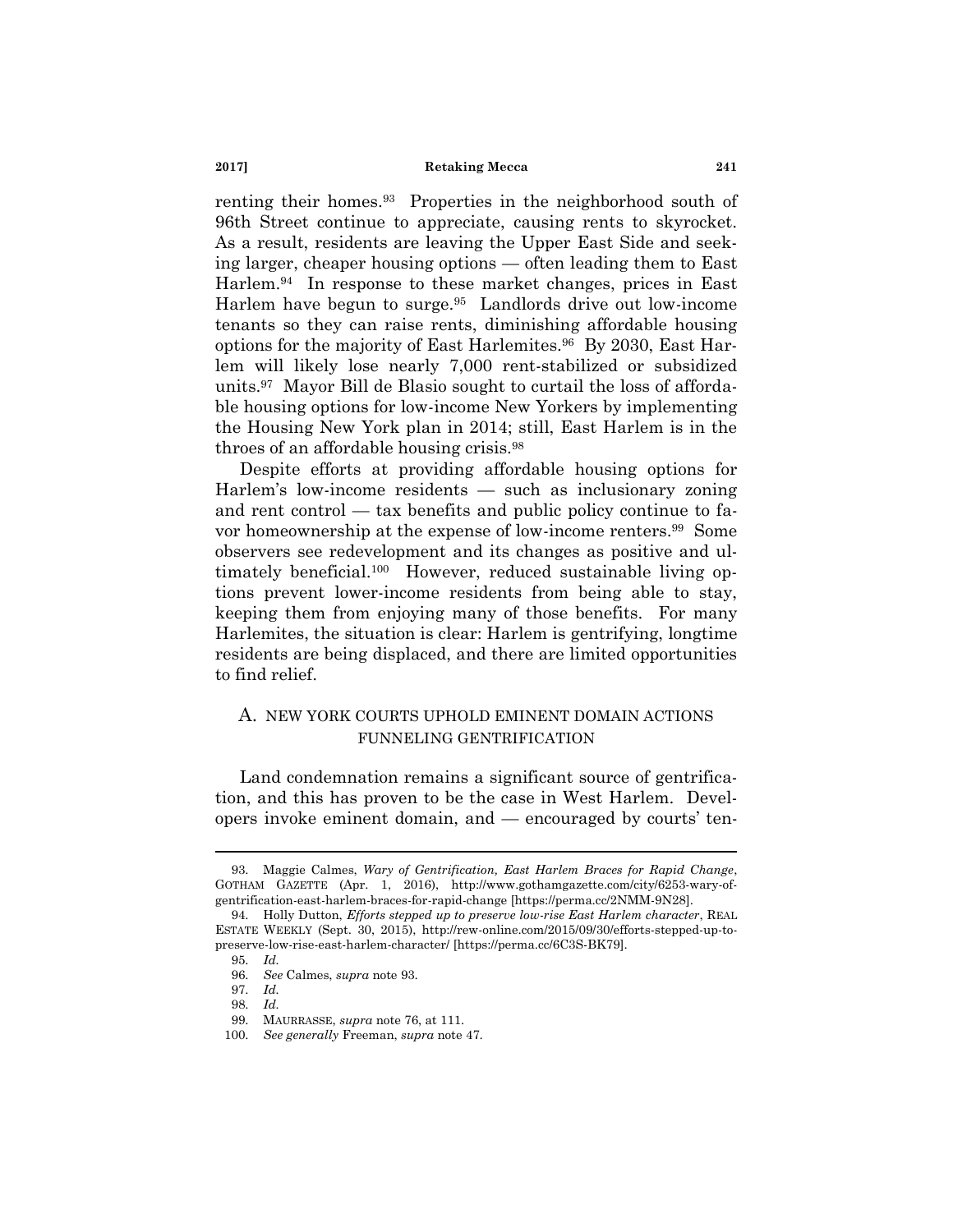renting their homes.[93] Properties in the neighborhood south of 96th Street continue to appreciate, causing rents to skyrocket. As a result, residents are leaving the Upper East Side and seeking larger, cheaper housing options — often leading them to East Harlem.[94] In response to these market changes, prices in East Harlem have begun to surge.[95] Landlords drive out low-income tenants so they can raise rents, diminishing affordable housing options for the majority of East Harlemites.[96] By 2030, East Harlem will likely lose nearly 7,000 rent-stabilized or subsidized units.[97] Mayor Bill de Blasio sought to curtail the loss of affordable housing options for low-income New Yorkers by implementing the Housing New York plan in 2014; still, East Harlem is in the throes of an affordable housing crisis.[98]

Despite efforts at providing affordable housing options for Harlem's low-income residents — such as inclusionary zoning and rent control — tax benefits and public policy continue to favor homeownership at the expense of low-income renters.[99] Some observers see redevelopment and its changes as positive and ultimately beneficial.[100] However, reduced sustainable living options prevent lower-income residents from being able to stay, keeping them from enjoying many of those benefits. For many Harlemites, the situation is clear: Harlem is gentrifying, longtime residents are being displaced, and there are limited opportunities to find relief.

### A. NEW YORK COURTS UPHOLD EMINENT DOMAIN ACTIONS FUNNELING GENTRIFICATION

Land condemnation remains a significant source of gentrification, and this has proven to be the case in West Harlem. Developers invoke eminent domain, and — encouraged by courts' ten-

---

93. Maggie Calmes, *Wary of Gentrification, East Harlem Braces for Rapid Change*, GOTHAM GAZETTE (Apr. 1, 2016), http://www.gothamgazette.com/city/6253-wary-of-gentrification-east-harlem-braces-for-rapid-change [https://perma.cc/2NMM-9N28].

94. Holly Dutton, *Efforts stepped up to preserve low-rise East Harlem character*, REAL ESTATE WEEKLY (Sept. 30, 2015), http://rew-online.com/2015/09/30/efforts-stepped-up-to-preserve-low-rise-east-harlem-character/ [https://perma.cc/6C3S-BK79].

95. *Id.*

96. *See* Calmes, *supra* note 93.

97. *Id.*

98. *Id.*

99. MAURRASSE, *supra* note 76, at 111.

100. *See generally* Freeman, *supra* note 47.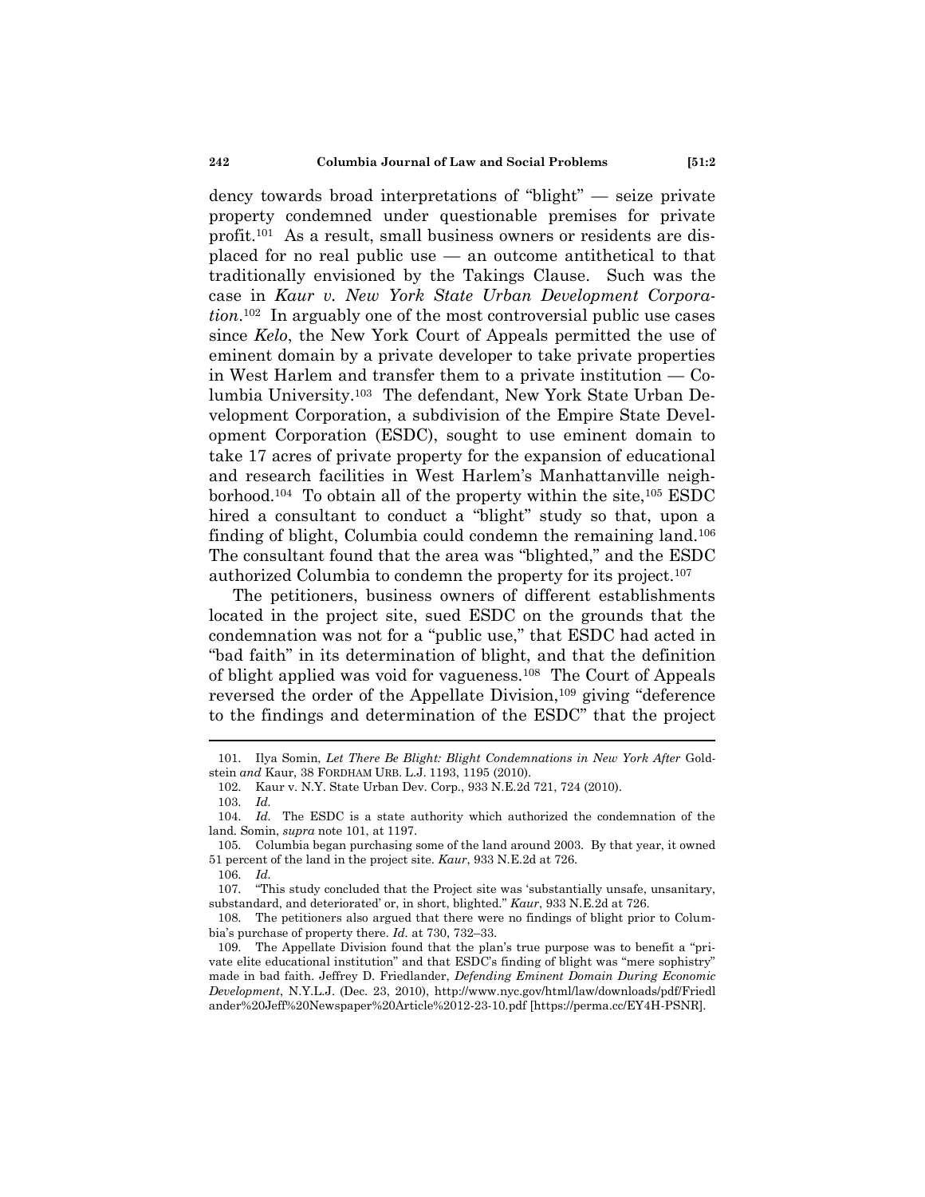dency towards broad interpretations of "blight" — seize private property condemned under questionable premises for private profit.[101] As a result, small business owners or residents are displaced for no real public use — an outcome antithetical to that traditionally envisioned by the Takings Clause. Such was the case in *Kaur v. New York State Urban Development Corporation*.[102] In arguably one of the most controversial public use cases since *Kelo*, the New York Court of Appeals permitted the use of eminent domain by a private developer to take private properties in West Harlem and transfer them to a private institution — Columbia University.[103] The defendant, New York State Urban Development Corporation, a subdivision of the Empire State Development Corporation (ESDC), sought to use eminent domain to take 17 acres of private property for the expansion of educational and research facilities in West Harlem's Manhattanville neighborhood.[104] To obtain all of the property within the site,[105] ESDC hired a consultant to conduct a "blight" study so that, upon a finding of blight, Columbia could condemn the remaining land.[106] The consultant found that the area was "blighted," and the ESDC authorized Columbia to condemn the property for its project.[107]

The petitioners, business owners of different establishments located in the project site, sued ESDC on the grounds that the condemnation was not for a "public use," that ESDC had acted in "bad faith" in its determination of blight, and that the definition of blight applied was void for vagueness.[108] The Court of Appeals reversed the order of the Appellate Division,[109] giving "deference to the findings and determination of the ESDC" that the project

---

101. Ilya Somin, *Let There Be Blight: Blight Condemnations in New York After* Goldstein *and* Kaur, 38 FORDHAM URB. L.J. 1193, 1195 (2010).

102. Kaur v. N.Y. State Urban Dev. Corp., 933 N.E.2d 721, 724 (2010).

103. *Id.*

104. *Id.* The ESDC is a state authority which authorized the condemnation of the land. Somin, *supra* note 101, at 1197.

105. Columbia began purchasing some of the land around 2003. By that year, it owned 51 percent of the land in the project site. *Kaur*, 933 N.E.2d at 726.

106. *Id.*

107. "This study concluded that the Project site was 'substantially unsafe, unsanitary, substandard, and deteriorated' or, in short, blighted." *Kaur*, 933 N.E.2d at 726.

108. The petitioners also argued that there were no findings of blight prior to Columbia's purchase of property there. *Id.* at 730, 732–33.

109. The Appellate Division found that the plan's true purpose was to benefit a "private elite educational institution" and that ESDC's finding of blight was "mere sophistry" made in bad faith. Jeffrey D. Friedlander, *Defending Eminent Domain During Economic Development*, N.Y.L.J. (Dec. 23, 2010), http://www.nyc.gov/html/law/downloads/pdf/Friedlander%20Jeff%20Newspaper%20Article%2012-23-10.pdf [https://perma.cc/EY4H-PSNR].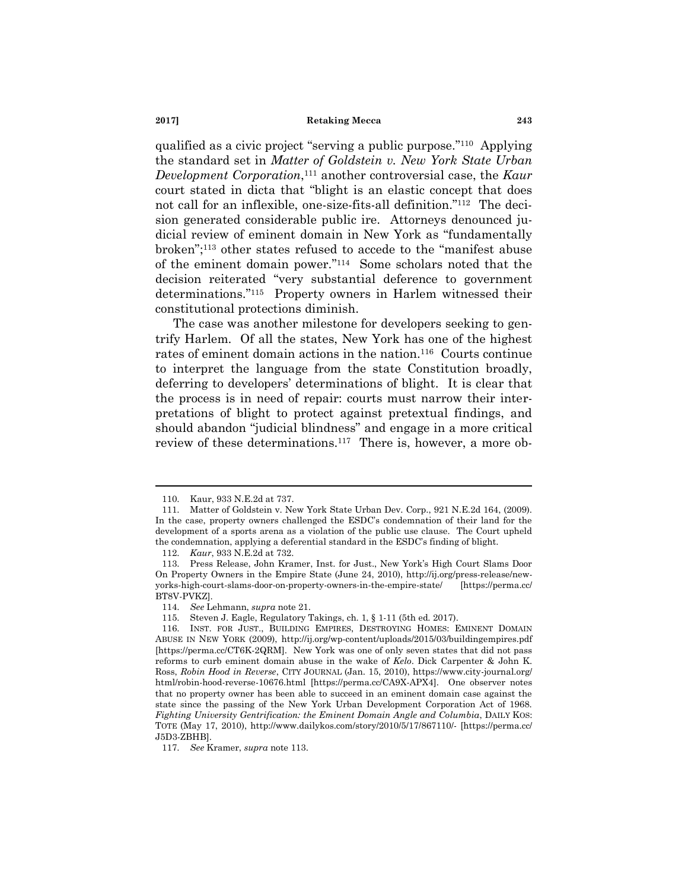qualified as a civic project "serving a public purpose."[110] Applying the standard set in *Matter of Goldstein v. New York State Urban Development Corporation*,[111] another controversial case, the *Kaur* court stated in dicta that "blight is an elastic concept that does not call for an inflexible, one-size-fits-all definition."[112] The decision generated considerable public ire. Attorneys denounced judicial review of eminent domain in New York as "fundamentally broken";[113] other states refused to accede to the "manifest abuse of the eminent domain power."[114] Some scholars noted that the decision reiterated "very substantial deference to government determinations."[115] Property owners in Harlem witnessed their constitutional protections diminish.

The case was another milestone for developers seeking to gentrify Harlem. Of all the states, New York has one of the highest rates of eminent domain actions in the nation.[116] Courts continue to interpret the language from the state Constitution broadly, deferring to developers' determinations of blight. It is clear that the process is in need of repair: courts must narrow their interpretations of blight to protect against pretextual findings, and should abandon "judicial blindness" and engage in a more critical review of these determinations.[117] There is, however, a more ob-

---

110. Kaur, 933 N.E.2d at 737.

111. Matter of Goldstein v. New York State Urban Dev. Corp., 921 N.E.2d 164, (2009). In the case, property owners challenged the ESDC's condemnation of their land for the development of a sports arena as a violation of the public use clause. The Court upheld the condemnation, applying a deferential standard in the ESDC's finding of blight.

112. *Kaur*, 933 N.E.2d at 732.

113. Press Release, John Kramer, Inst. for Just., New York's High Court Slams Door On Property Owners in the Empire State (June 24, 2010), http://ij.org/press-release/new-yorks-high-court-slams-door-on-property-owners-in-the-empire-state/ [https://perma.cc/BT8V-PVKZ].

114. *See* Lehmann, *supra* note 21.

115. Steven J. Eagle, Regulatory Takings, ch. 1, § 1-11 (5th ed. 2017).

116. INST. FOR JUST., BUILDING EMPIRES, DESTROYING HOMES: EMINENT DOMAIN ABUSE IN NEW YORK (2009), http://ij.org/wp-content/uploads/2015/03/buildingempires.pdf [https://perma.cc/CT6K-2QRM]. New York was one of only seven states that did not pass reforms to curb eminent domain abuse in the wake of *Kelo*. Dick Carpenter & John K. Ross, *Robin Hood in Reverse*, CITY JOURNAL (Jan. 15, 2010), https://www.city-journal.org/html/robin-hood-reverse-10676.html [https://perma.cc/CA9X-APX4]. One observer notes that no property owner has been able to succeed in an eminent domain case against the state since the passing of the New York Urban Development Corporation Act of 1968. *Fighting University Gentrification: the Eminent Domain Angle and Columbia*, DAILY KOS: TOTE (May 17, 2010), http://www.dailykos.com/story/2010/5/17/867110/- [https://perma.cc/J5D3-ZBHB].

117. *See* Kramer, *supra* note 113.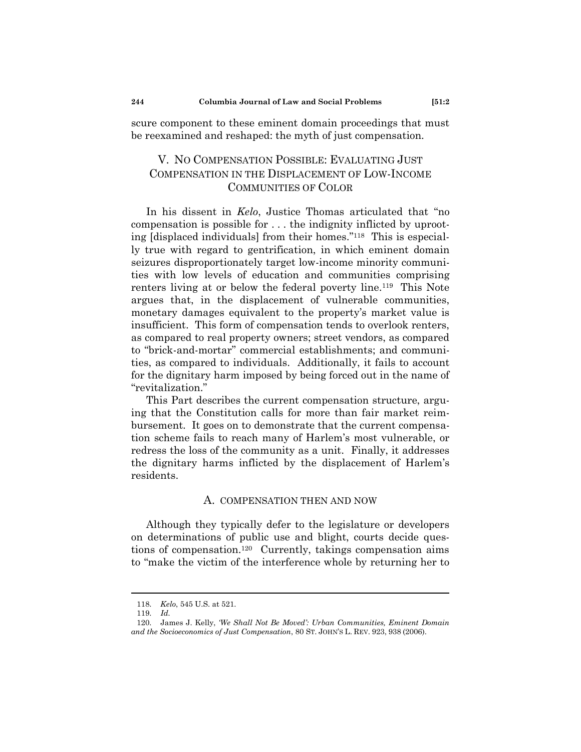scure component to these eminent domain proceedings that must be reexamined and reshaped: the myth of just compensation.

## V. No Compensation Possible: Evaluating Just Compensation in the Displacement of Low-Income Communities of Color

In his dissent in *Kelo*, Justice Thomas articulated that "no compensation is possible for . . . the indignity inflicted by uprooting [displaced individuals] from their homes."[118] This is especially true with regard to gentrification, in which eminent domain seizures disproportionately target low-income minority communities with low levels of education and communities comprising renters living at or below the federal poverty line.[119] This Note argues that, in the displacement of vulnerable communities, monetary damages equivalent to the property's market value is insufficient. This form of compensation tends to overlook renters, as compared to real property owners; street vendors, as compared to "brick-and-mortar" commercial establishments; and communities, as compared to individuals. Additionally, it fails to account for the dignitary harm imposed by being forced out in the name of "revitalization."

This Part describes the current compensation structure, arguing that the Constitution calls for more than fair market reimbursement. It goes on to demonstrate that the current compensation scheme fails to reach many of Harlem's most vulnerable, or redress the loss of the community as a unit. Finally, it addresses the dignitary harms inflicted by the displacement of Harlem's residents.

### A. Compensation Then and Now

Although they typically defer to the legislature or developers on determinations of public use and blight, courts decide questions of compensation.[120] Currently, takings compensation aims to "make the victim of the interference whole by returning her to

---

118. *Kelo*, 545 U.S. at 521.

119. *Id.*

120. James J. Kelly, *'We Shall Not Be Moved': Urban Communities, Eminent Domain and the Socioeconomics of Just Compensation*, 80 ST. JOHN'S L. REV. 923, 938 (2006).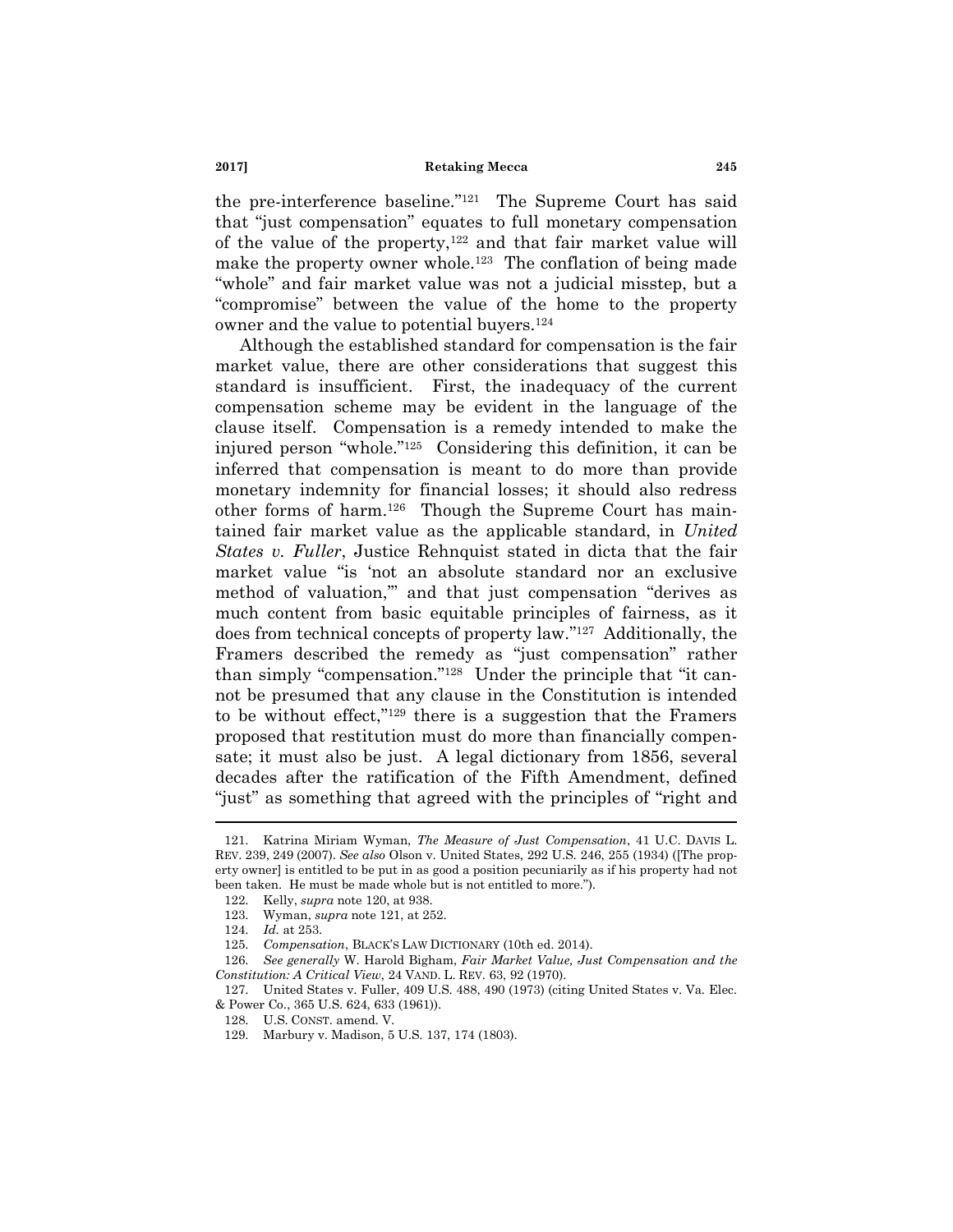the pre-interference baseline."[121] The Supreme Court has said that "just compensation" equates to full monetary compensation of the value of the property,[122] and that fair market value will make the property owner whole.[123] The conflation of being made "whole" and fair market value was not a judicial misstep, but a "compromise" between the value of the home to the property owner and the value to potential buyers.[124]

Although the established standard for compensation is the fair market value, there are other considerations that suggest this standard is insufficient. First, the inadequacy of the current compensation scheme may be evident in the language of the clause itself. Compensation is a remedy intended to make the injured person "whole."[125] Considering this definition, it can be inferred that compensation is meant to do more than provide monetary indemnity for financial losses; it should also redress other forms of harm.[126] Though the Supreme Court has maintained fair market value as the applicable standard, in *United States v. Fuller*, Justice Rehnquist stated in dicta that the fair market value "is 'not an absolute standard nor an exclusive method of valuation,'" and that just compensation "derives as much content from basic equitable principles of fairness, as it does from technical concepts of property law."[127] Additionally, the Framers described the remedy as "just compensation" rather than simply "compensation."[128] Under the principle that "it cannot be presumed that any clause in the Constitution is intended to be without effect,"[129] there is a suggestion that the Framers proposed that restitution must do more than financially compensate; it must also be just. A legal dictionary from 1856, several decades after the ratification of the Fifth Amendment, defined "just" as something that agreed with the principles of "right and

---

121. Katrina Miriam Wyman, *The Measure of Just Compensation*, 41 U.C. DAVIS L. REV. 239, 249 (2007). *See also* Olson v. United States, 292 U.S. 246, 255 (1934) ([The property owner] is entitled to be put in as good a position pecuniarily as if his property had not been taken. He must be made whole but is not entitled to more.").

122. Kelly, *supra* note 120, at 938.

123. Wyman, *supra* note 121, at 252.

124. *Id.* at 253.

125. *Compensation*, BLACK'S LAW DICTIONARY (10th ed. 2014).

126. *See generally* W. Harold Bigham, *Fair Market Value, Just Compensation and the Constitution: A Critical View*, 24 VAND. L. REV. 63, 92 (1970).

127. United States v. Fuller, 409 U.S. 488, 490 (1973) (citing United States v. Va. Elec. & Power Co., 365 U.S. 624, 633 (1961)).

128. U.S. CONST. amend. V.

129. Marbury v. Madison, 5 U.S. 137, 174 (1803).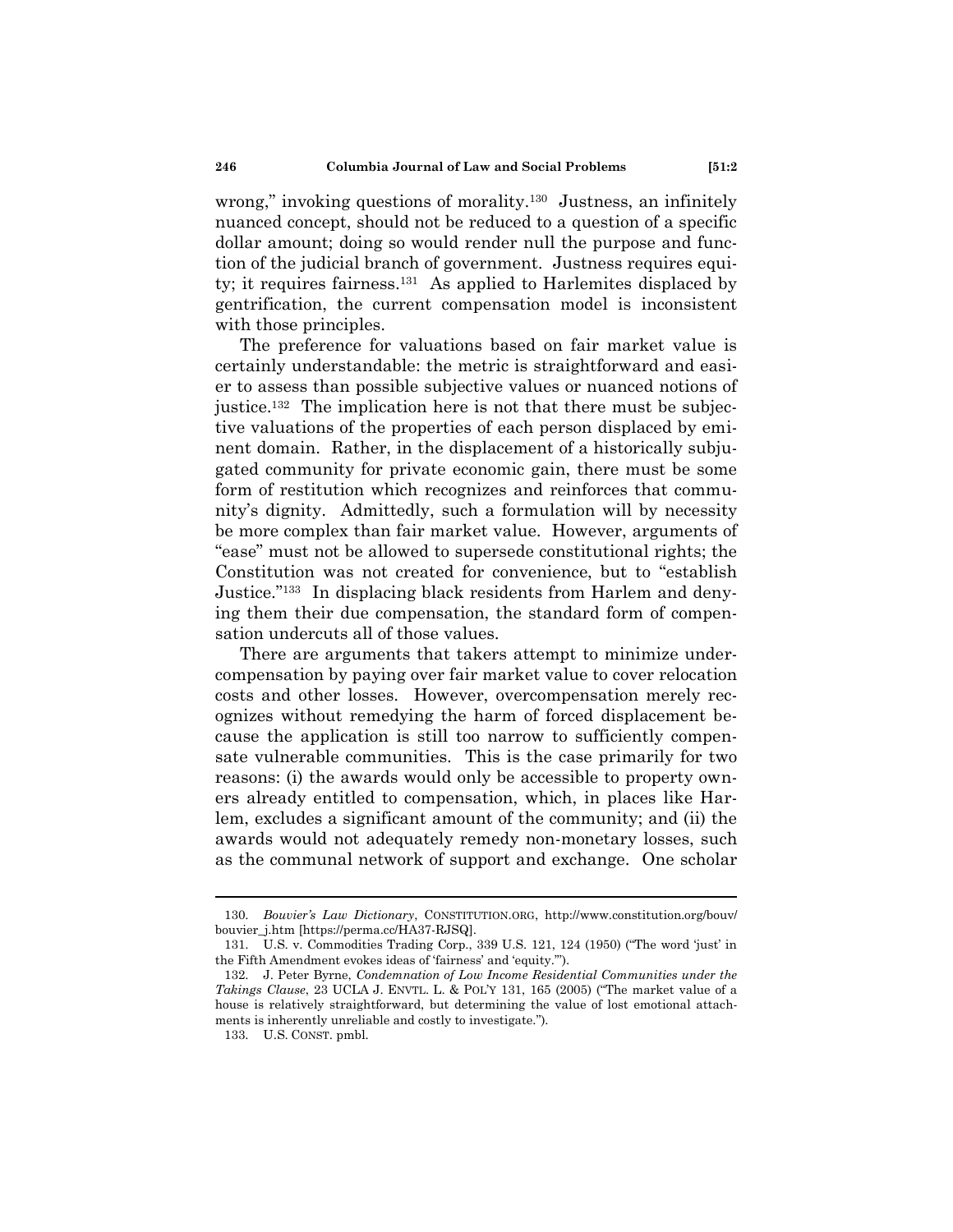wrong," invoking questions of morality.[130] Justness, an infinitely nuanced concept, should not be reduced to a question of a specific dollar amount; doing so would render null the purpose and function of the judicial branch of government. Justness requires equity; it requires fairness.[131] As applied to Harlemites displaced by gentrification, the current compensation model is inconsistent with those principles.

The preference for valuations based on fair market value is certainly understandable: the metric is straightforward and easier to assess than possible subjective values or nuanced notions of justice.[132] The implication here is not that there must be subjective valuations of the properties of each person displaced by eminent domain. Rather, in the displacement of a historically subjugated community for private economic gain, there must be some form of restitution which recognizes and reinforces that community's dignity. Admittedly, such a formulation will by necessity be more complex than fair market value. However, arguments of "ease" must not be allowed to supersede constitutional rights; the Constitution was not created for convenience, but to "establish Justice."[133] In displacing black residents from Harlem and denying them their due compensation, the standard form of compensation undercuts all of those values.

There are arguments that takers attempt to minimize undercompensation by paying over fair market value to cover relocation costs and other losses. However, overcompensation merely recognizes without remedying the harm of forced displacement because the application is still too narrow to sufficiently compensate vulnerable communities. This is the case primarily for two reasons: (i) the awards would only be accessible to property owners already entitled to compensation, which, in places like Harlem, excludes a significant amount of the community; and (ii) the awards would not adequately remedy non-monetary losses, such as the communal network of support and exchange. One scholar

---

130. *Bouvier's Law Dictionary*, CONSTITUTION.ORG, http://www.constitution.org/bouv/bouvier_j.htm [https://perma.cc/HA37-RJSQ].

131. U.S. v. Commodities Trading Corp., 339 U.S. 121, 124 (1950) ("The word 'just' in the Fifth Amendment evokes ideas of 'fairness' and 'equity.'").

132. J. Peter Byrne, *Condemnation of Low Income Residential Communities under the Takings Clause*, 23 UCLA J. ENVTL. L. & POL'Y 131, 165 (2005) ("The market value of a house is relatively straightforward, but determining the value of lost emotional attachments is inherently unreliable and costly to investigate.").

133. U.S. CONST. pmbl.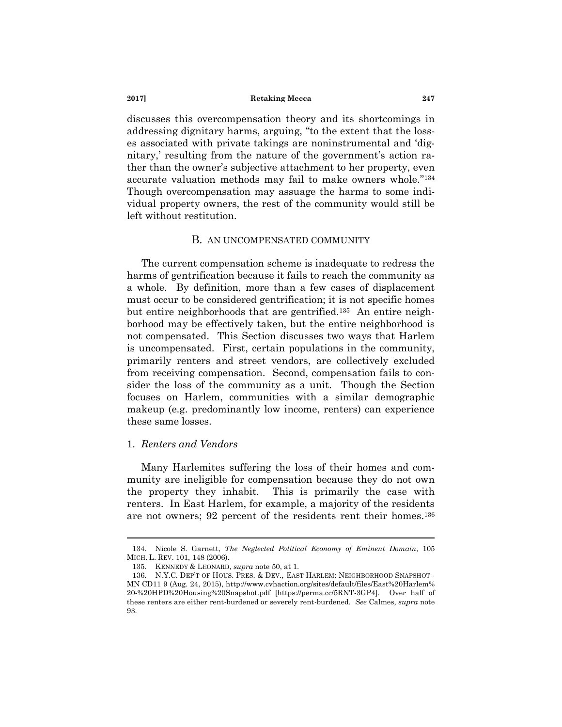discusses this overcompensation theory and its shortcomings in addressing dignitary harms, arguing, "to the extent that the losses associated with private takings are noninstrumental and 'dignitary,' resulting from the nature of the government's action rather than the owner's subjective attachment to her property, even accurate valuation methods may fail to make owners whole."[134] Though overcompensation may assuage the harms to some individual property owners, the rest of the community would still be left without restitution.

## B. AN UNCOMPENSATED COMMUNITY

The current compensation scheme is inadequate to redress the harms of gentrification because it fails to reach the community as a whole. By definition, more than a few cases of displacement must occur to be considered gentrification; it is not specific homes but entire neighborhoods that are gentrified.[135] An entire neighborhood may be effectively taken, but the entire neighborhood is not compensated. This Section discusses two ways that Harlem is uncompensated. First, certain populations in the community, primarily renters and street vendors, are collectively excluded from receiving compensation. Second, compensation fails to consider the loss of the community as a unit. Though the Section focuses on Harlem, communities with a similar demographic makeup (e.g. predominantly low income, renters) can experience these same losses.

### 1. *Renters and Vendors*

Many Harlemites suffering the loss of their homes and community are ineligible for compensation because they do not own the property they inhabit. This is primarily the case with renters. In East Harlem, for example, a majority of the residents are not owners; 92 percent of the residents rent their homes.[136]

---

134. Nicole S. Garnett, *The Neglected Political Economy of Eminent Domain*, 105 MICH. L. REV. 101, 148 (2006).

135. KENNEDY & LEONARD, *supra* note 50, at 1.

136. N.Y.C. DEP'T OF HOUS. PRES. & DEV., EAST HARLEM: NEIGHBORHOOD SNAPSHOT - MN CD11 9 (Aug. 24, 2015), http://www.cvhaction.org/sites/default/files/East%20Harlem%20-%20HPD%20Housing%20Snapshot.pdf [https://perma.cc/5RNT-3GP4]. Over half of these renters are either rent-burdened or severely rent-burdened. *See* Calmes, *supra* note 93.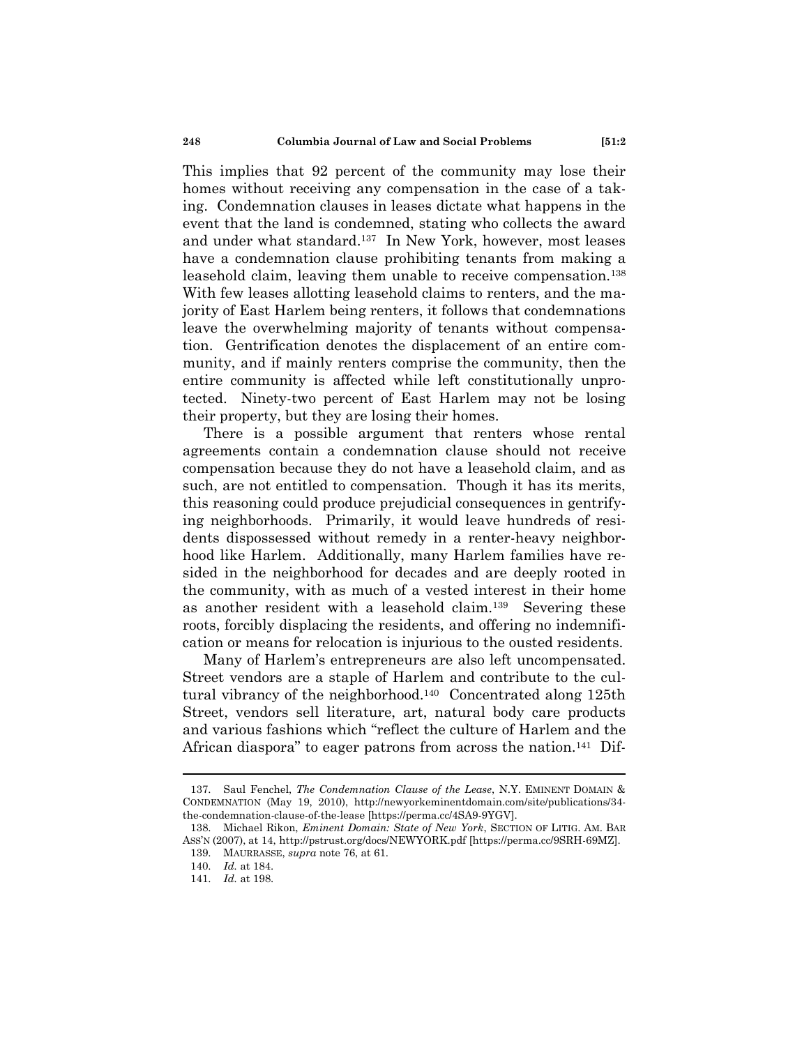This implies that 92 percent of the community may lose their homes without receiving any compensation in the case of a taking. Condemnation clauses in leases dictate what happens in the event that the land is condemned, stating who collects the award and under what standard.[137] In New York, however, most leases have a condemnation clause prohibiting tenants from making a leasehold claim, leaving them unable to receive compensation.[138] With few leases allotting leasehold claims to renters, and the majority of East Harlem being renters, it follows that condemnations leave the overwhelming majority of tenants without compensation. Gentrification denotes the displacement of an entire community, and if mainly renters comprise the community, then the entire community is affected while left constitutionally unprotected. Ninety-two percent of East Harlem may not be losing their property, but they are losing their homes.

There is a possible argument that renters whose rental agreements contain a condemnation clause should not receive compensation because they do not have a leasehold claim, and as such, are not entitled to compensation. Though it has its merits, this reasoning could produce prejudicial consequences in gentrifying neighborhoods. Primarily, it would leave hundreds of residents dispossessed without remedy in a renter-heavy neighborhood like Harlem. Additionally, many Harlem families have resided in the neighborhood for decades and are deeply rooted in the community, with as much of a vested interest in their home as another resident with a leasehold claim.[139] Severing these roots, forcibly displacing the residents, and offering no indemnification or means for relocation is injurious to the ousted residents.

Many of Harlem's entrepreneurs are also left uncompensated. Street vendors are a staple of Harlem and contribute to the cultural vibrancy of the neighborhood.[140] Concentrated along 125th Street, vendors sell literature, art, natural body care products and various fashions which "reflect the culture of Harlem and the African diaspora" to eager patrons from across the nation.[141] Dif-

---

137. Saul Fenchel, *The Condemnation Clause of the Lease*, N.Y. EMINENT DOMAIN & CONDEMNATION (May 19, 2010), http://newyorkeminentdomain.com/site/publications/34-the-condemnation-clause-of-the-lease [https://perma.cc/4SA9-9YGV].

138. Michael Rikon, *Eminent Domain: State of New York*, SECTION OF LITIG. AM. BAR ASS'N (2007), at 14, http://pstrust.org/docs/NEWYORK.pdf [https://perma.cc/9SRH-69MZ].

139. MAURRASSE, *supra* note 76, at 61.

140. *Id.* at 184.

141. *Id.* at 198.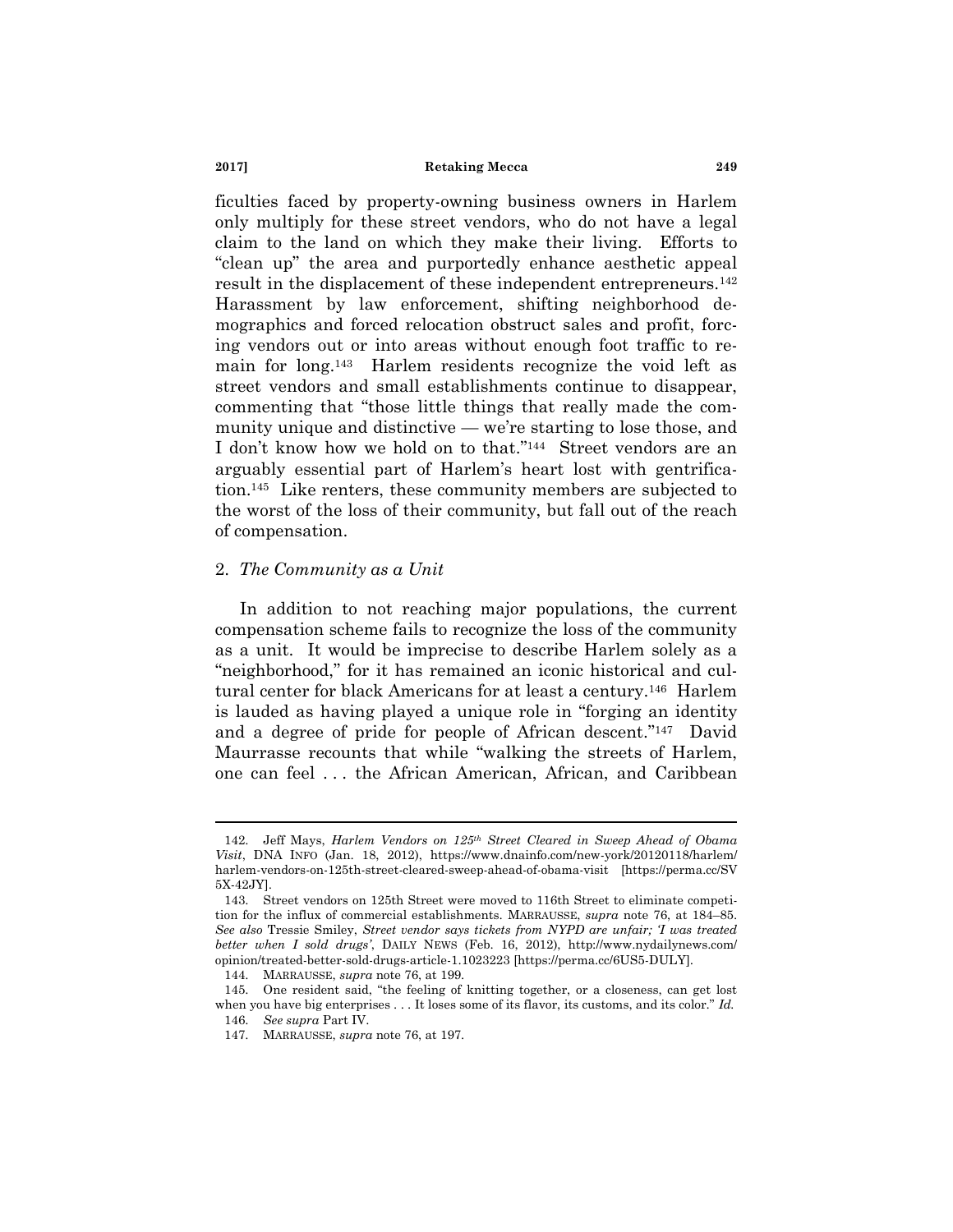ficulties faced by property-owning business owners in Harlem only multiply for these street vendors, who do not have a legal claim to the land on which they make their living. Efforts to "clean up" the area and purportedly enhance aesthetic appeal result in the displacement of these independent entrepreneurs.[142] Harassment by law enforcement, shifting neighborhood demographics and forced relocation obstruct sales and profit, forcing vendors out or into areas without enough foot traffic to remain for long.[143] Harlem residents recognize the void left as street vendors and small establishments continue to disappear, commenting that "those little things that really made the community unique and distinctive — we're starting to lose those, and I don't know how we hold on to that."[144] Street vendors are an arguably essential part of Harlem's heart lost with gentrification.[145] Like renters, these community members are subjected to the worst of the loss of their community, but fall out of the reach of compensation.

### 2. *The Community as a Unit*

In addition to not reaching major populations, the current compensation scheme fails to recognize the loss of the community as a unit. It would be imprecise to describe Harlem solely as a "neighborhood," for it has remained an iconic historical and cultural center for black Americans for at least a century.[146] Harlem is lauded as having played a unique role in "forging an identity and a degree of pride for people of African descent."[147] David Maurrasse recounts that while "walking the streets of Harlem, one can feel . . . the African American, African, and Caribbean

---

142. Jeff Mays, *Harlem Vendors on 125th Street Cleared in Sweep Ahead of Obama Visit*, DNA INFO (Jan. 18, 2012), https://www.dnainfo.com/new-york/20120118/harlem/harlem-vendors-on-125th-street-cleared-sweep-ahead-of-obama-visit [https://perma.cc/SV5X-42JY].

143. Street vendors on 125th Street were moved to 116th Street to eliminate competition for the influx of commercial establishments. MARRAUSSE, *supra* note 76, at 184–85. *See also* Tressie Smiley, *Street vendor says tickets from NYPD are unfair; 'I was treated better when I sold drugs'*, DAILY NEWS (Feb. 16, 2012), http://www.nydailynews.com/opinion/treated-better-sold-drugs-article-1.1023223 [https://perma.cc/6US5-DULY].

144. MARRAUSSE, *supra* note 76, at 199.

145. One resident said, "the feeling of knitting together, or a closeness, can get lost when you have big enterprises . . . It loses some of its flavor, its customs, and its color." *Id.*

146. *See supra* Part IV.

147. MARRAUSSE, *supra* note 76, at 197.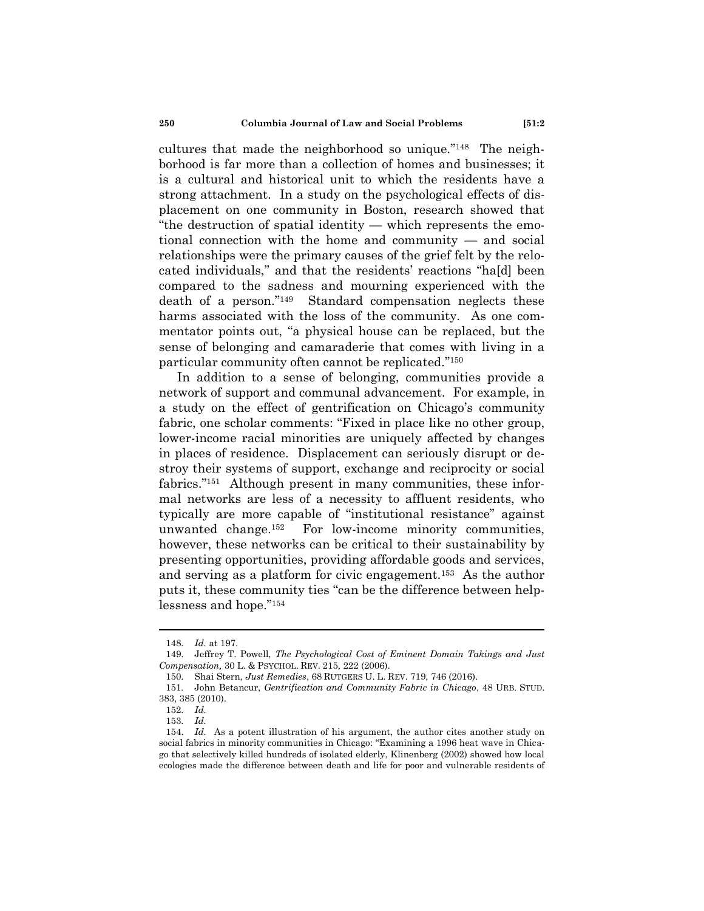cultures that made the neighborhood so unique."[148] The neighborhood is far more than a collection of homes and businesses; it is a cultural and historical unit to which the residents have a strong attachment. In a study on the psychological effects of displacement on one community in Boston, research showed that "the destruction of spatial identity — which represents the emotional connection with the home and community — and social relationships were the primary causes of the grief felt by the relocated individuals," and that the residents' reactions "ha[d] been compared to the sadness and mourning experienced with the death of a person."[149] Standard compensation neglects these harms associated with the loss of the community. As one commentator points out, "a physical house can be replaced, but the sense of belonging and camaraderie that comes with living in a particular community often cannot be replicated."[150]

In addition to a sense of belonging, communities provide a network of support and communal advancement. For example, in a study on the effect of gentrification on Chicago's community fabric, one scholar comments: "Fixed in place like no other group, lower-income racial minorities are uniquely affected by changes in places of residence. Displacement can seriously disrupt or destroy their systems of support, exchange and reciprocity or social fabrics."[151] Although present in many communities, these informal networks are less of a necessity to affluent residents, who typically are more capable of "institutional resistance" against unwanted change.[152] For low-income minority communities, however, these networks can be critical to their sustainability by presenting opportunities, providing affordable goods and services, and serving as a platform for civic engagement.[153] As the author puts it, these community ties "can be the difference between helplessness and hope."[154]

---

148. *Id.* at 197.

149. Jeffrey T. Powell, *The Psychological Cost of Eminent Domain Takings and Just Compensation,* 30 L. & PSYCHOL. REV. 215, 222 (2006).

150. Shai Stern, *Just Remedies*, 68 RUTGERS U. L. REV. 719, 746 (2016).

151. John Betancur, *Gentrification and Community Fabric in Chicago*, 48 URB. STUD. 383, 385 (2010).

152. *Id.*

153. *Id.*

154. *Id.* As a potent illustration of his argument, the author cites another study on social fabrics in minority communities in Chicago: "Examining a 1996 heat wave in Chicago that selectively killed hundreds of isolated elderly, Klinenberg (2002) showed how local ecologies made the difference between death and life for poor and vulnerable residents of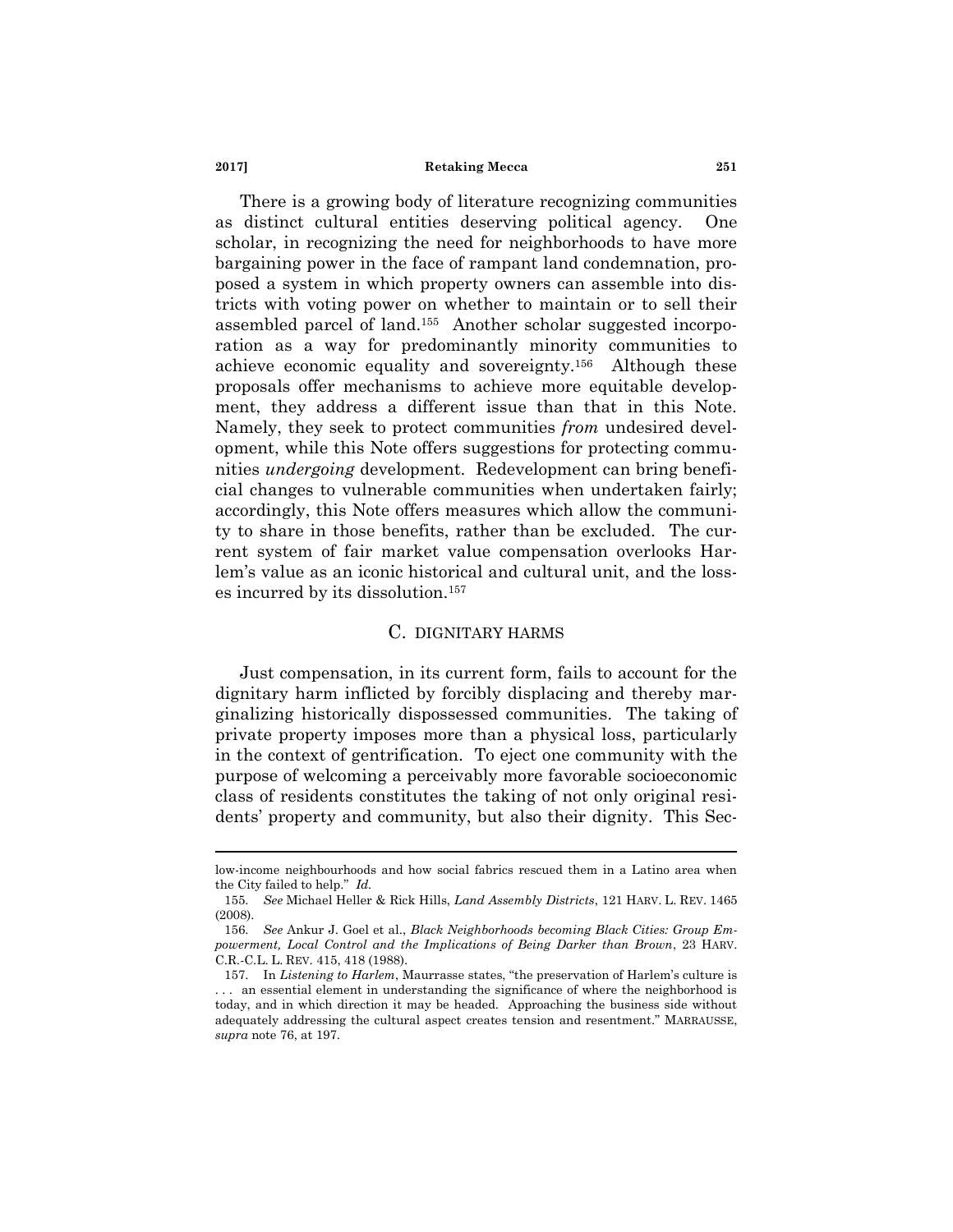There is a growing body of literature recognizing communities as distinct cultural entities deserving political agency. One scholar, in recognizing the need for neighborhoods to have more bargaining power in the face of rampant land condemnation, proposed a system in which property owners can assemble into districts with voting power on whether to maintain or to sell their assembled parcel of land.[155] Another scholar suggested incorporation as a way for predominantly minority communities to achieve economic equality and sovereignty.[156] Although these proposals offer mechanisms to achieve more equitable development, they address a different issue than that in this Note. Namely, they seek to protect communities *from* undesired development, while this Note offers suggestions for protecting communities *undergoing* development. Redevelopment can bring beneficial changes to vulnerable communities when undertaken fairly; accordingly, this Note offers measures which allow the community to share in those benefits, rather than be excluded. The current system of fair market value compensation overlooks Harlem's value as an iconic historical and cultural unit, and the losses incurred by its dissolution.[157]

## C. DIGNITARY HARMS

Just compensation, in its current form, fails to account for the dignitary harm inflicted by forcibly displacing and thereby marginalizing historically dispossessed communities. The taking of private property imposes more than a physical loss, particularly in the context of gentrification. To eject one community with the purpose of welcoming a perceivably more favorable socioeconomic class of residents constitutes the taking of not only original residents' property and community, but also their dignity. This Sec-

---

low-income neighbourhoods and how social fabrics rescued them in a Latino area when the City failed to help." *Id.*

155. *See* Michael Heller & Rick Hills, *Land Assembly Districts*, 121 HARV. L. REV. 1465 (2008).

156. *See* Ankur J. Goel et al., *Black Neighborhoods becoming Black Cities: Group Empowerment, Local Control and the Implications of Being Darker than Brown*, 23 HARV. C.R.-C.L. L. REV. 415, 418 (1988).

157. In *Listening to Harlem*, Maurrasse states, "the preservation of Harlem's culture is . . . an essential element in understanding the significance of where the neighborhood is today, and in which direction it may be headed. Approaching the business side without adequately addressing the cultural aspect creates tension and resentment." MARRAUSSE, *supra* note 76, at 197.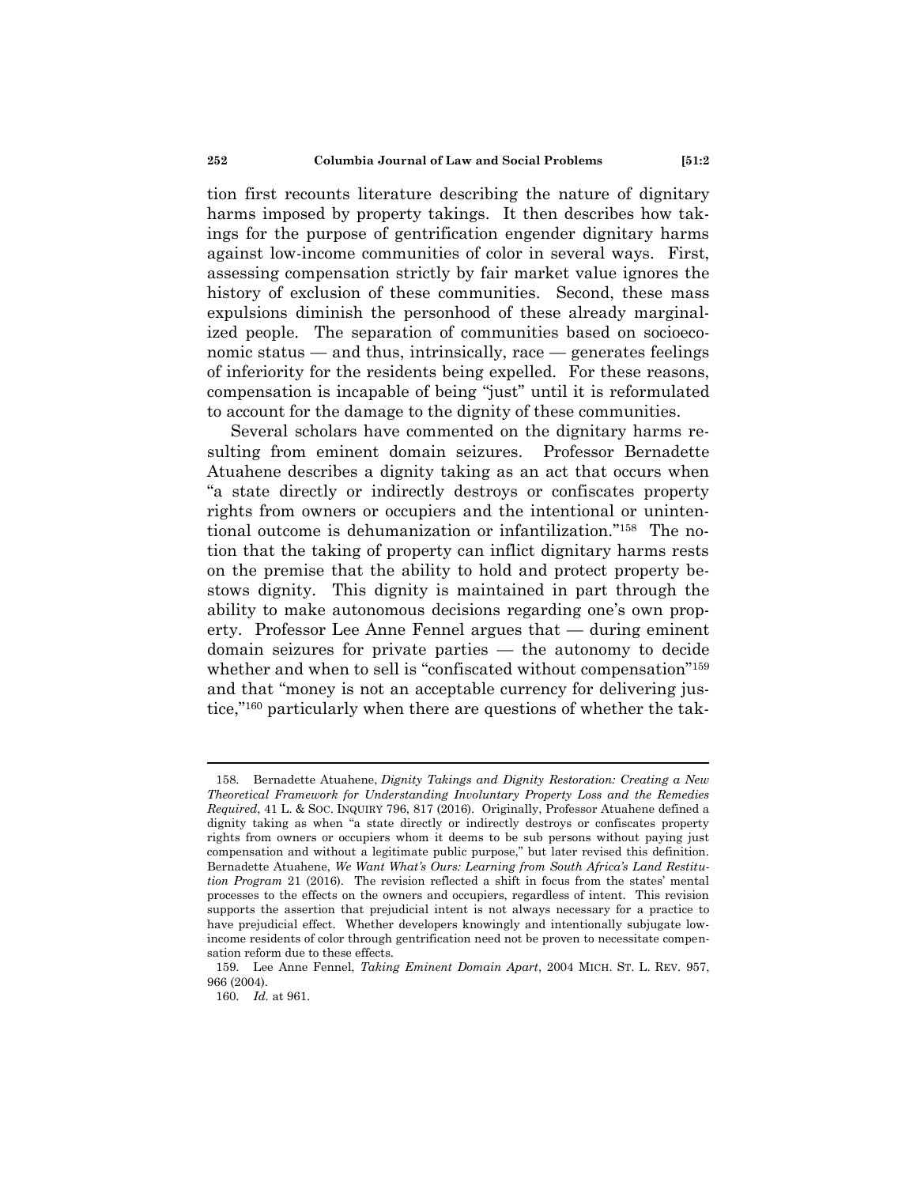tion first recounts literature describing the nature of dignitary harms imposed by property takings. It then describes how takings for the purpose of gentrification engender dignitary harms against low-income communities of color in several ways. First, assessing compensation strictly by fair market value ignores the history of exclusion of these communities. Second, these mass expulsions diminish the personhood of these already marginalized people. The separation of communities based on socioeconomic status — and thus, intrinsically, race — generates feelings of inferiority for the residents being expelled. For these reasons, compensation is incapable of being "just" until it is reformulated to account for the damage to the dignity of these communities.

Several scholars have commented on the dignitary harms resulting from eminent domain seizures. Professor Bernadette Atuahene describes a dignity taking as an act that occurs when "a state directly or indirectly destroys or confiscates property rights from owners or occupiers and the intentional or unintentional outcome is dehumanization or infantilization."[158] The notion that the taking of property can inflict dignitary harms rests on the premise that the ability to hold and protect property bestows dignity. This dignity is maintained in part through the ability to make autonomous decisions regarding one's own property. Professor Lee Anne Fennel argues that — during eminent domain seizures for private parties — the autonomy to decide whether and when to sell is "confiscated without compensation"[159] and that "money is not an acceptable currency for delivering justice,"[160] particularly when there are questions of whether the tak-

---

158. Bernadette Atuahene, *Dignity Takings and Dignity Restoration: Creating a New Theoretical Framework for Understanding Involuntary Property Loss and the Remedies Required*, 41 L. & SOC. INQUIRY 796, 817 (2016). Originally, Professor Atuahene defined a dignity taking as when "a state directly or indirectly destroys or confiscates property rights from owners or occupiers whom it deems to be sub persons without paying just compensation and without a legitimate public purpose," but later revised this definition. Bernadette Atuahene, *We Want What's Ours: Learning from South Africa's Land Restitution Program* 21 (2016). The revision reflected a shift in focus from the states' mental processes to the effects on the owners and occupiers, regardless of intent. This revision supports the assertion that prejudicial intent is not always necessary for a practice to have prejudicial effect. Whether developers knowingly and intentionally subjugate low-income residents of color through gentrification need not be proven to necessitate compensation reform due to these effects.

159. Lee Anne Fennel, *Taking Eminent Domain Apart*, 2004 MICH. ST. L. REV. 957, 966 (2004).

160. *Id.* at 961.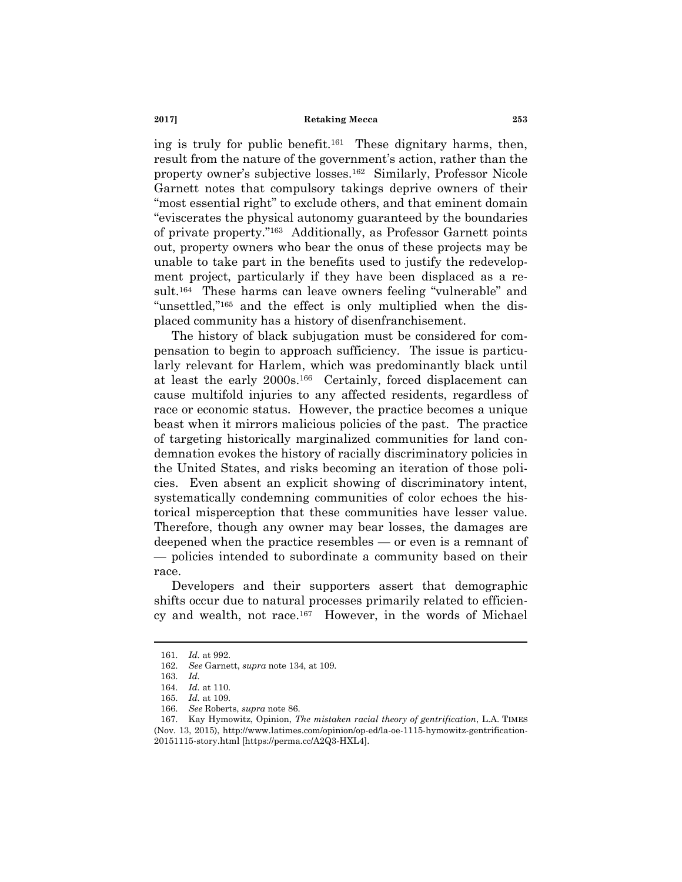ing is truly for public benefit.[161] These dignitary harms, then, result from the nature of the government's action, rather than the property owner's subjective losses.[162] Similarly, Professor Nicole Garnett notes that compulsory takings deprive owners of their "most essential right" to exclude others, and that eminent domain "eviscerates the physical autonomy guaranteed by the boundaries of private property."[163] Additionally, as Professor Garnett points out, property owners who bear the onus of these projects may be unable to take part in the benefits used to justify the redevelopment project, particularly if they have been displaced as a result.[164] These harms can leave owners feeling "vulnerable" and "unsettled,"[165] and the effect is only multiplied when the displaced community has a history of disenfranchisement.

The history of black subjugation must be considered for compensation to begin to approach sufficiency. The issue is particularly relevant for Harlem, which was predominantly black until at least the early 2000s.[166] Certainly, forced displacement can cause multifold injuries to any affected residents, regardless of race or economic status. However, the practice becomes a unique beast when it mirrors malicious policies of the past. The practice of targeting historically marginalized communities for land condemnation evokes the history of racially discriminatory policies in the United States, and risks becoming an iteration of those policies. Even absent an explicit showing of discriminatory intent, systematically condemning communities of color echoes the historical misperception that these communities have lesser value. Therefore, though any owner may bear losses, the damages are deepened when the practice resembles — or even is a remnant of — policies intended to subordinate a community based on their race.

Developers and their supporters assert that demographic shifts occur due to natural processes primarily related to efficiency and wealth, not race.[167] However, in the words of Michael

---

161. *Id.* at 992.

162. *See* Garnett, *supra* note 134, at 109.

163. *Id.*

164. *Id.* at 110.

165. *Id.* at 109.

166. *See* Roberts, *supra* note 86.

167. Kay Hymowitz, Opinion, *The mistaken racial theory of gentrification*, L.A. TIMES (Nov. 13, 2015), http://www.latimes.com/opinion/op-ed/la-oe-1115-hymowitz-gentrification-20151115-story.html [https://perma.cc/A2Q3-HXL4].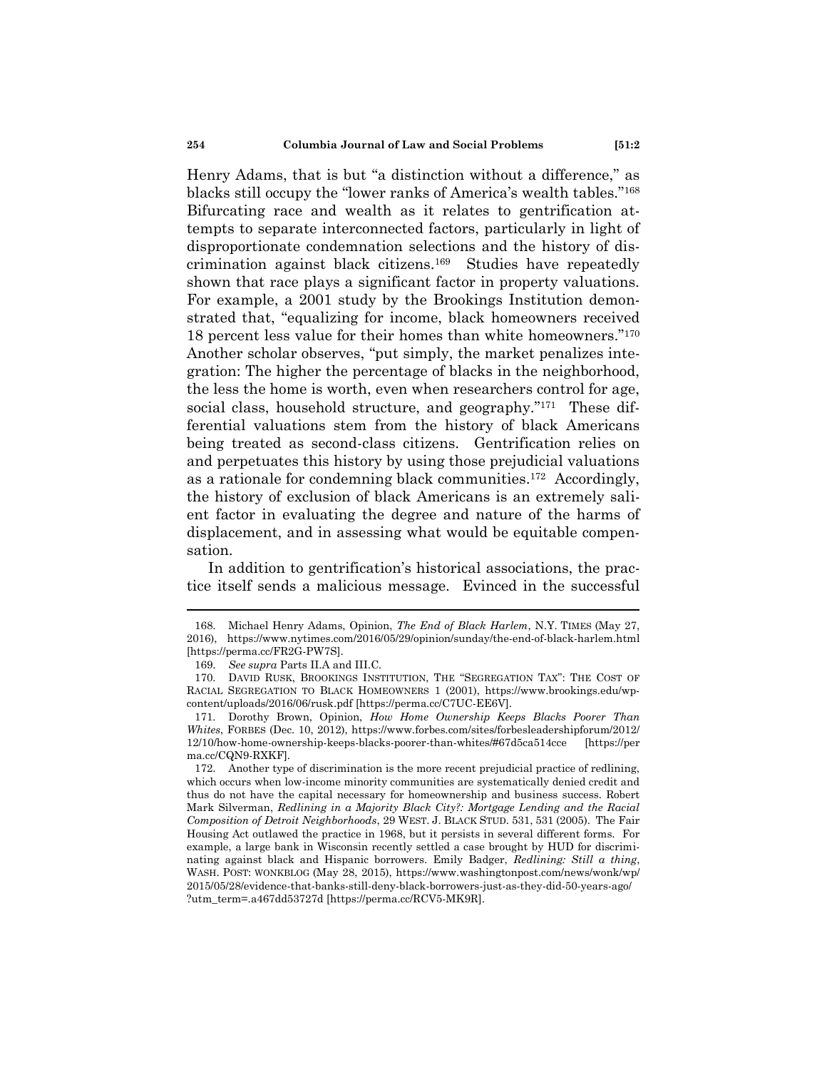Henry Adams, that is but "a distinction without a difference," as blacks still occupy the "lower ranks of America's wealth tables."[168] Bifurcating race and wealth as it relates to gentrification attempts to separate interconnected factors, particularly in light of disproportionate condemnation selections and the history of discrimination against black citizens.[169] Studies have repeatedly shown that race plays a significant factor in property valuations. For example, a 2001 study by the Brookings Institution demonstrated that, "equalizing for income, black homeowners received 18 percent less value for their homes than white homeowners."[170] Another scholar observes, "put simply, the market penalizes integration: The higher the percentage of blacks in the neighborhood, the less the home is worth, even when researchers control for age, social class, household structure, and geography."[171] These differential valuations stem from the history of black Americans being treated as second-class citizens. Gentrification relies on and perpetuates this history by using those prejudicial valuations as a rationale for condemning black communities.[172] Accordingly, the history of exclusion of black Americans is an extremely salient factor in evaluating the degree and nature of the harms of displacement, and in assessing what would be equitable compensation.

In addition to gentrification's historical associations, the practice itself sends a malicious message. Evinced in the successful

---

168. Michael Henry Adams, Opinion, *The End of Black Harlem*, N.Y. TIMES (May 27, 2016), https://www.nytimes.com/2016/05/29/opinion/sunday/the-end-of-black-harlem.html [https://perma.cc/FR2G-PW7S].

169. *See supra* Parts II.A and III.C.

170. DAVID RUSK, BROOKINGS INSTITUTION, THE "SEGREGATION TAX": THE COST OF RACIAL SEGREGATION TO BLACK HOMEOWNERS 1 (2001), https://www.brookings.edu/wp-content/uploads/2016/06/rusk.pdf [https://perma.cc/C7UC-EE6V].

171. Dorothy Brown, Opinion, *How Home Ownership Keeps Blacks Poorer Than Whites*, FORBES (Dec. 10, 2012), https://www.forbes.com/sites/forbesleadershipforum/2012/12/10/how-home-ownership-keeps-blacks-poorer-than-whites/#67d5ca514cce [https://perma.cc/CQN9-RXKF].

172. Another type of discrimination is the more recent prejudicial practice of redlining, which occurs when low-income minority communities are systematically denied credit and thus do not have the capital necessary for homeownership and business success. Robert Mark Silverman, *Redlining in a Majority Black City?: Mortgage Lending and the Racial Composition of Detroit Neighborhoods*, 29 WEST. J. BLACK STUD. 531, 531 (2005). The Fair Housing Act outlawed the practice in 1968, but it persists in several different forms. For example, a large bank in Wisconsin recently settled a case brought by HUD for discriminating against black and Hispanic borrowers. Emily Badger, *Redlining: Still a thing*, WASH. POST: WONKBLOG (May 28, 2015), https://www.washingtonpost.com/news/wonk/wp/2015/05/28/evidence-that-banks-still-deny-black-borrowers-just-as-they-did-50-years-ago/?utm_term=.a467dd53727d [https://perma.cc/RCV5-MK9R].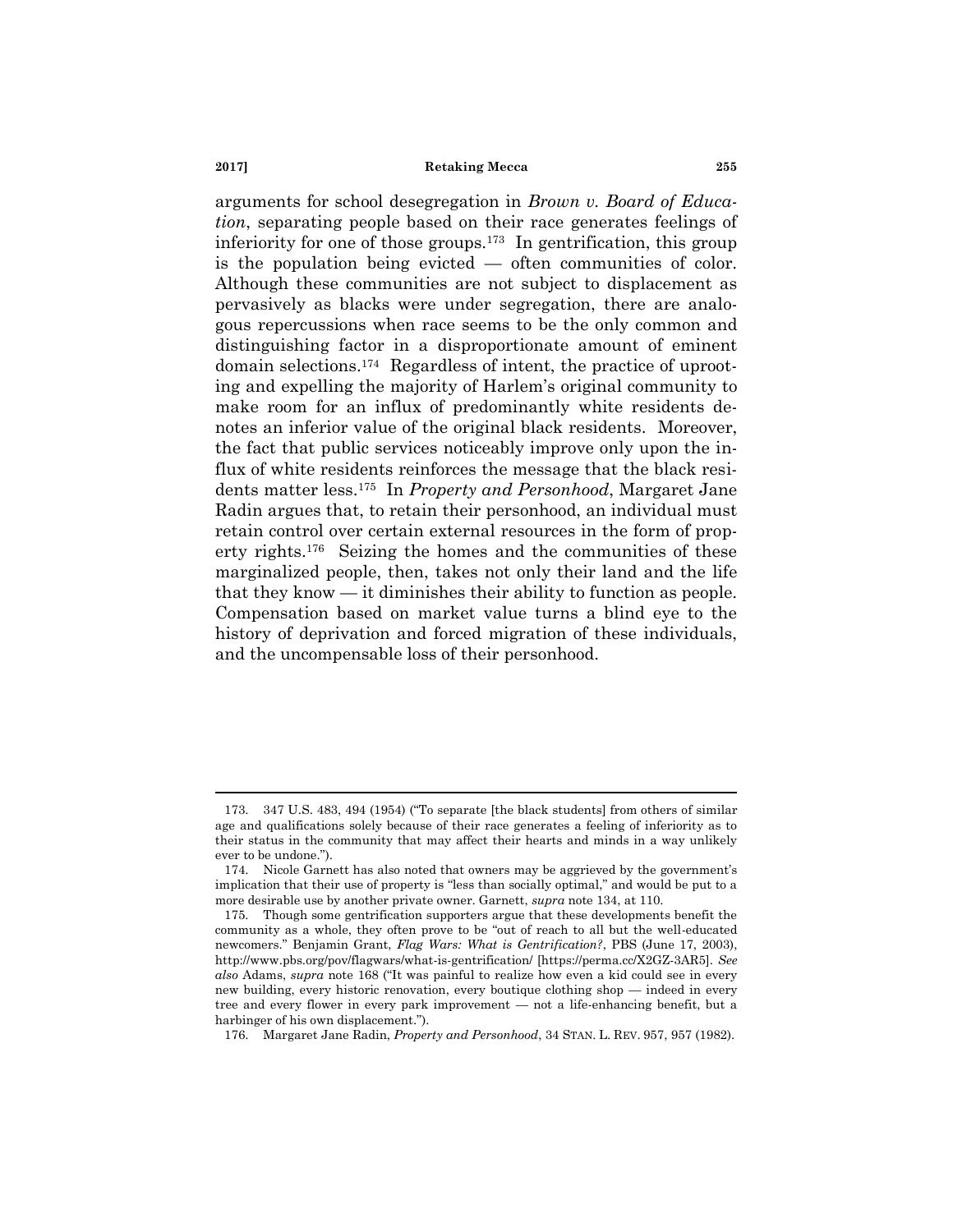arguments for school desegregation in *Brown v. Board of Education*, separating people based on their race generates feelings of inferiority for one of those groups.[173] In gentrification, this group is the population being evicted — often communities of color. Although these communities are not subject to displacement as pervasively as blacks were under segregation, there are analogous repercussions when race seems to be the only common and distinguishing factor in a disproportionate amount of eminent domain selections.[174] Regardless of intent, the practice of uprooting and expelling the majority of Harlem's original community to make room for an influx of predominantly white residents denotes an inferior value of the original black residents. Moreover, the fact that public services noticeably improve only upon the influx of white residents reinforces the message that the black residents matter less.[175] In *Property and Personhood*, Margaret Jane Radin argues that, to retain their personhood, an individual must retain control over certain external resources in the form of property rights.[176] Seizing the homes and the communities of these marginalized people, then, takes not only their land and the life that they know — it diminishes their ability to function as people. Compensation based on market value turns a blind eye to the history of deprivation and forced migration of these individuals, and the uncompensable loss of their personhood.

---

173. 347 U.S. 483, 494 (1954) ("To separate [the black students] from others of similar age and qualifications solely because of their race generates a feeling of inferiority as to their status in the community that may affect their hearts and minds in a way unlikely ever to be undone.").

174. Nicole Garnett has also noted that owners may be aggrieved by the government's implication that their use of property is "less than socially optimal," and would be put to a more desirable use by another private owner. Garnett, *supra* note 134, at 110.

175. Though some gentrification supporters argue that these developments benefit the community as a whole, they often prove to be "out of reach to all but the well-educated newcomers." Benjamin Grant, *Flag Wars: What is Gentrification?*, PBS (June 17, 2003), http://www.pbs.org/pov/flagwars/what-is-gentrification/ [https://perma.cc/X2GZ-3AR5]. *See also* Adams, *supra* note 168 ("It was painful to realize how even a kid could see in every new building, every historic renovation, every boutique clothing shop — indeed in every tree and every flower in every park improvement — not a life-enhancing benefit, but a harbinger of his own displacement.").

176. Margaret Jane Radin, *Property and Personhood*, 34 STAN. L. REV. 957, 957 (1982).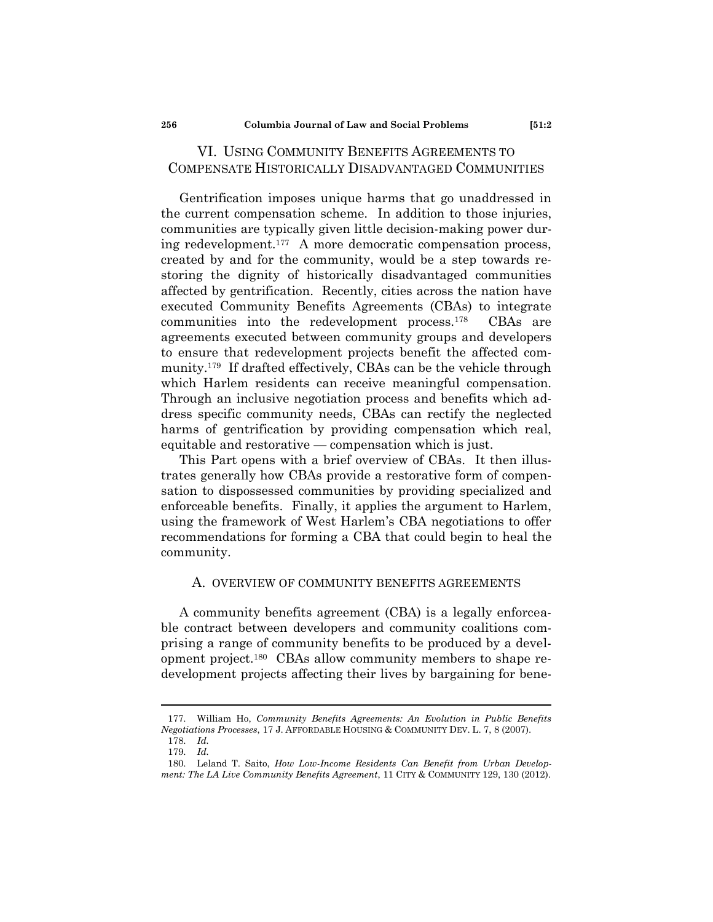## VI. USING COMMUNITY BENEFITS AGREEMENTS TO COMPENSATE HISTORICALLY DISADVANTAGED COMMUNITIES

Gentrification imposes unique harms that go unaddressed in the current compensation scheme. In addition to those injuries, communities are typically given little decision-making power during redevelopment.[177] A more democratic compensation process, created by and for the community, would be a step towards restoring the dignity of historically disadvantaged communities affected by gentrification. Recently, cities across the nation have executed Community Benefits Agreements (CBAs) to integrate communities into the redevelopment process.[178] CBAs are agreements executed between community groups and developers to ensure that redevelopment projects benefit the affected community.[179] If drafted effectively, CBAs can be the vehicle through which Harlem residents can receive meaningful compensation. Through an inclusive negotiation process and benefits which address specific community needs, CBAs can rectify the neglected harms of gentrification by providing compensation which real, equitable and restorative — compensation which is just.

This Part opens with a brief overview of CBAs. It then illustrates generally how CBAs provide a restorative form of compensation to dispossessed communities by providing specialized and enforceable benefits. Finally, it applies the argument to Harlem, using the framework of West Harlem's CBA negotiations to offer recommendations for forming a CBA that could begin to heal the community.

### A. OVERVIEW OF COMMUNITY BENEFITS AGREEMENTS

A community benefits agreement (CBA) is a legally enforceable contract between developers and community coalitions comprising a range of community benefits to be produced by a development project.[180] CBAs allow community members to shape redevelopment projects affecting their lives by bargaining for bene-

---

177. William Ho, *Community Benefits Agreements: An Evolution in Public Benefits Negotiations Processes*, 17 J. AFFORDABLE HOUSING & COMMUNITY DEV. L. 7, 8 (2007).

178. *Id.*

179. *Id.*

180. Leland T. Saito, *How Low-Income Residents Can Benefit from Urban Development: The LA Live Community Benefits Agreement*, 11 CITY & COMMUNITY 129, 130 (2012).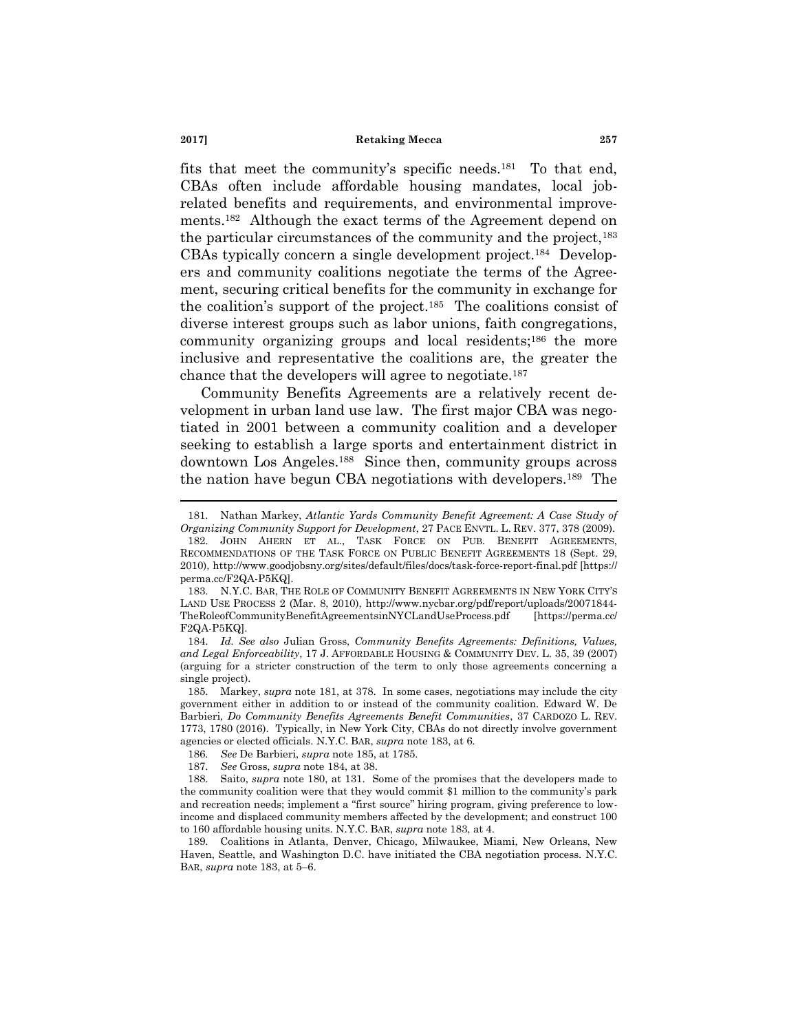fits that meet the community's specific needs.[181] To that end, CBAs often include affordable housing mandates, local job-related benefits and requirements, and environmental improvements.[182] Although the exact terms of the Agreement depend on the particular circumstances of the community and the project,[183] CBAs typically concern a single development project.[184] Developers and community coalitions negotiate the terms of the Agreement, securing critical benefits for the community in exchange for the coalition's support of the project.[185] The coalitions consist of diverse interest groups such as labor unions, faith congregations, community organizing groups and local residents;[186] the more inclusive and representative the coalitions are, the greater the chance that the developers will agree to negotiate.[187]

Community Benefits Agreements are a relatively recent development in urban land use law. The first major CBA was negotiated in 2001 between a community coalition and a developer seeking to establish a large sports and entertainment district in downtown Los Angeles.[188] Since then, community groups across the nation have begun CBA negotiations with developers.[189] The

---

181. Nathan Markey, *Atlantic Yards Community Benefit Agreement: A Case Study of Organizing Community Support for Development*, 27 PACE ENVTL. L. REV. 377, 378 (2009).

182. JOHN AHERN ET AL., TASK FORCE ON PUB. BENEFIT AGREEMENTS, RECOMMENDATIONS OF THE TASK FORCE ON PUBLIC BENEFIT AGREEMENTS 18 (Sept. 29, 2010), http://www.goodjobsny.org/sites/default/files/docs/task-force-report-final.pdf [https://perma.cc/F2QA-P5KQ].

183. N.Y.C. BAR, THE ROLE OF COMMUNITY BENEFIT AGREEMENTS IN NEW YORK CITY'S LAND USE PROCESS 2 (Mar. 8, 2010), http://www.nycbar.org/pdf/report/uploads/20071844-TheRoleofCommunityBenefitAgreementsinNYCLandUseProcess.pdf [https://perma.cc/F2QA-P5KQ].

184. *Id. See also* Julian Gross, *Community Benefits Agreements: Definitions, Values, and Legal Enforceability*, 17 J. AFFORDABLE HOUSING & COMMUNITY DEV. L. 35, 39 (2007) (arguing for a stricter construction of the term to only those agreements concerning a single project).

185. Markey, *supra* note 181, at 378. In some cases, negotiations may include the city government either in addition to or instead of the community coalition. Edward W. De Barbieri, *Do Community Benefits Agreements Benefit Communities*, 37 CARDOZO L. REV. 1773, 1780 (2016). Typically, in New York City, CBAs do not directly involve government agencies or elected officials. N.Y.C. BAR, *supra* note 183, at 6.

186. *See* De Barbieri, *supra* note 185, at 1785.

187. *See* Gross, *supra* note 184, at 38.

188. Saito, *supra* note 180, at 131. Some of the promises that the developers made to the community coalition were that they would commit $1 million to the community's park and recreation needs; implement a "first source" hiring program, giving preference to low-income and displaced community members affected by the development; and construct 100 to 160 affordable housing units. N.Y.C. BAR, *supra* note 183, at 4.

189. Coalitions in Atlanta, Denver, Chicago, Milwaukee, Miami, New Orleans, New Haven, Seattle, and Washington D.C. have initiated the CBA negotiation process. N.Y.C. BAR, *supra* note 183, at 5–6.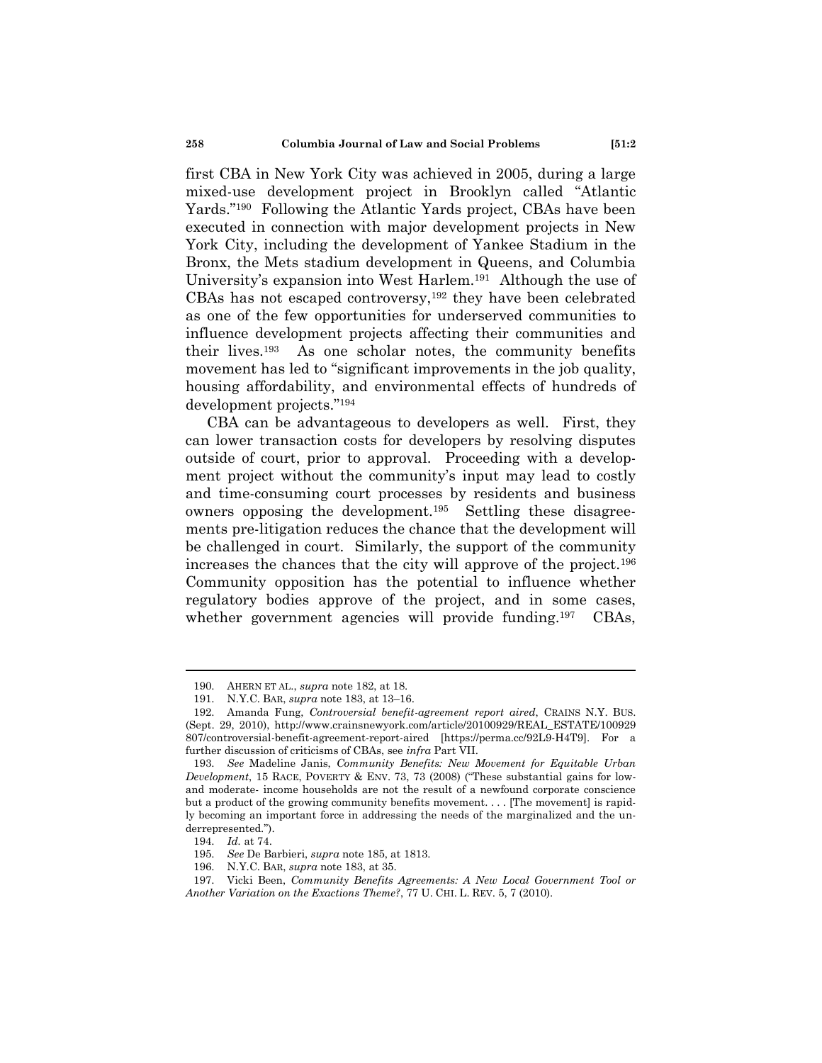first CBA in New York City was achieved in 2005, during a large mixed-use development project in Brooklyn called "Atlantic Yards."[190] Following the Atlantic Yards project, CBAs have been executed in connection with major development projects in New York City, including the development of Yankee Stadium in the Bronx, the Mets stadium development in Queens, and Columbia University's expansion into West Harlem.[191] Although the use of CBAs has not escaped controversy,[192] they have been celebrated as one of the few opportunities for underserved communities to influence development projects affecting their communities and their lives.[193] As one scholar notes, the community benefits movement has led to "significant improvements in the job quality, housing affordability, and environmental effects of hundreds of development projects."[194]

CBA can be advantageous to developers as well. First, they can lower transaction costs for developers by resolving disputes outside of court, prior to approval. Proceeding with a development project without the community's input may lead to costly and time-consuming court processes by residents and business owners opposing the development.[195] Settling these disagreements pre-litigation reduces the chance that the development will be challenged in court. Similarly, the support of the community increases the chances that the city will approve of the project.[196] Community opposition has the potential to influence whether regulatory bodies approve of the project, and in some cases, whether government agencies will provide funding.[197] CBAs,

---

190. AHERN ET AL., *supra* note 182, at 18.

191. N.Y.C. BAR, *supra* note 183, at 13–16.

192. Amanda Fung, *Controversial benefit-agreement report aired*, CRAINS N.Y. BUS. (Sept. 29, 2010), http://www.crainsnewyork.com/article/20100929/REAL_ESTATE/100929807/controversial-benefit-agreement-report-aired [https://perma.cc/92L9-H4T9]. For a further discussion of criticisms of CBAs, see *infra* Part VII.

193. *See* Madeline Janis, *Community Benefits: New Movement for Equitable Urban Development*, 15 RACE, POVERTY & ENV. 73, 73 (2008) ("These substantial gains for low- and moderate- income households are not the result of a newfound corporate conscience but a product of the growing community benefits movement. . . . [The movement] is rapidly becoming an important force in addressing the needs of the marginalized and the underrepresented.").

194. *Id.* at 74.

195. *See* De Barbieri, *supra* note 185, at 1813.

196. N.Y.C. BAR, *supra* note 183, at 35.

197. Vicki Been, *Community Benefits Agreements: A New Local Government Tool or Another Variation on the Exactions Theme?*, 77 U. CHI. L. REV. 5, 7 (2010).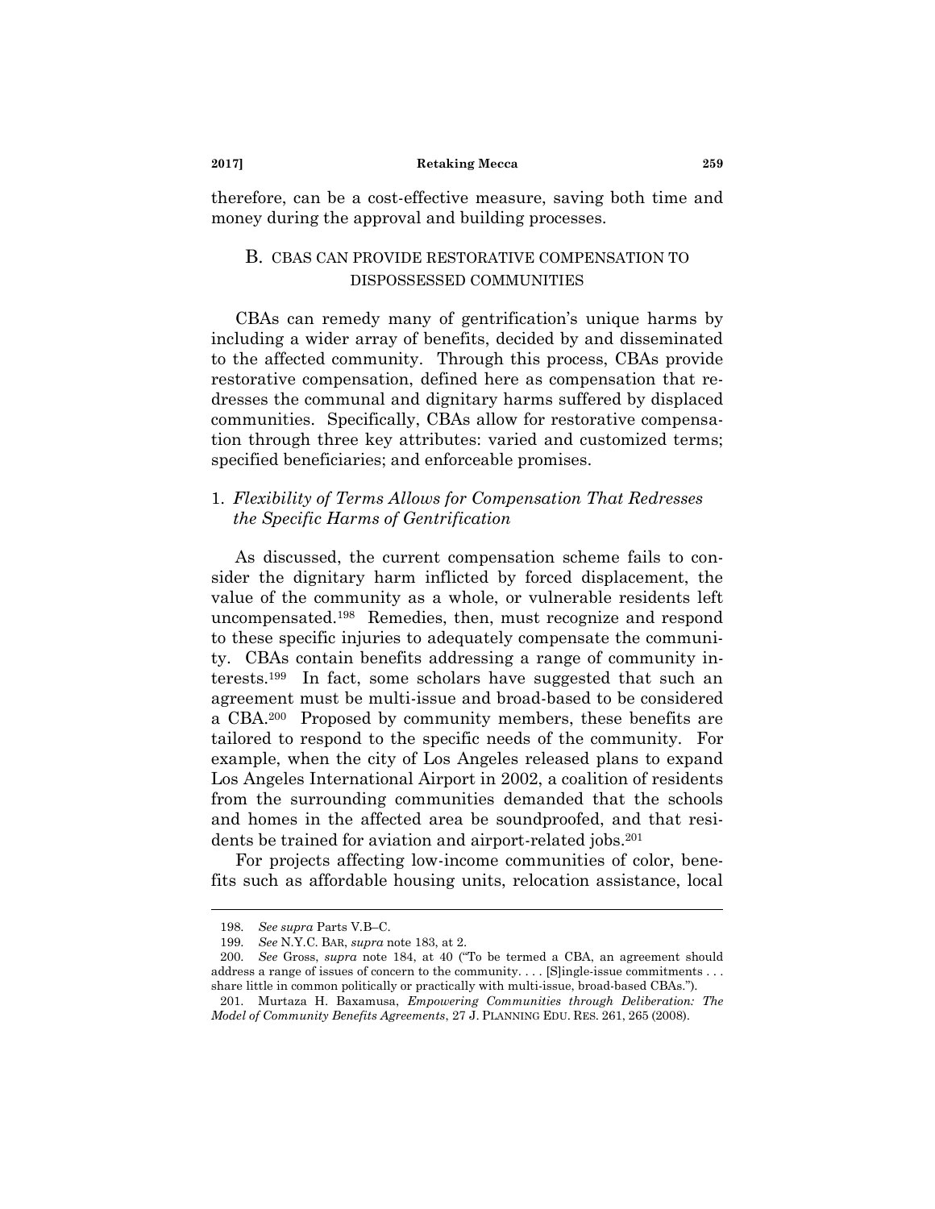therefore, can be a cost-effective measure, saving both time and money during the approval and building processes.

## B. CBAS CAN PROVIDE RESTORATIVE COMPENSATION TO DISPOSSESSED COMMUNITIES

CBAs can remedy many of gentrification's unique harms by including a wider array of benefits, decided by and disseminated to the affected community. Through this process, CBAs provide restorative compensation, defined here as compensation that redresses the communal and dignitary harms suffered by displaced communities. Specifically, CBAs allow for restorative compensation through three key attributes: varied and customized terms; specified beneficiaries; and enforceable promises.

### 1. *Flexibility of Terms Allows for Compensation That Redresses the Specific Harms of Gentrification*

As discussed, the current compensation scheme fails to consider the dignitary harm inflicted by forced displacement, the value of the community as a whole, or vulnerable residents left uncompensated.[198] Remedies, then, must recognize and respond to these specific injuries to adequately compensate the community. CBAs contain benefits addressing a range of community interests.[199] In fact, some scholars have suggested that such an agreement must be multi-issue and broad-based to be considered a CBA.[200] Proposed by community members, these benefits are tailored to respond to the specific needs of the community. For example, when the city of Los Angeles released plans to expand Los Angeles International Airport in 2002, a coalition of residents from the surrounding communities demanded that the schools and homes in the affected area be soundproofed, and that residents be trained for aviation and airport-related jobs.[201]

For projects affecting low-income communities of color, benefits such as affordable housing units, relocation assistance, local

---

198. *See supra* Parts V.B–C.

199. *See* N.Y.C. BAR, *supra* note 183, at 2.

200. *See* Gross, *supra* note 184, at 40 ("To be termed a CBA, an agreement should address a range of issues of concern to the community. . . . [S]ingle-issue commitments . . . share little in common politically or practically with multi-issue, broad-based CBAs.").

201. Murtaza H. Baxamusa, *Empowering Communities through Deliberation: The Model of Community Benefits Agreements*, 27 J. PLANNING EDU. RES. 261, 265 (2008).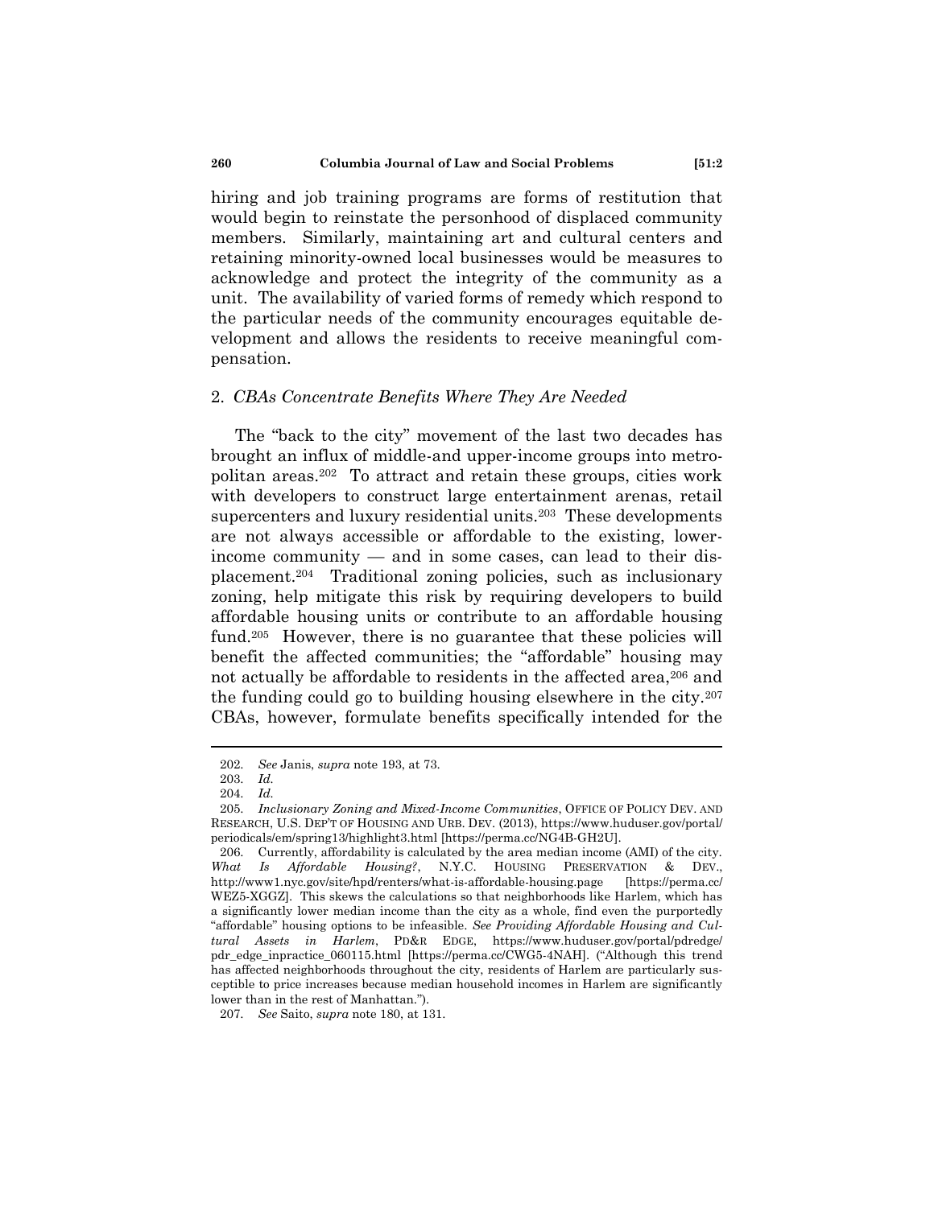hiring and job training programs are forms of restitution that would begin to reinstate the personhood of displaced community members. Similarly, maintaining art and cultural centers and retaining minority-owned local businesses would be measures to acknowledge and protect the integrity of the community as a unit. The availability of varied forms of remedy which respond to the particular needs of the community encourages equitable development and allows the residents to receive meaningful compensation.

### 2. *CBAs Concentrate Benefits Where They Are Needed*

The "back to the city" movement of the last two decades has brought an influx of middle-and upper-income groups into metropolitan areas.[202] To attract and retain these groups, cities work with developers to construct large entertainment arenas, retail supercenters and luxury residential units.[203] These developments are not always accessible or affordable to the existing, lower-income community — and in some cases, can lead to their displacement.[204] Traditional zoning policies, such as inclusionary zoning, help mitigate this risk by requiring developers to build affordable housing units or contribute to an affordable housing fund.[205] However, there is no guarantee that these policies will benefit the affected communities; the "affordable" housing may not actually be affordable to residents in the affected area,[206] and the funding could go to building housing elsewhere in the city.[207] CBAs, however, formulate benefits specifically intended for the

---

202. *See* Janis, *supra* note 193, at 73.

203. *Id.*

204. *Id.*

205. *Inclusionary Zoning and Mixed-Income Communities*, OFFICE OF POLICY DEV. AND RESEARCH, U.S. DEP'T OF HOUSING AND URB. DEV. (2013), https://www.huduser.gov/portal/periodicals/em/spring13/highlight3.html [https://perma.cc/NG4B-GH2U].

206. Currently, affordability is calculated by the area median income (AMI) of the city. *What Is Affordable Housing?*, N.Y.C. HOUSING PRESERVATION & DEV., http://www1.nyc.gov/site/hpd/renters/what-is-affordable-housing.page [https://perma.cc/WEZ5-XGGZ]. This skews the calculations so that neighborhoods like Harlem, which has a significantly lower median income than the city as a whole, find even the purportedly "affordable" housing options to be infeasible. *See Providing Affordable Housing and Cultural Assets in Harlem*, PD&R EDGE, https://www.huduser.gov/portal/pdredge/pdr_edge_inpractice_060115.html [https://perma.cc/CWG5-4NAH]. ("Although this trend has affected neighborhoods throughout the city, residents of Harlem are particularly susceptible to price increases because median household incomes in Harlem are significantly lower than in the rest of Manhattan.").

207. *See* Saito, *supra* note 180, at 131.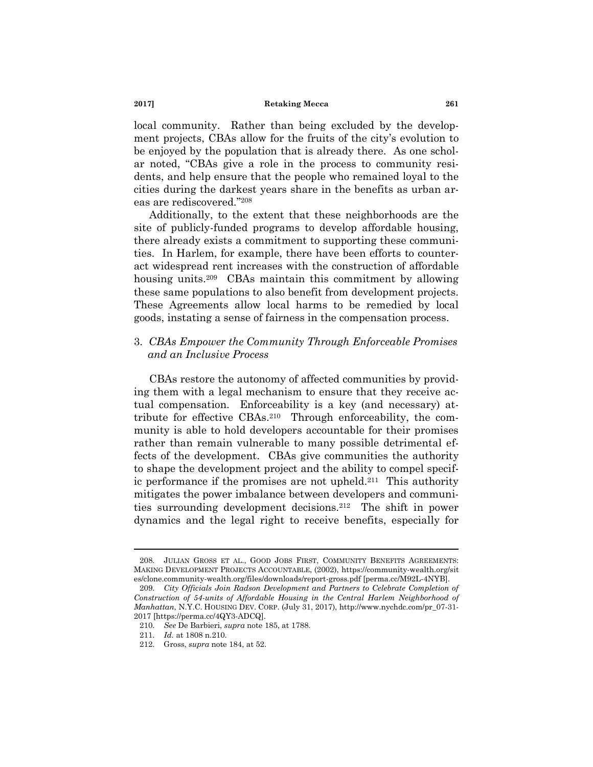local community. Rather than being excluded by the development projects, CBAs allow for the fruits of the city's evolution to be enjoyed by the population that is already there. As one scholar noted, "CBAs give a role in the process to community residents, and help ensure that the people who remained loyal to the cities during the darkest years share in the benefits as urban areas are rediscovered."[208]

Additionally, to the extent that these neighborhoods are the site of publicly-funded programs to develop affordable housing, there already exists a commitment to supporting these communities. In Harlem, for example, there have been efforts to counteract widespread rent increases with the construction of affordable housing units.[209] CBAs maintain this commitment by allowing these same populations to also benefit from development projects. These Agreements allow local harms to be remedied by local goods, instating a sense of fairness in the compensation process.

### 3. *CBAs Empower the Community Through Enforceable Promises and an Inclusive Process*

CBAs restore the autonomy of affected communities by providing them with a legal mechanism to ensure that they receive actual compensation. Enforceability is a key (and necessary) attribute for effective CBAs.[210] Through enforceability, the community is able to hold developers accountable for their promises rather than remain vulnerable to many possible detrimental effects of the development. CBAs give communities the authority to shape the development project and the ability to compel specific performance if the promises are not upheld.[211] This authority mitigates the power imbalance between developers and communities surrounding development decisions.[212] The shift in power dynamics and the legal right to receive benefits, especially for

---

208. JULIAN GROSS ET AL., GOOD JOBS FIRST, COMMUNITY BENEFITS AGREEMENTS: MAKING DEVELOPMENT PROJECTS ACCOUNTABLE, (2002), https://community-wealth.org/sites/clone.community-wealth.org/files/downloads/report-gross.pdf [perma.cc/M92L-4NYB].

209. *City Officials Join Radson Development and Partners to Celebrate Completion of Construction of 54-units of Affordable Housing in the Central Harlem Neighborhood of Manhattan*, N.Y.C. HOUSING DEV. CORP. (July 31, 2017), http://www.nychdc.com/pr_07-31-2017 [https://perma.cc/4QY3-ADCQ].

210. *See* De Barbieri, *supra* note 185, at 1788.

211. *Id.* at 1808 n.210.

212. Gross, *supra* note 184, at 52.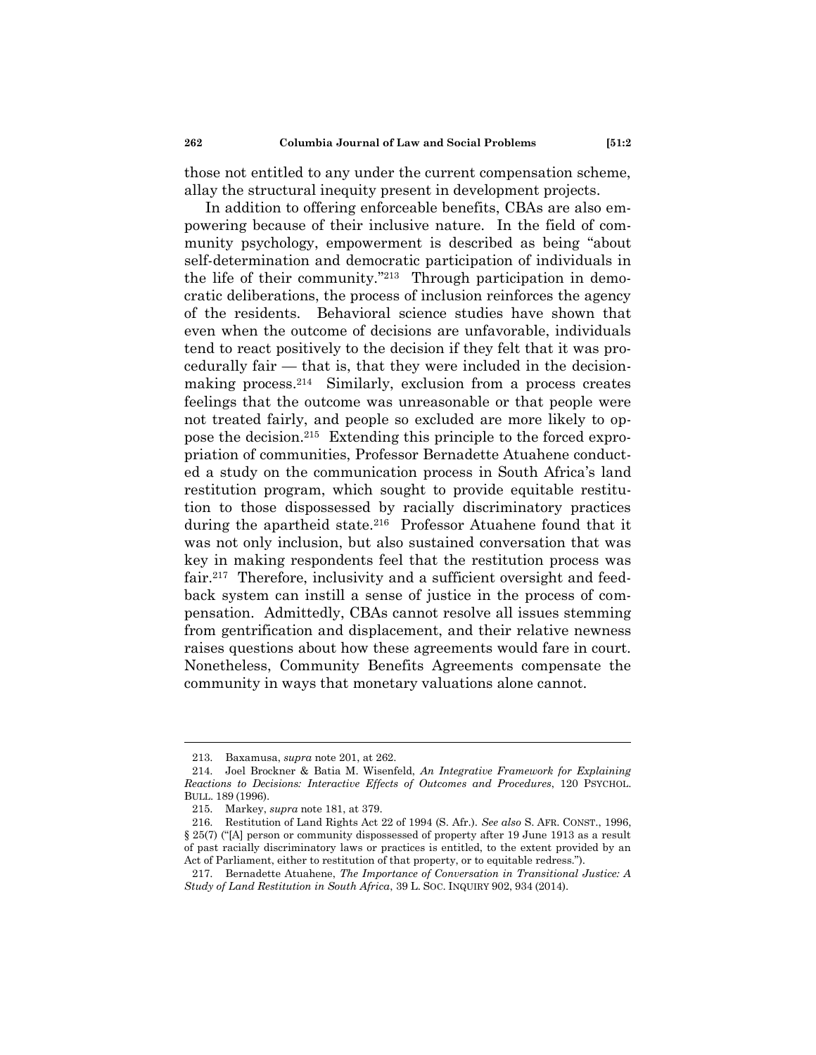those not entitled to any under the current compensation scheme, allay the structural inequity present in development projects.

In addition to offering enforceable benefits, CBAs are also empowering because of their inclusive nature. In the field of community psychology, empowerment is described as being "about self-determination and democratic participation of individuals in the life of their community."[213] Through participation in democratic deliberations, the process of inclusion reinforces the agency of the residents. Behavioral science studies have shown that even when the outcome of decisions are unfavorable, individuals tend to react positively to the decision if they felt that it was procedurally fair — that is, that they were included in the decision-making process.[214] Similarly, exclusion from a process creates feelings that the outcome was unreasonable or that people were not treated fairly, and people so excluded are more likely to oppose the decision.[215] Extending this principle to the forced expropriation of communities, Professor Bernadette Atuahene conducted a study on the communication process in South Africa's land restitution program, which sought to provide equitable restitution to those dispossessed by racially discriminatory practices during the apartheid state.[216] Professor Atuahene found that it was not only inclusion, but also sustained conversation that was key in making respondents feel that the restitution process was fair.[217] Therefore, inclusivity and a sufficient oversight and feedback system can instill a sense of justice in the process of compensation. Admittedly, CBAs cannot resolve all issues stemming from gentrification and displacement, and their relative newness raises questions about how these agreements would fare in court. Nonetheless, Community Benefits Agreements compensate the community in ways that monetary valuations alone cannot.

---

213. Baxamusa, *supra* note 201, at 262.

214. Joel Brockner & Batia M. Wisenfeld, *An Integrative Framework for Explaining Reactions to Decisions: Interactive Effects of Outcomes and Procedures*, 120 PSYCHOL. BULL. 189 (1996).

215. Markey, *supra* note 181, at 379.

216. Restitution of Land Rights Act 22 of 1994 (S. Afr.). *See also* S. AFR. CONST., 1996, § 25(7) ("[A] person or community dispossessed of property after 19 June 1913 as a result of past racially discriminatory laws or practices is entitled, to the extent provided by an Act of Parliament, either to restitution of that property, or to equitable redress.").

217. Bernadette Atuahene, *The Importance of Conversation in Transitional Justice: A Study of Land Restitution in South Africa*, 39 L. SOC. INQUIRY 902, 934 (2014).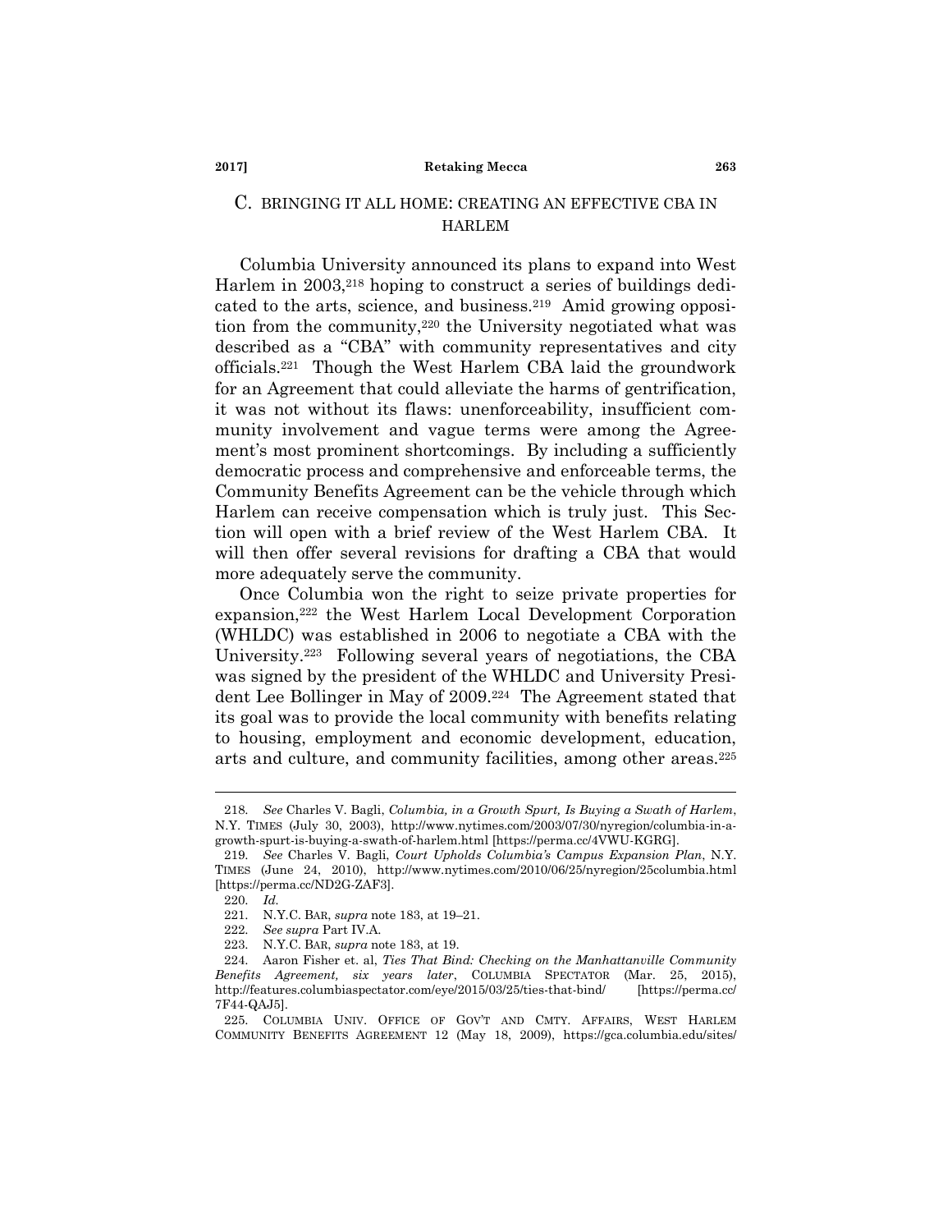### C. BRINGING IT ALL HOME: CREATING AN EFFECTIVE CBA IN HARLEM

Columbia University announced its plans to expand into West Harlem in 2003,[218] hoping to construct a series of buildings dedicated to the arts, science, and business.[219] Amid growing opposition from the community,[220] the University negotiated what was described as a "CBA" with community representatives and city officials.[221] Though the West Harlem CBA laid the groundwork for an Agreement that could alleviate the harms of gentrification, it was not without its flaws: unenforceability, insufficient community involvement and vague terms were among the Agreement's most prominent shortcomings. By including a sufficiently democratic process and comprehensive and enforceable terms, the Community Benefits Agreement can be the vehicle through which Harlem can receive compensation which is truly just. This Section will open with a brief review of the West Harlem CBA. It will then offer several revisions for drafting a CBA that would more adequately serve the community.

Once Columbia won the right to seize private properties for expansion,[222] the West Harlem Local Development Corporation (WHLDC) was established in 2006 to negotiate a CBA with the University.[223] Following several years of negotiations, the CBA was signed by the president of the WHLDC and University President Lee Bollinger in May of 2009.[224] The Agreement stated that its goal was to provide the local community with benefits relating to housing, employment and economic development, education, arts and culture, and community facilities, among other areas.[225]

---

218. *See* Charles V. Bagli, *Columbia, in a Growth Spurt, Is Buying a Swath of Harlem*, N.Y. TIMES (July 30, 2003), http://www.nytimes.com/2003/07/30/nyregion/columbia-in-a-growth-spurt-is-buying-a-swath-of-harlem.html [https://perma.cc/4VWU-KGRG].

219. *See* Charles V. Bagli, *Court Upholds Columbia's Campus Expansion Plan*, N.Y. TIMES (June 24, 2010), http://www.nytimes.com/2010/06/25/nyregion/25columbia.html [https://perma.cc/ND2G-ZAF3].

220. *Id.*

221. N.Y.C. BAR, *supra* note 183, at 19–21.

222. *See supra* Part IV.A.

223. N.Y.C. BAR, *supra* note 183, at 19.

224. Aaron Fisher et. al, *Ties That Bind: Checking on the Manhattanville Community Benefits Agreement, six years later*, COLUMBIA SPECTATOR (Mar. 25, 2015), http://features.columbiaspectator.com/eye/2015/03/25/ties-that-bind/ [https://perma.cc/7F44-QAJ5].

225. COLUMBIA UNIV. OFFICE OF GOV'T AND CMTY. AFFAIRS, WEST HARLEM COMMUNITY BENEFITS AGREEMENT 12 (May 18, 2009), https://gca.columbia.edu/sites/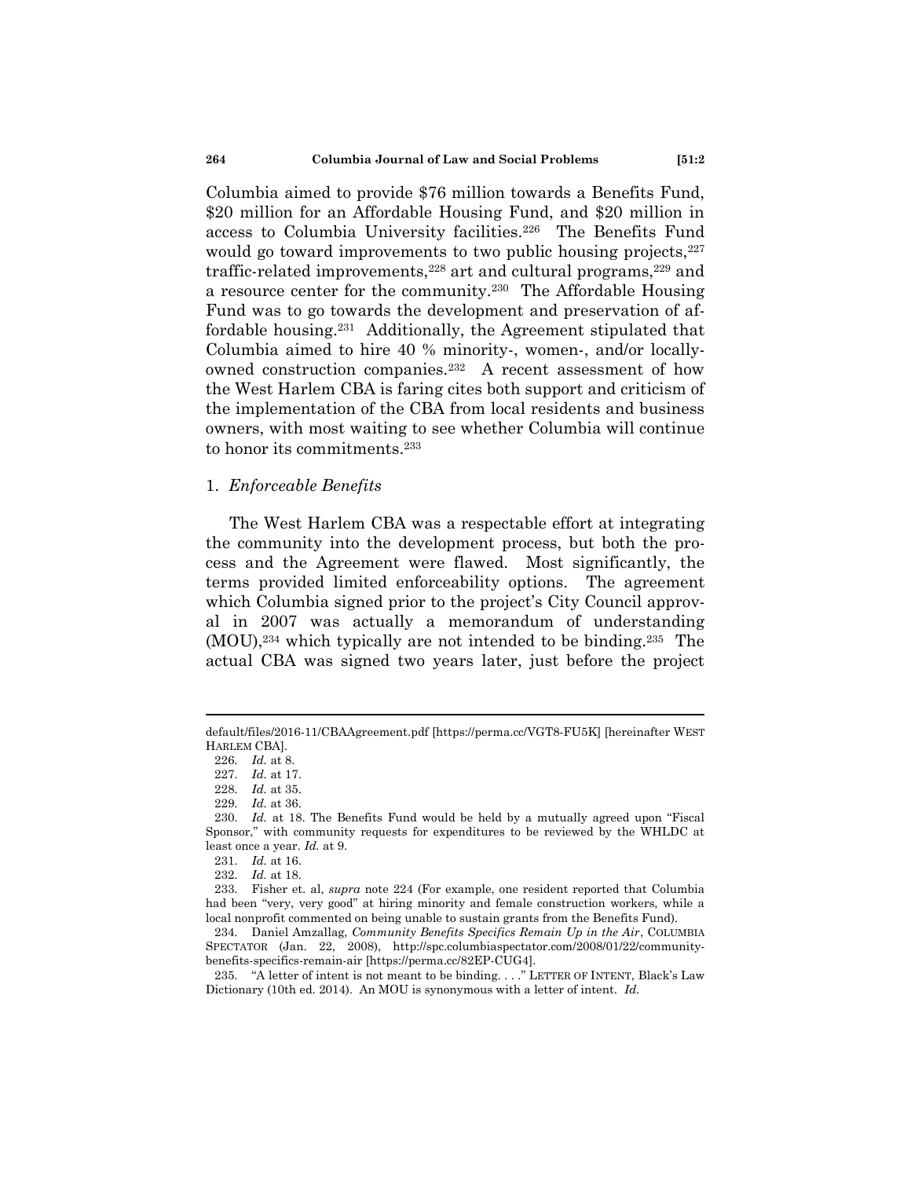Columbia aimed to provide $76 million towards a Benefits Fund, $20 million for an Affordable Housing Fund, and $20 million in access to Columbia University facilities.[226] The Benefits Fund would go toward improvements to two public housing projects,[227] traffic-related improvements,[228] art and cultural programs,[229] and a resource center for the community.[230] The Affordable Housing Fund was to go towards the development and preservation of affordable housing.[231] Additionally, the Agreement stipulated that Columbia aimed to hire 40 % minority-, women-, and/or locally-owned construction companies.[232] A recent assessment of how the West Harlem CBA is faring cites both support and criticism of the implementation of the CBA from local residents and business owners, with most waiting to see whether Columbia will continue to honor its commitments.[233]

### 1. *Enforceable Benefits*

The West Harlem CBA was a respectable effort at integrating the community into the development process, but both the process and the Agreement were flawed. Most significantly, the terms provided limited enforceability options. The agreement which Columbia signed prior to the project's City Council approval in 2007 was actually a memorandum of understanding (MOU),[234] which typically are not intended to be binding.[235] The actual CBA was signed two years later, just before the project

---

default/files/2016-11/CBAAgreement.pdf [https://perma.cc/VGT8-FU5K] [hereinafter WEST HARLEM CBA].

226. *Id.* at 8.

227. *Id.* at 17.

228. *Id.* at 35.

229. *Id.* at 36.

230. *Id.* at 18. The Benefits Fund would be held by a mutually agreed upon "Fiscal Sponsor," with community requests for expenditures to be reviewed by the WHLDC at least once a year. *Id.* at 9.

231. *Id.* at 16.

232. *Id.* at 18.

233. Fisher et. al, *supra* note 224 (For example, one resident reported that Columbia had been "very, very good" at hiring minority and female construction workers, while a local nonprofit commented on being unable to sustain grants from the Benefits Fund).

234. Daniel Amzallag, *Community Benefits Specifics Remain Up in the Air*, COLUMBIA SPECTATOR (Jan. 22, 2008), http://spc.columbiaspectator.com/2008/01/22/community-benefits-specifics-remain-air [https://perma.cc/82EP-CUG4].

235. "A letter of intent is not meant to be binding. . . ." LETTER OF INTENT, Black's Law Dictionary (10th ed. 2014). An MOU is synonymous with a letter of intent. *Id.*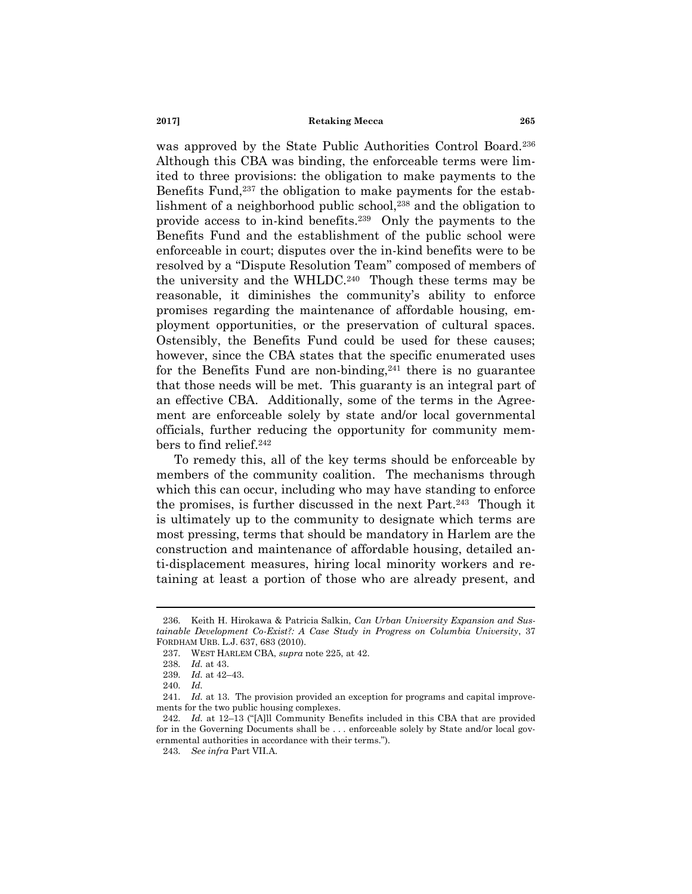was approved by the State Public Authorities Control Board.[236] Although this CBA was binding, the enforceable terms were limited to three provisions: the obligation to make payments to the Benefits Fund,[237] the obligation to make payments for the establishment of a neighborhood public school,[238] and the obligation to provide access to in-kind benefits.[239] Only the payments to the Benefits Fund and the establishment of the public school were enforceable in court; disputes over the in-kind benefits were to be resolved by a "Dispute Resolution Team" composed of members of the university and the WHLDC.[240] Though these terms may be reasonable, it diminishes the community's ability to enforce promises regarding the maintenance of affordable housing, employment opportunities, or the preservation of cultural spaces. Ostensibly, the Benefits Fund could be used for these causes; however, since the CBA states that the specific enumerated uses for the Benefits Fund are non-binding,[241] there is no guarantee that those needs will be met. This guaranty is an integral part of an effective CBA. Additionally, some of the terms in the Agreement are enforceable solely by state and/or local governmental officials, further reducing the opportunity for community members to find relief.[242]

To remedy this, all of the key terms should be enforceable by members of the community coalition. The mechanisms through which this can occur, including who may have standing to enforce the promises, is further discussed in the next Part.[243] Though it is ultimately up to the community to designate which terms are most pressing, terms that should be mandatory in Harlem are the construction and maintenance of affordable housing, detailed anti-displacement measures, hiring local minority workers and retaining at least a portion of those who are already present, and

---

236. Keith H. Hirokawa & Patricia Salkin, *Can Urban University Expansion and Sustainable Development Co-Exist?: A Case Study in Progress on Columbia University*, 37 FORDHAM URB. L.J. 637, 683 (2010).

237. WEST HARLEM CBA, *supra* note 225, at 42.

238. *Id.* at 43.

239. *Id.* at 42–43.

240. *Id.*

241. *Id.* at 13. The provision provided an exception for programs and capital improvements for the two public housing complexes.

242. *Id.* at 12–13 ("[A]ll Community Benefits included in this CBA that are provided for in the Governing Documents shall be . . . enforceable solely by State and/or local governmental authorities in accordance with their terms.").

243. *See infra* Part VII.A.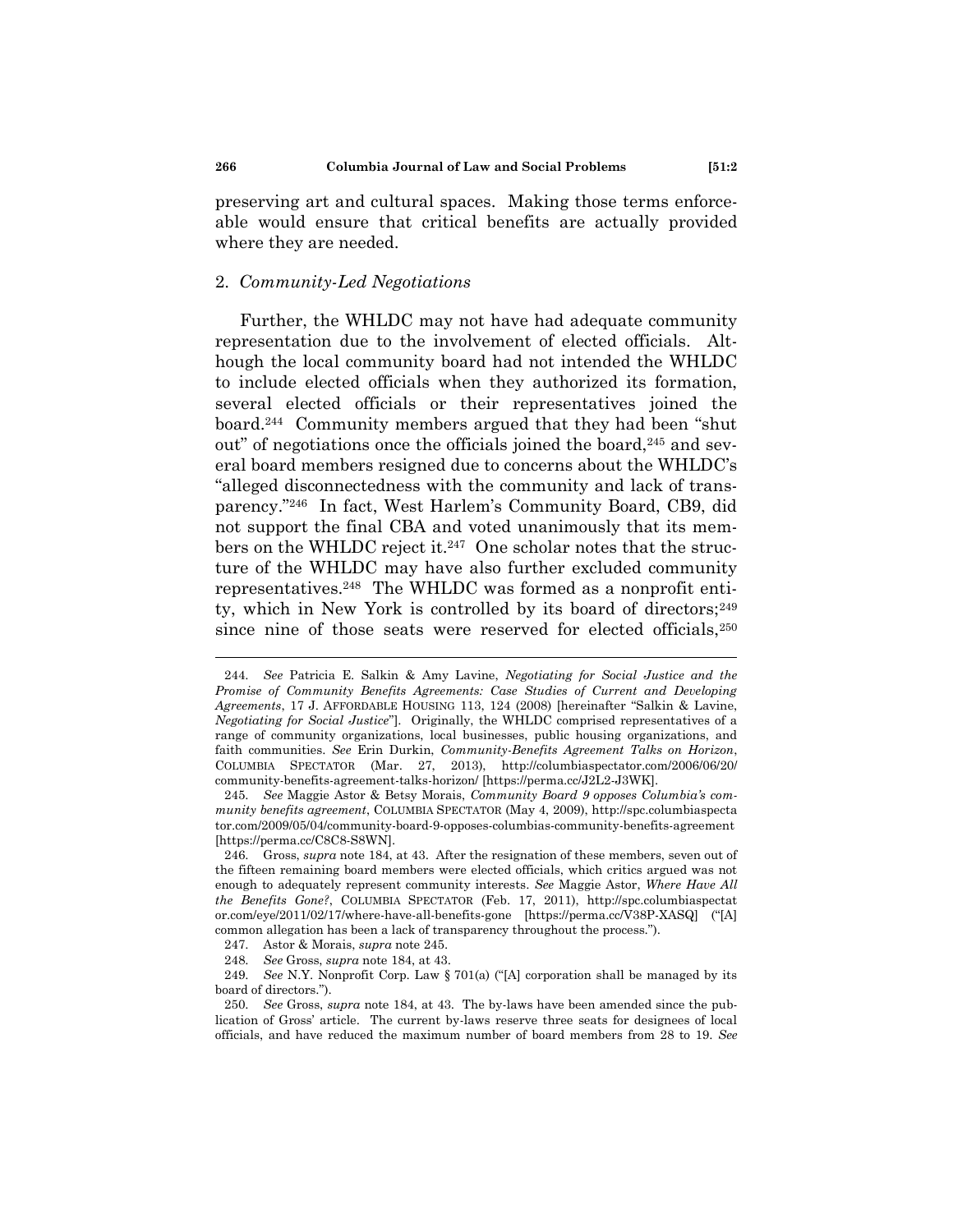preserving art and cultural spaces. Making those terms enforceable would ensure that critical benefits are actually provided where they are needed.

### 2. *Community-Led Negotiations*

Further, the WHLDC may not have had adequate community representation due to the involvement of elected officials. Although the local community board had not intended the WHLDC to include elected officials when they authorized its formation, several elected officials or their representatives joined the board.[244] Community members argued that they had been "shut out" of negotiations once the officials joined the board,[245] and several board members resigned due to concerns about the WHLDC's "alleged disconnectedness with the community and lack of transparency."[246] In fact, West Harlem's Community Board, CB9, did not support the final CBA and voted unanimously that its members on the WHLDC reject it.[247] One scholar notes that the structure of the WHLDC may have also further excluded community representatives.[248] The WHLDC was formed as a nonprofit entity, which in New York is controlled by its board of directors;[249] since nine of those seats were reserved for elected officials,[250]

---

244. *See* Patricia E. Salkin & Amy Lavine, *Negotiating for Social Justice and the Promise of Community Benefits Agreements: Case Studies of Current and Developing Agreements*, 17 J. AFFORDABLE HOUSING 113, 124 (2008) [hereinafter "Salkin & Lavine, *Negotiating for Social Justice*"]. Originally, the WHLDC comprised representatives of a range of community organizations, local businesses, public housing organizations, and faith communities. *See* Erin Durkin, *Community-Benefits Agreement Talks on Horizon*, COLUMBIA SPECTATOR (Mar. 27, 2013), http://columbiaspectator.com/2006/06/20/community-benefits-agreement-talks-horizon/ [https://perma.cc/J2L2-J3WK].

245. *See* Maggie Astor & Betsy Morais, *Community Board 9 opposes Columbia's community benefits agreement*, COLUMBIA SPECTATOR (May 4, 2009), http://spc.columbiaspectator.com/2009/05/04/community-board-9-opposes-columbias-community-benefits-agreement [https://perma.cc/C8C8-S8WN].

246. Gross, *supra* note 184, at 43. After the resignation of these members, seven out of the fifteen remaining board members were elected officials, which critics argued was not enough to adequately represent community interests. *See* Maggie Astor, *Where Have All the Benefits Gone?*, COLUMBIA SPECTATOR (Feb. 17, 2011), http://spc.columbiaspectator.com/eye/2011/02/17/where-have-all-benefits-gone [https://perma.cc/V38P-XASQ] ("[A] common allegation has been a lack of transparency throughout the process.").

247. Astor & Morais, *supra* note 245.

248. *See* Gross, *supra* note 184, at 43.

249. *See* N.Y. Nonprofit Corp. Law § 701(a) ("[A] corporation shall be managed by its board of directors.").

250. *See* Gross, *supra* note 184, at 43. The by-laws have been amended since the publication of Gross' article. The current by-laws reserve three seats for designees of local officials, and have reduced the maximum number of board members from 28 to 19. *See*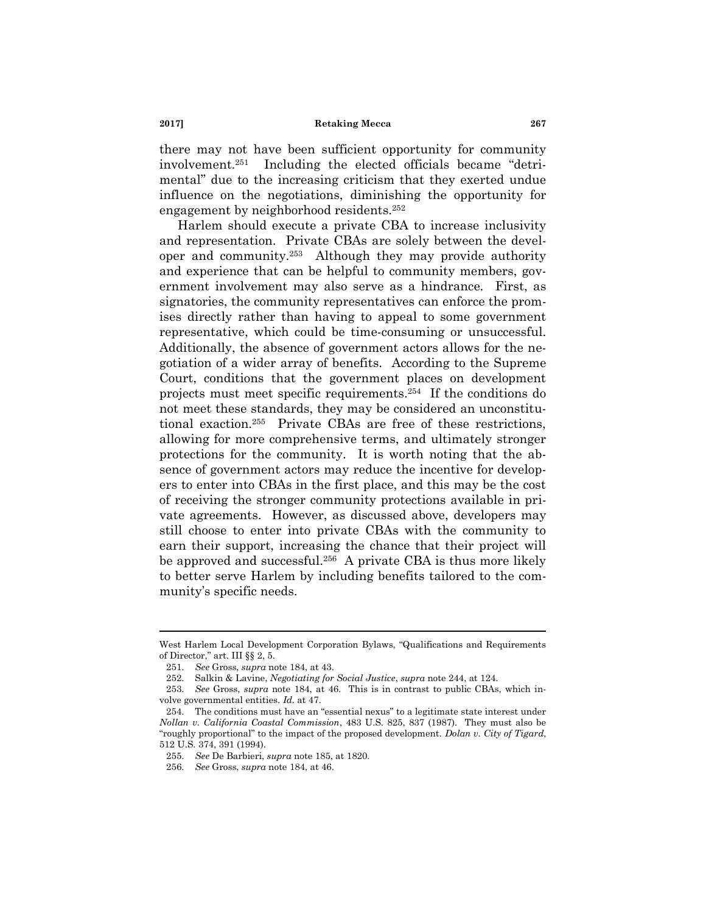there may not have been sufficient opportunity for community involvement.[251] Including the elected officials became "detrimental" due to the increasing criticism that they exerted undue influence on the negotiations, diminishing the opportunity for engagement by neighborhood residents.[252]

Harlem should execute a private CBA to increase inclusivity and representation. Private CBAs are solely between the developer and community.[253] Although they may provide authority and experience that can be helpful to community members, government involvement may also serve as a hindrance. First, as signatories, the community representatives can enforce the promises directly rather than having to appeal to some government representative, which could be time-consuming or unsuccessful. Additionally, the absence of government actors allows for the negotiation of a wider array of benefits. According to the Supreme Court, conditions that the government places on development projects must meet specific requirements.[254] If the conditions do not meet these standards, they may be considered an unconstitutional exaction.[255] Private CBAs are free of these restrictions, allowing for more comprehensive terms, and ultimately stronger protections for the community. It is worth noting that the absence of government actors may reduce the incentive for developers to enter into CBAs in the first place, and this may be the cost of receiving the stronger community protections available in private agreements. However, as discussed above, developers may still choose to enter into private CBAs with the community to earn their support, increasing the chance that their project will be approved and successful.[256] A private CBA is thus more likely to better serve Harlem by including benefits tailored to the community's specific needs.

---

West Harlem Local Development Corporation Bylaws, "Qualifications and Requirements of Director," art. III §§ 2, 5.

251. *See* Gross, *supra* note 184, at 43.

252. Salkin & Lavine, *Negotiating for Social Justice*, *supra* note 244, at 124.

253. *See* Gross, *supra* note 184, at 46. This is in contrast to public CBAs, which involve governmental entities. *Id.* at 47.

254. The conditions must have an "essential nexus" to a legitimate state interest under *Nollan v. California Coastal Commission*, 483 U.S. 825, 837 (1987). They must also be "roughly proportional" to the impact of the proposed development. *Dolan v. City of Tigard*, 512 U.S. 374, 391 (1994).

255. *See* De Barbieri, *supra* note 185, at 1820.

256. *See* Gross, *supra* note 184, at 46.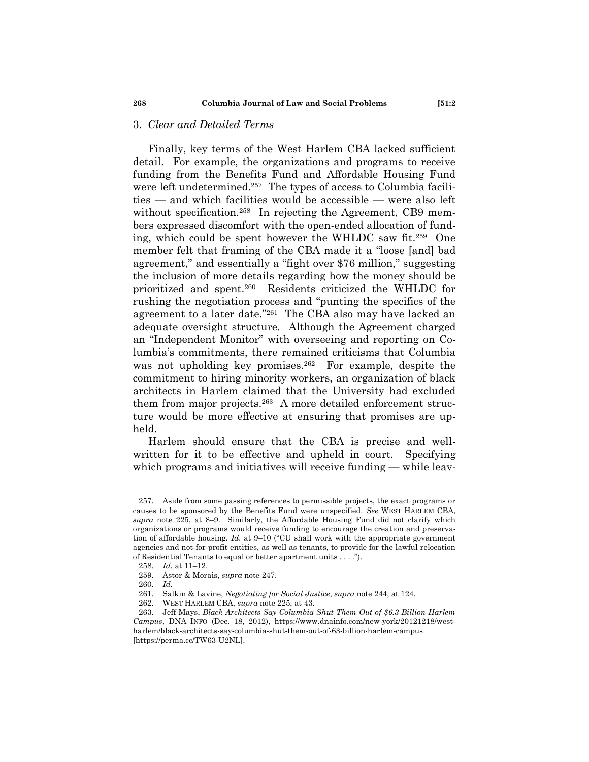### 3. *Clear and Detailed Terms*

Finally, key terms of the West Harlem CBA lacked sufficient detail. For example, the organizations and programs to receive funding from the Benefits Fund and Affordable Housing Fund were left undetermined.[257] The types of access to Columbia facilities — and which facilities would be accessible — were also left without specification.[258] In rejecting the Agreement, CB9 members expressed discomfort with the open-ended allocation of funding, which could be spent however the WHLDC saw fit.[259] One member felt that framing of the CBA made it a "loose [and] bad agreement," and essentially a "fight over $76 million," suggesting the inclusion of more details regarding how the money should be prioritized and spent.[260] Residents criticized the WHLDC for rushing the negotiation process and "punting the specifics of the agreement to a later date."[261] The CBA also may have lacked an adequate oversight structure. Although the Agreement charged an "Independent Monitor" with overseeing and reporting on Columbia's commitments, there remained criticisms that Columbia was not upholding key promises.[262] For example, despite the commitment to hiring minority workers, an organization of black architects in Harlem claimed that the University had excluded them from major projects.[263] A more detailed enforcement structure would be more effective at ensuring that promises are upheld.

Harlem should ensure that the CBA is precise and well-written for it to be effective and upheld in court. Specifying which programs and initiatives will receive funding — while leav-

---

257. Aside from some passing references to permissible projects, the exact programs or causes to be sponsored by the Benefits Fund were unspecified. *See* WEST HARLEM CBA, *supra* note 225, at 8–9. Similarly, the Affordable Housing Fund did not clarify which organizations or programs would receive funding to encourage the creation and preservation of affordable housing. *Id.* at 9–10 ("CU shall work with the appropriate government agencies and not-for-profit entities, as well as tenants, to provide for the lawful relocation of Residential Tenants to equal or better apartment units . . . .").

258. *Id.* at 11–12.

259. Astor & Morais, *supra* note 247.

260. *Id.*

261. Salkin & Lavine, *Negotiating for Social Justice*, *supra* note 244, at 124.

262. WEST HARLEM CBA, *supra* note 225, at 43.

263. Jeff Mays, *Black Architects Say Columbia Shut Them Out of $6.3 Billion Harlem Campus*, DNA INFO (Dec. 18, 2012), https://www.dnainfo.com/new-york/20121218/west-harlem/black-architects-say-columbia-shut-them-out-of-63-billion-harlem-campus [https://perma.cc/TW63-U2NL].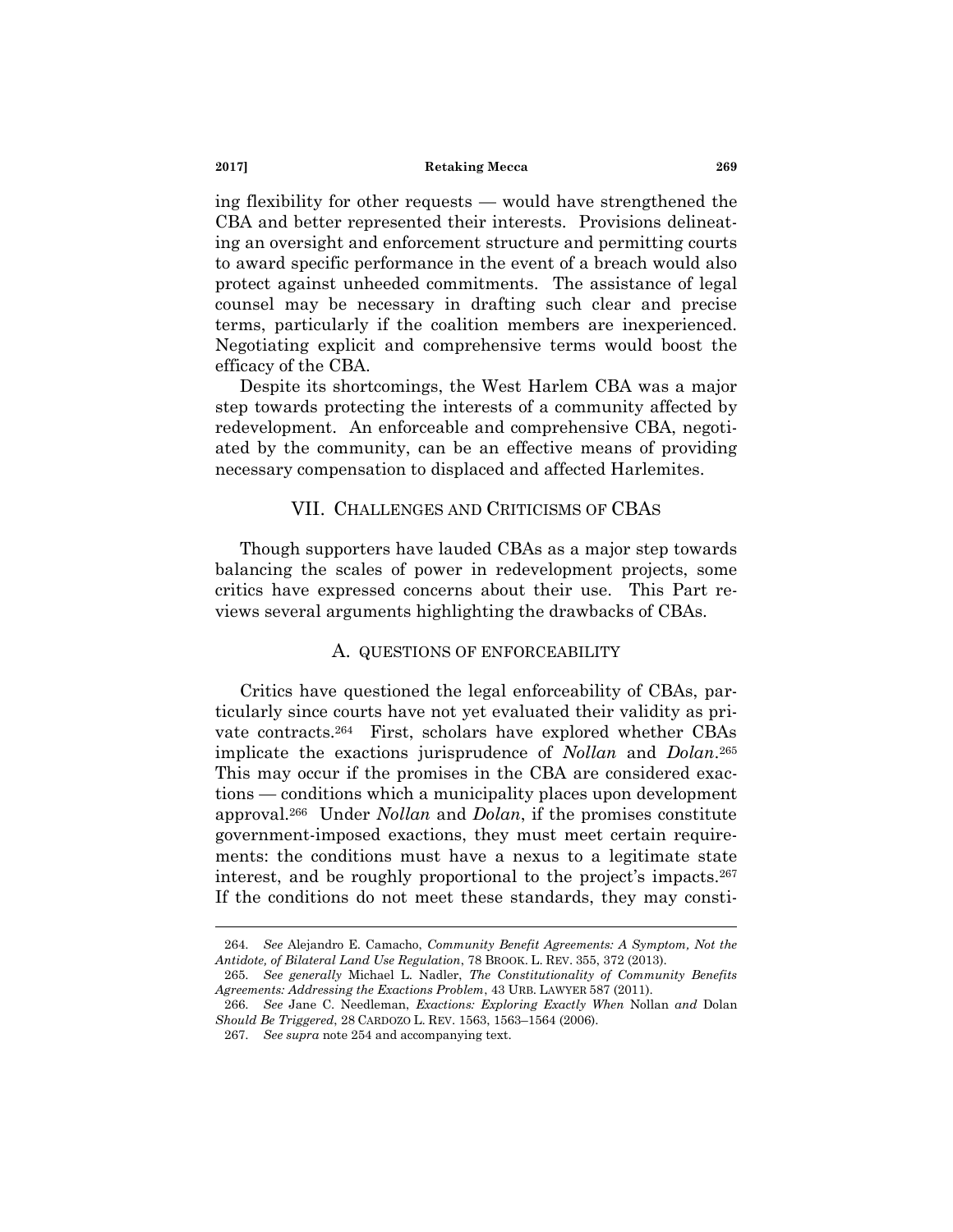ing flexibility for other requests — would have strengthened the CBA and better represented their interests. Provisions delineating an oversight and enforcement structure and permitting courts to award specific performance in the event of a breach would also protect against unheeded commitments. The assistance of legal counsel may be necessary in drafting such clear and precise terms, particularly if the coalition members are inexperienced. Negotiating explicit and comprehensive terms would boost the efficacy of the CBA.

Despite its shortcomings, the West Harlem CBA was a major step towards protecting the interests of a community affected by redevelopment. An enforceable and comprehensive CBA, negotiated by the community, can be an effective means of providing necessary compensation to displaced and affected Harlemites.

## VII. CHALLENGES AND CRITICISMS OF CBAS

Though supporters have lauded CBAs as a major step towards balancing the scales of power in redevelopment projects, some critics have expressed concerns about their use. This Part reviews several arguments highlighting the drawbacks of CBAs.

### A. QUESTIONS OF ENFORCEABILITY

Critics have questioned the legal enforceability of CBAs, particularly since courts have not yet evaluated their validity as private contracts.[264] First, scholars have explored whether CBAs implicate the exactions jurisprudence of *Nollan* and *Dolan*.[265] This may occur if the promises in the CBA are considered exactions — conditions which a municipality places upon development approval.[266] Under *Nollan* and *Dolan*, if the promises constitute government-imposed exactions, they must meet certain requirements: the conditions must have a nexus to a legitimate state interest, and be roughly proportional to the project's impacts.[267] If the conditions do not meet these standards, they may consti-

---

264. *See* Alejandro E. Camacho, *Community Benefit Agreements: A Symptom, Not the Antidote, of Bilateral Land Use Regulation*, 78 BROOK. L. REV. 355, 372 (2013).

265. *See generally* Michael L. Nadler, *The Constitutionality of Community Benefits Agreements: Addressing the Exactions Problem*, 43 URB. LAWYER 587 (2011).

266. *See* Jane C. Needleman, *Exactions: Exploring Exactly When* Nollan *and* Dolan *Should Be Triggered*, 28 CARDOZO L. REV. 1563, 1563–1564 (2006).

267. *See supra* note 254 and accompanying text.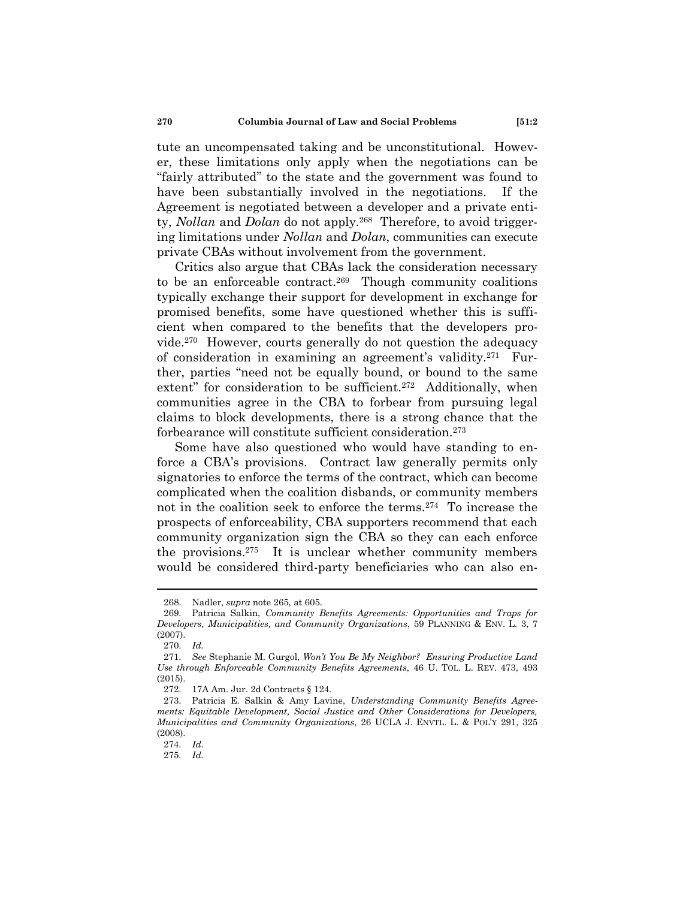tute an uncompensated taking and be unconstitutional. However, these limitations only apply when the negotiations can be "fairly attributed" to the state and the government was found to have been substantially involved in the negotiations. If the Agreement is negotiated between a developer and a private entity, *Nollan* and *Dolan* do not apply.[268] Therefore, to avoid triggering limitations under *Nollan* and *Dolan*, communities can execute private CBAs without involvement from the government.

Critics also argue that CBAs lack the consideration necessary to be an enforceable contract.[269] Though community coalitions typically exchange their support for development in exchange for promised benefits, some have questioned whether this is sufficient when compared to the benefits that the developers provide.[270] However, courts generally do not question the adequacy of consideration in examining an agreement's validity.[271] Further, parties "need not be equally bound, or bound to the same extent" for consideration to be sufficient.[272] Additionally, when communities agree in the CBA to forbear from pursuing legal claims to block developments, there is a strong chance that the forbearance will constitute sufficient consideration.[273]

Some have also questioned who would have standing to enforce a CBA's provisions. Contract law generally permits only signatories to enforce the terms of the contract, which can become complicated when the coalition disbands, or community members not in the coalition seek to enforce the terms.[274] To increase the prospects of enforceability, CBA supporters recommend that each community organization sign the CBA so they can each enforce the provisions.[275] It is unclear whether community members would be considered third-party beneficiaries who can also en-

---

268. Nadler, *supra* note 265, at 605.

269. Patricia Salkin, *Community Benefits Agreements: Opportunities and Traps for Developers, Municipalities, and Community Organizations*, 59 PLANNING & ENV. L. 3, 7 (2007).

270. *Id.*

271. *See* Stephanie M. Gurgol, *Won't You Be My Neighbor? Ensuring Productive Land Use through Enforceable Community Benefits Agreements*, 46 U. TOL. L. REV. 473, 493 (2015).

272. 17A Am. Jur. 2d Contracts § 124.

273. Patricia E. Salkin & Amy Lavine, *Understanding Community Benefits Agreements: Equitable Development, Social Justice and Other Considerations for Developers, Municipalities and Community Organizations*, 26 UCLA J. ENVTL. L. & POL'Y 291, 325 (2008).

274. *Id.*

275. *Id.*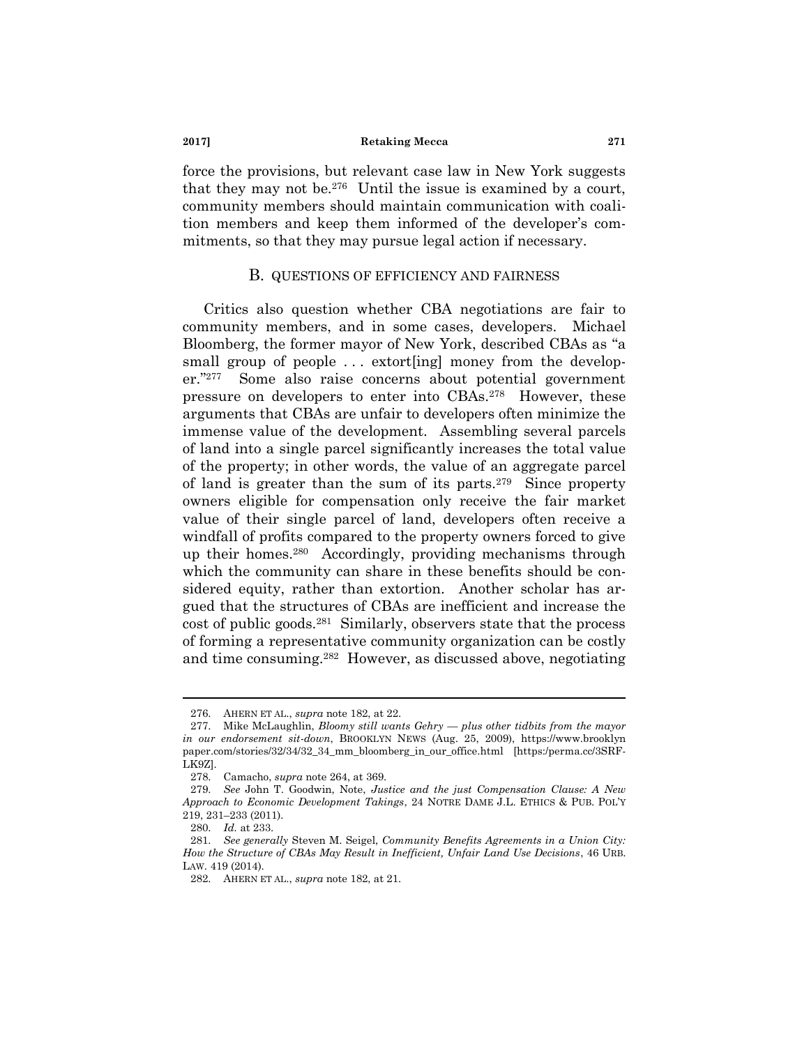force the provisions, but relevant case law in New York suggests that they may not be.[276] Until the issue is examined by a court, community members should maintain communication with coalition members and keep them informed of the developer's commitments, so that they may pursue legal action if necessary.

### B. QUESTIONS OF EFFICIENCY AND FAIRNESS

Critics also question whether CBA negotiations are fair to community members, and in some cases, developers. Michael Bloomberg, the former mayor of New York, described CBAs as "a small group of people . . . extort[ing] money from the developer."[277] Some also raise concerns about potential government pressure on developers to enter into CBAs.[278] However, these arguments that CBAs are unfair to developers often minimize the immense value of the development. Assembling several parcels of land into a single parcel significantly increases the total value of the property; in other words, the value of an aggregate parcel of land is greater than the sum of its parts.[279] Since property owners eligible for compensation only receive the fair market value of their single parcel of land, developers often receive a windfall of profits compared to the property owners forced to give up their homes.[280] Accordingly, providing mechanisms through which the community can share in these benefits should be considered equity, rather than extortion. Another scholar has argued that the structures of CBAs are inefficient and increase the cost of public goods.[281] Similarly, observers state that the process of forming a representative community organization can be costly and time consuming.[282] However, as discussed above, negotiating

---

276. AHERN ET AL., *supra* note 182, at 22.

277. Mike McLaughlin, *Bloomy still wants Gehry — plus other tidbits from the mayor in our endorsement sit-down*, BROOKLYN NEWS (Aug. 25, 2009), https://www.brooklynpaper.com/stories/32/34/32_34_mm_bloomberg_in_our_office.html [https:/perma.cc/3SRF-LK9Z].

278. Camacho, *supra* note 264, at 369.

279. *See* John T. Goodwin, Note, *Justice and the just Compensation Clause: A New Approach to Economic Development Takings*, 24 NOTRE DAME J.L. ETHICS & PUB. POL'Y 219, 231–233 (2011).

280. *Id.* at 233.

281. *See generally* Steven M. Seigel, *Community Benefits Agreements in a Union City: How the Structure of CBAs May Result in Inefficient, Unfair Land Use Decisions*, 46 URB. LAW. 419 (2014).

282. AHERN ET AL., *supra* note 182, at 21.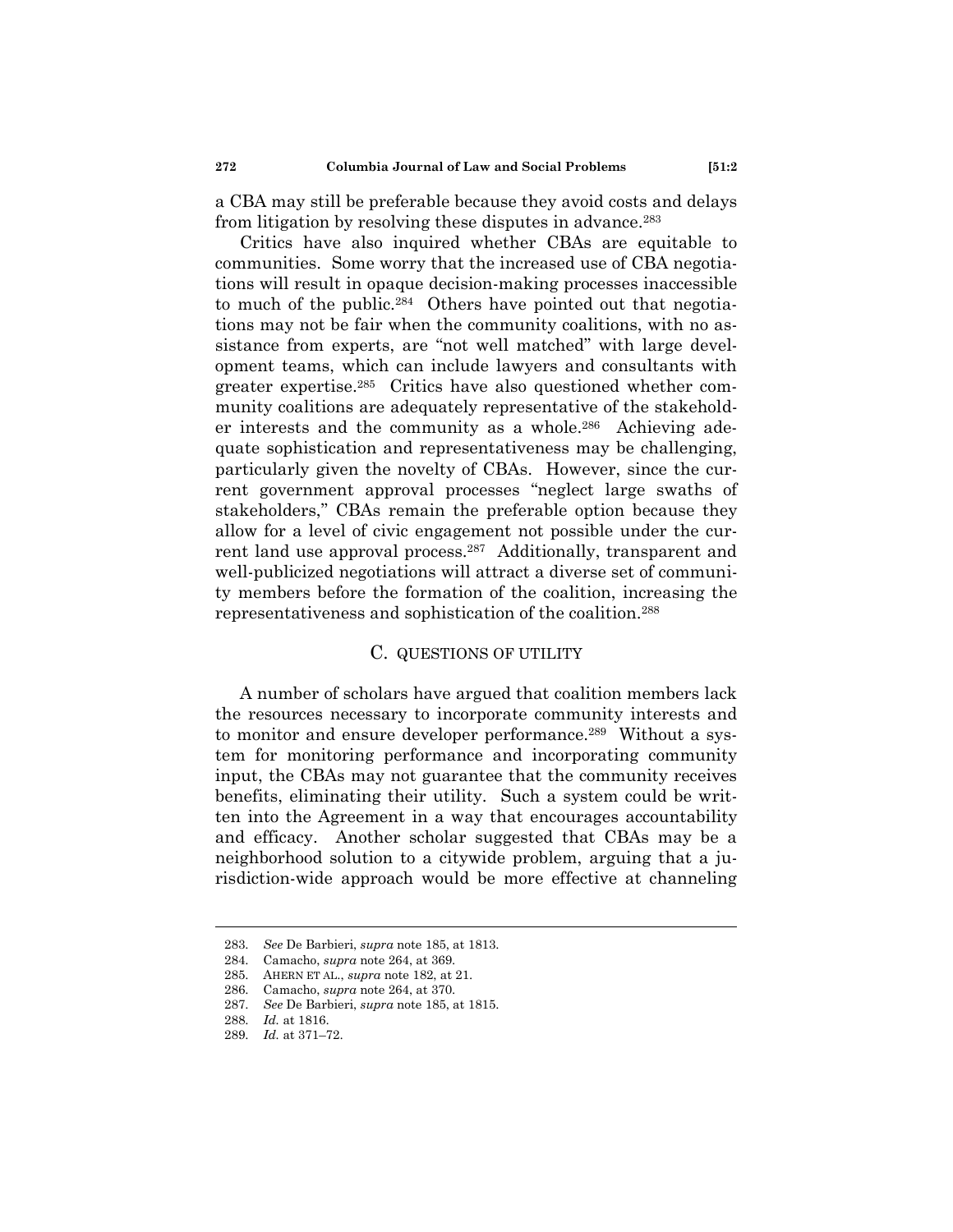a CBA may still be preferable because they avoid costs and delays from litigation by resolving these disputes in advance.[283]

Critics have also inquired whether CBAs are equitable to communities. Some worry that the increased use of CBA negotiations will result in opaque decision-making processes inaccessible to much of the public.[284] Others have pointed out that negotiations may not be fair when the community coalitions, with no assistance from experts, are "not well matched" with large development teams, which can include lawyers and consultants with greater expertise.[285] Critics have also questioned whether community coalitions are adequately representative of the stakeholder interests and the community as a whole.[286] Achieving adequate sophistication and representativeness may be challenging, particularly given the novelty of CBAs. However, since the current government approval processes "neglect large swaths of stakeholders," CBAs remain the preferable option because they allow for a level of civic engagement not possible under the current land use approval process.[287] Additionally, transparent and well-publicized negotiations will attract a diverse set of community members before the formation of the coalition, increasing the representativeness and sophistication of the coalition.[288]

### C. QUESTIONS OF UTILITY

A number of scholars have argued that coalition members lack the resources necessary to incorporate community interests and to monitor and ensure developer performance.[289] Without a system for monitoring performance and incorporating community input, the CBAs may not guarantee that the community receives benefits, eliminating their utility. Such a system could be written into the Agreement in a way that encourages accountability and efficacy. Another scholar suggested that CBAs may be a neighborhood solution to a citywide problem, arguing that a jurisdiction-wide approach would be more effective at channeling

---

283. *See* De Barbieri, *supra* note 185, at 1813.
284. Camacho, *supra* note 264, at 369.
285. AHERN ET AL., *supra* note 182, at 21.
286. Camacho, *supra* note 264, at 370.
287. *See* De Barbieri, *supra* note 185, at 1815.
288. *Id.* at 1816.
289. *Id.* at 371–72.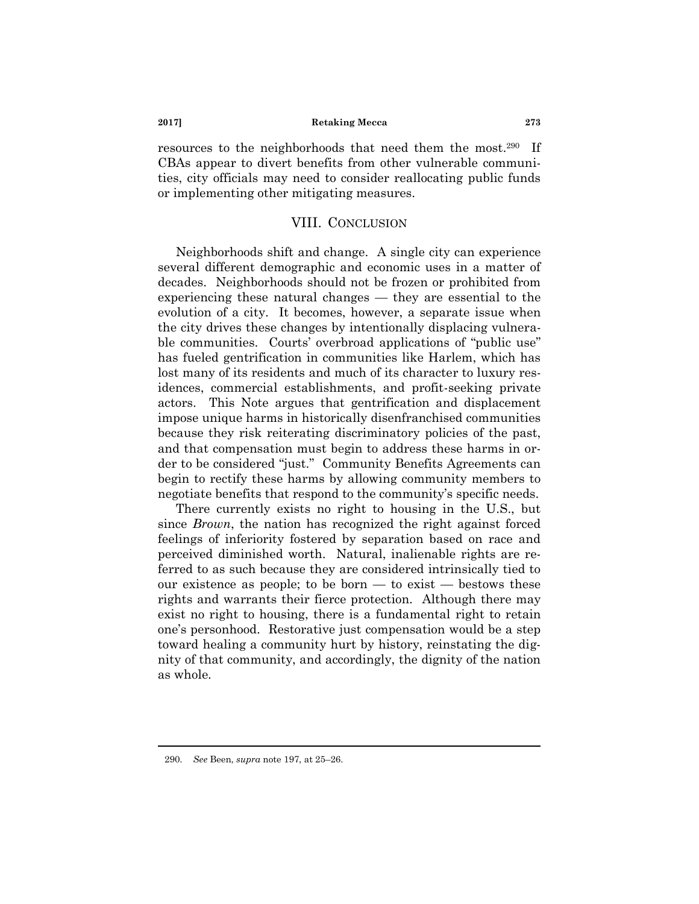resources to the neighborhoods that need them the most.[290] If CBAs appear to divert benefits from other vulnerable communities, city officials may need to consider reallocating public funds or implementing other mitigating measures.

## VIII. CONCLUSION

Neighborhoods shift and change. A single city can experience several different demographic and economic uses in a matter of decades. Neighborhoods should not be frozen or prohibited from experiencing these natural changes — they are essential to the evolution of a city. It becomes, however, a separate issue when the city drives these changes by intentionally displacing vulnerable communities. Courts' overbroad applications of "public use" has fueled gentrification in communities like Harlem, which has lost many of its residents and much of its character to luxury residences, commercial establishments, and profit-seeking private actors. This Note argues that gentrification and displacement impose unique harms in historically disenfranchised communities because they risk reiterating discriminatory policies of the past, and that compensation must begin to address these harms in order to be considered "just." Community Benefits Agreements can begin to rectify these harms by allowing community members to negotiate benefits that respond to the community's specific needs.

There currently exists no right to housing in the U.S., but since *Brown*, the nation has recognized the right against forced feelings of inferiority fostered by separation based on race and perceived diminished worth. Natural, inalienable rights are referred to as such because they are considered intrinsically tied to our existence as people; to be born — to exist — bestows these rights and warrants their fierce protection. Although there may exist no right to housing, there is a fundamental right to retain one's personhood. Restorative just compensation would be a step toward healing a community hurt by history, reinstating the dignity of that community, and accordingly, the dignity of the nation as whole.

---

290. *See* Been, *supra* note 197, at 25–26.